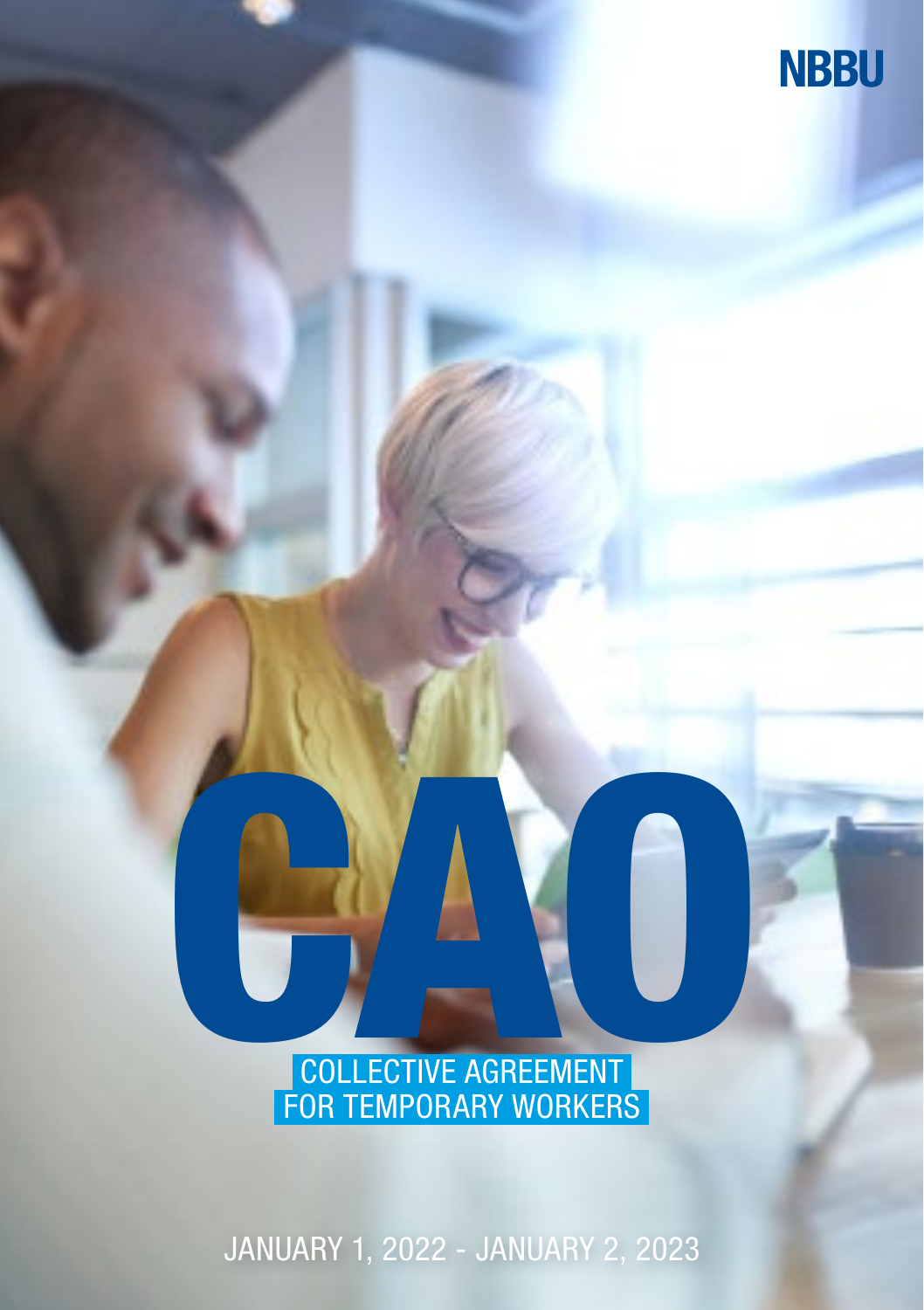NBBU

# CAO

## COLLECTIVE AGREEMENT FOR TEMPORARY WORKERS

JANUARY 1, 2022 - JANUARY 2, 2023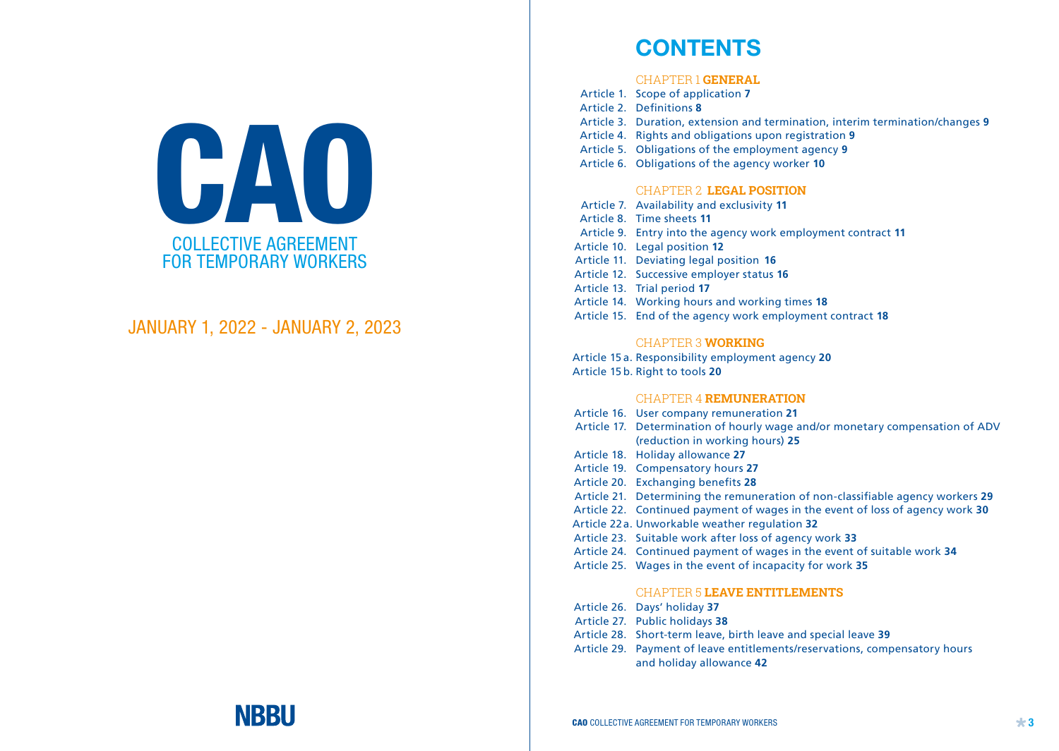# CAO

COLLECTIVE AGREEMENT FOR TEMPORARY WORKERS

JANUARY 1, 2022 - JANUARY 2, 2023

NBBU

# CONTENTS

## CHAPTER 1 GENERAL

- Article 1. Scope of application **7**
- Article 2. Definitions **8**
- Article 3. Duration, extension and termination, interim termination/changes **9**
- Article 4. Rights and obligations upon registration **9**
- Article 5. Obligations of the employment agency **9**
- Article 6. Obligations of the agency worker **10**

## CHAPTER 2 LEGAL POSITION

- Article 7. Availability and exclusivity **11**
- Article 8. Time sheets **11**
- Article 9. Entry into the agency work employment contract **11**
- Article 10. Legal position **12**
- Article 11. Deviating legal position **16**
- Article 12. Successive employer status **16**
- Article 13. Trial period **17**
- Article 14. Working hours and working times **18**
- Article 15. End of the agency work employment contract **18**

## CHAPTER 3 WORKING

- Article 15 a. Responsibility employment agency **20**
- Article 15 b. Right to tools **20**

## CHAPTER 4 REMUNERATION

- Article 16. User company remuneration **21**
- Article 17. Determination of hourly wage and/or monetary compensation of ADV (reduction in working hours) **25**
- Article 18. Holiday allowance **27**
- Article 19. Compensatory hours **27**
- Article 20. Exchanging benefits **28**
- Article 21. Determining the remuneration of non-classifiable agency workers **29**
- Article 22. Continued payment of wages in the event of loss of agency work **30**
- Article 22 a. Unworkable weather regulation **32**
- Article 23. Suitable work after loss of agency work **33**
- Article 24. Continued payment of wages in the event of suitable work **34**
- Article 25. Wages in the event of incapacity for work **35**

## CHAPTER 5 LEAVE ENTITLEMENTS

- Article 26. Days' holiday **37**
- Article 27. Public holidays **38**
- Article 28. Short-term leave, birth leave and special leave **39**
- Article 29. Payment of leave entitlements/reservations, compensatory hours and holiday allowance **42**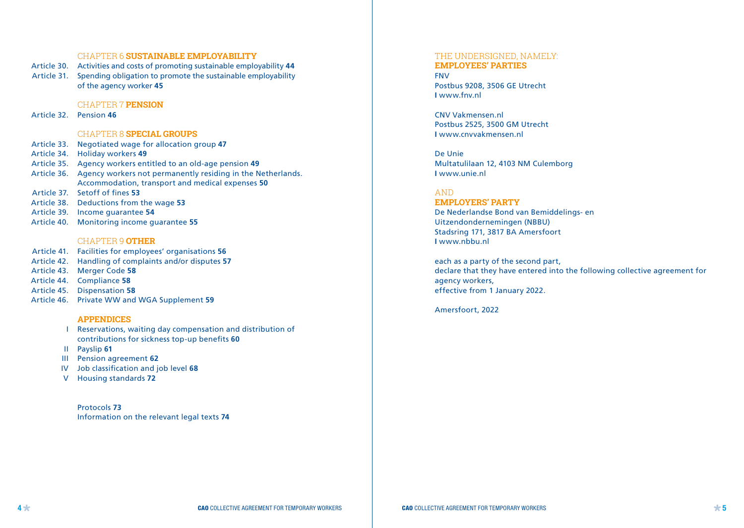## CHAPTER 6 **SUSTAINABLE EMPLOYABILITY**

Article 30. Activities and costs of promoting sustainable employability **44**
Article 31. Spending obligation to promote the sustainable employability of the agency worker **45**

## CHAPTER 7 **PENSION**

Article 32. Pension **46**

## CHAPTER 8 **SPECIAL GROUPS**

Article 33. Negotiated wage for allocation group **47**
Article 34. Holiday workers **49**
Article 35. Agency workers entitled to an old-age pension **49**
Article 36. Agency workers not permanently residing in the Netherlands. Accommodation, transport and medical expenses **50**
Article 37. Setoff of fines **53**
Article 38. Deductions from the wage **53**
Article 39. Income guarantee **54**
Article 40. Monitoring income guarantee **55**

## CHAPTER 9 **OTHER**

Article 41. Facilities for employees' organisations **56**
Article 42. Handling of complaints and/or disputes **57**
Article 43. Merger Code **58**
Article 44. Compliance **58**
Article 45. Dispensation **58**
Article 46. Private WW and WGA Supplement **59**

## **APPENDICES**

I Reservations, waiting day compensation and distribution of contributions for sickness top-up benefits **60**
II Payslip **61**
III Pension agreement **62**
IV Job classification and job level **68**
V Housing standards **72**

Protocols **73**
Information on the relevant legal texts **74**

THE UNDERSIGNED, NAMELY:
**EMPLOYEES' PARTIES**

FNV
Postbus 9208, 3506 GE Utrecht
**I** www.fnv.nl

CNV Vakmensen.nl
Postbus 2525, 3500 GM Utrecht
**I** www.cnvvakmensen.nl

De Unie
Multatulilaan 12, 4103 NM Culemborg
**I** www.unie.nl

AND
**EMPLOYERS' PARTY**

De Nederlandse Bond van Bemiddelings- en Uitzendondernemingen (NBBU)
Stadsring 171, 3817 BA Amersfoort
**I** www.nbbu.nl

each as a party of the second part,
declare that they have entered into the following collective agreement for agency workers,
effective from 1 January 2022.

Amersfoort, 2022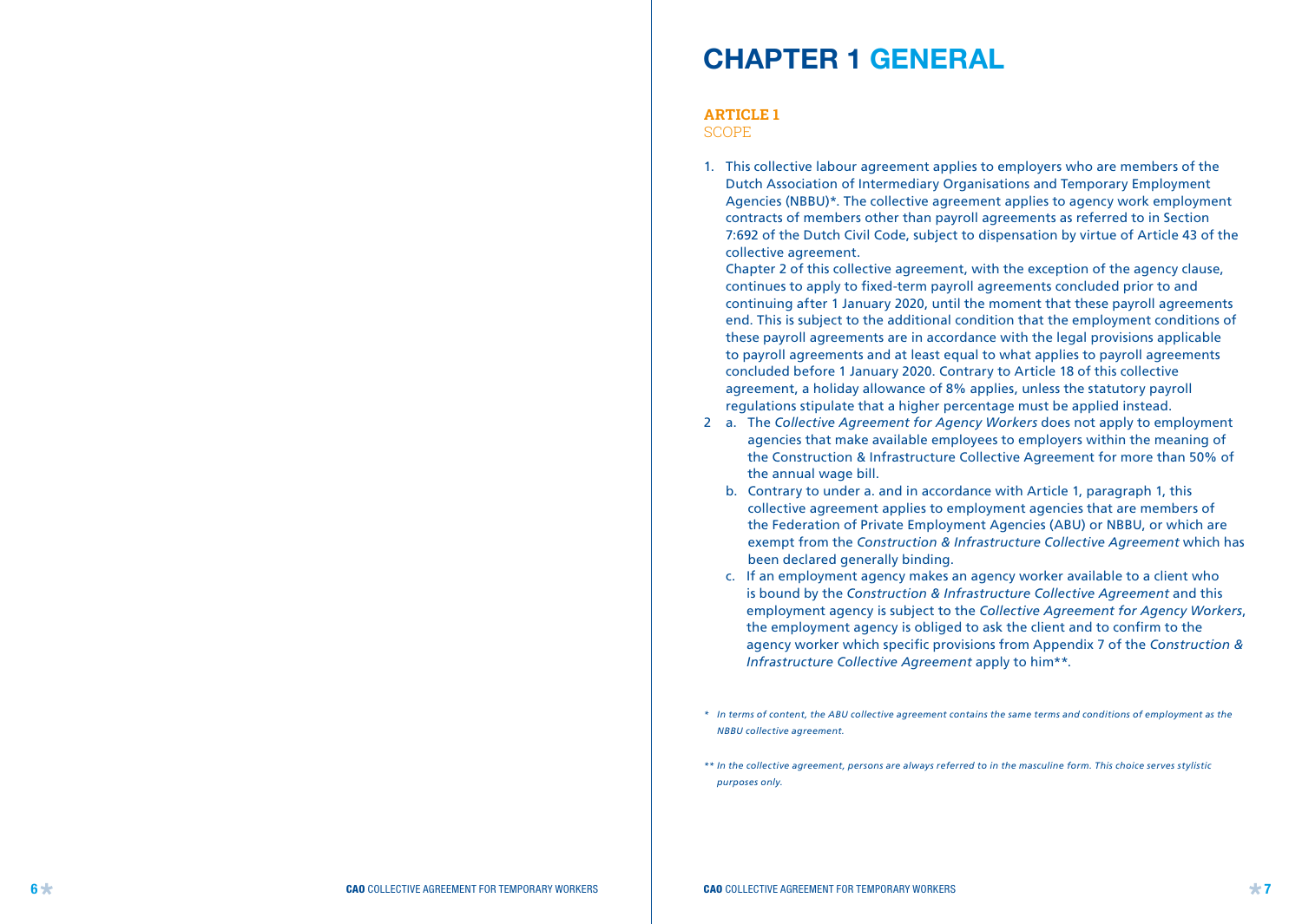# CHAPTER 1 GENERAL

## ARTICLE 1
### SCOPE

1. This collective labour agreement applies to employers who are members of the Dutch Association of Intermediary Organisations and Temporary Employment Agencies (NBBU)*. The collective agreement applies to agency work employment contracts of members other than payroll agreements as referred to in Section 7:692 of the Dutch Civil Code, subject to dispensation by virtue of Article 43 of the collective agreement.
   Chapter 2 of this collective agreement, with the exception of the agency clause, continues to apply to fixed-term payroll agreements concluded prior to and continuing after 1 January 2020, until the moment that these payroll agreements end. This is subject to the additional condition that the employment conditions of these payroll agreements are in accordance with the legal provisions applicable to payroll agreements and at least equal to what applies to payroll agreements concluded before 1 January 2020. Contrary to Article 18 of this collective agreement, a holiday allowance of 8% applies, unless the statutory payroll regulations stipulate that a higher percentage must be applied instead.
2. a. The *Collective Agreement for Agency Workers* does not apply to employment agencies that make available employees to employers within the meaning of the Construction & Infrastructure Collective Agreement for more than 50% of the annual wage bill.
   b. Contrary to under a. and in accordance with Article 1, paragraph 1, this collective agreement applies to employment agencies that are members of the Federation of Private Employment Agencies (ABU) or NBBU, or which are exempt from the *Construction & Infrastructure Collective Agreement* which has been declared generally binding.
   c. If an employment agency makes an agency worker available to a client who is bound by the *Construction & Infrastructure Collective Agreement* and this employment agency is subject to the *Collective Agreement for Agency Workers*, the employment agency is obliged to ask the client and to confirm to the agency worker which specific provisions from Appendix 7 of the *Construction & Infrastructure Collective Agreement* apply to him**.

*\* In terms of content, the ABU collective agreement contains the same terms and conditions of employment as the NBBU collective agreement.*

*\*\* In the collective agreement, persons are always referred to in the masculine form. This choice serves stylistic purposes only.*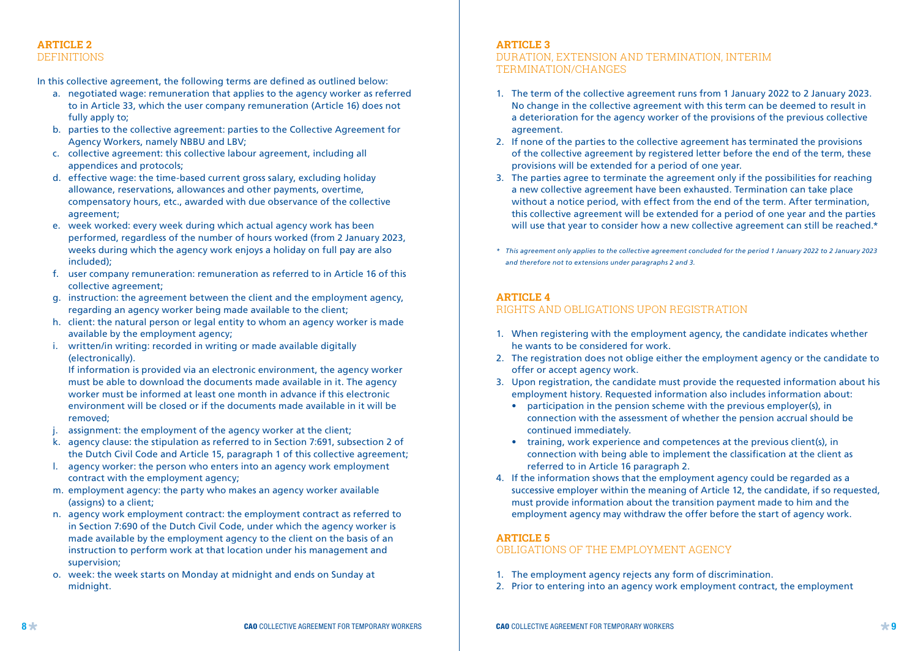## ARTICLE 2
DEFINITIONS

In this collective agreement, the following terms are defined as outlined below:

a. negotiated wage: remuneration that applies to the agency worker as referred to in Article 33, which the user company remuneration (Article 16) does not fully apply to;
b. parties to the collective agreement: parties to the Collective Agreement for Agency Workers, namely NBBU and LBV;
c. collective agreement: this collective labour agreement, including all appendices and protocols;
d. effective wage: the time-based current gross salary, excluding holiday allowance, reservations, allowances and other payments, overtime, compensatory hours, etc., awarded with due observance of the collective agreement;
e. week worked: every week during which actual agency work has been performed, regardless of the number of hours worked (from 2 January 2023, weeks during which the agency work enjoys a holiday on full pay are also included);
f. user company remuneration: remuneration as referred to in Article 16 of this collective agreement;
g. instruction: the agreement between the client and the employment agency, regarding an agency worker being made available to the client;
h. client: the natural person or legal entity to whom an agency worker is made available by the employment agency;
i. written/in writing: recorded in writing or made available digitally (electronically).
   If information is provided via an electronic environment, the agency worker must be able to download the documents made available in it. The agency worker must be informed at least one month in advance if this electronic environment will be closed or if the documents made available in it will be removed;
j. assignment: the employment of the agency worker at the client;
k. agency clause: the stipulation as referred to in Section 7:691, subsection 2 of the Dutch Civil Code and Article 15, paragraph 1 of this collective agreement;
l. agency worker: the person who enters into an agency work employment contract with the employment agency;
m. employment agency: the party who makes an agency worker available (assigns) to a client;
n. agency work employment contract: the employment contract as referred to in Section 7:690 of the Dutch Civil Code, under which the agency worker is made available by the employment agency to the client on the basis of an instruction to perform work at that location under his management and supervision;
o. week: the week starts on Monday at midnight and ends on Sunday at midnight.

## ARTICLE 3
DURATION, EXTENSION AND TERMINATION, INTERIM TERMINATION/CHANGES

1. The term of the collective agreement runs from 1 January 2022 to 2 January 2023. No change in the collective agreement with this term can be deemed to result in a deterioration for the agency worker of the provisions of the previous collective agreement.
2. If none of the parties to the collective agreement has terminated the provisions of the collective agreement by registered letter before the end of the term, these provisions will be extended for a period of one year.
3. The parties agree to terminate the agreement only if the possibilities for reaching a new collective agreement have been exhausted. Termination can take place without a notice period, with effect from the end of the term. After termination, this collective agreement will be extended for a period of one year and the parties will use that year to consider how a new collective agreement can still be reached.*

*\* This agreement only applies to the collective agreement concluded for the period 1 January 2022 to 2 January 2023 and therefore not to extensions under paragraphs 2 and 3.*

## ARTICLE 4
RIGHTS AND OBLIGATIONS UPON REGISTRATION

1. When registering with the employment agency, the candidate indicates whether he wants to be considered for work.
2. The registration does not oblige either the employment agency or the candidate to offer or accept agency work.
3. Upon registration, the candidate must provide the requested information about his employment history. Requested information also includes information about:
   - participation in the pension scheme with the previous employer(s), in connection with the assessment of whether the pension accrual should be continued immediately.
   - training, work experience and competences at the previous client(s), in connection with being able to implement the classification at the client as referred to in Article 16 paragraph 2.
4. If the information shows that the employment agency could be regarded as a successive employer within the meaning of Article 12, the candidate, if so requested, must provide information about the transition payment made to him and the employment agency may withdraw the offer before the start of agency work.

## ARTICLE 5
OBLIGATIONS OF THE EMPLOYMENT AGENCY

1. The employment agency rejects any form of discrimination.
2. Prior to entering into an agency work employment contract, the employment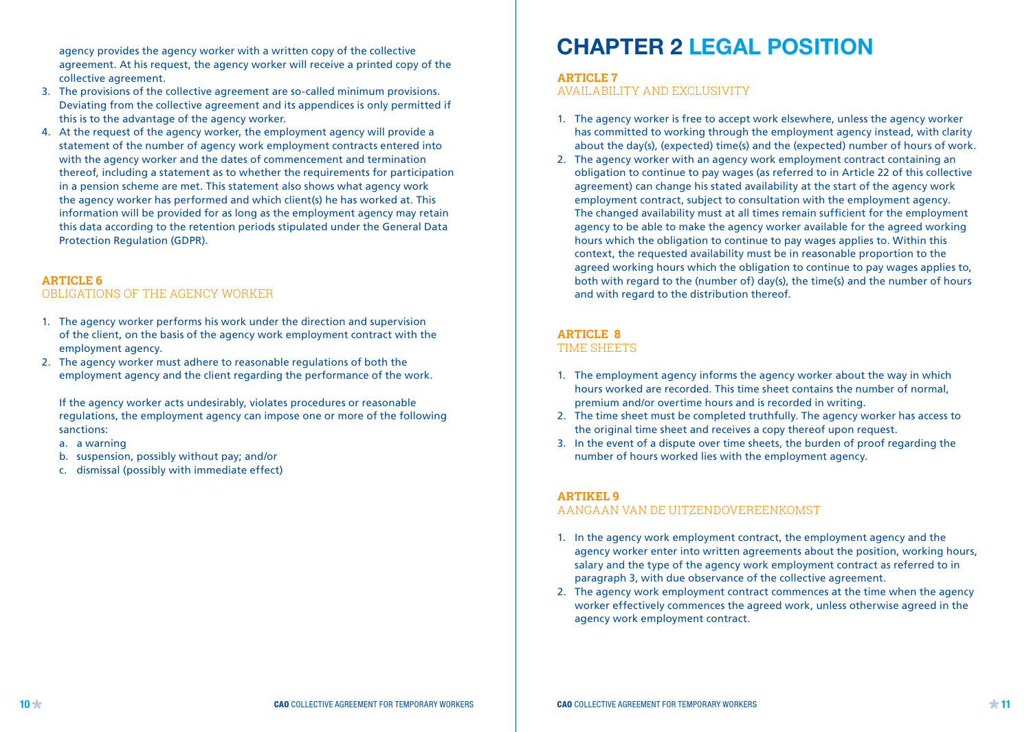agency provides the agency worker with a written copy of the collective agreement. At his request, the agency worker will receive a printed copy of the collective agreement.

3. The provisions of the collective agreement are so-called minimum provisions. Deviating from the collective agreement and its appendices is only permitted if this is to the advantage of the agency worker.
4. At the request of the agency worker, the employment agency will provide a statement of the number of agency work employment contracts entered into with the agency worker and the dates of commencement and termination thereof, including a statement as to whether the requirements for participation in a pension scheme are met. This statement also shows what agency work the agency worker has performed and which client(s) he has worked at. This information will be provided for as long as the employment agency may retain this data according to the retention periods stipulated under the General Data Protection Regulation (GDPR).

### ARTICLE 6
OBLIGATIONS OF THE AGENCY WORKER

1. The agency worker performs his work under the direction and supervision of the client, on the basis of the agency work employment contract with the employment agency.
2. The agency worker must adhere to reasonable regulations of both the employment agency and the client regarding the performance of the work.

   If the agency worker acts undesirably, violates procedures or reasonable regulations, the employment agency can impose one or more of the following sanctions:
   a. a warning
   b. suspension, possibly without pay; and/or
   c. dismissal (possibly with immediate effect)

# CHAPTER 2 LEGAL POSITION

### ARTICLE 7
AVAILABILITY AND EXCLUSIVITY

1. The agency worker is free to accept work elsewhere, unless the agency worker has committed to working through the employment agency instead, with clarity about the day(s), (expected) time(s) and the (expected) number of hours of work.
2. The agency worker with an agency work employment contract containing an obligation to continue to pay wages (as referred to in Article 22 of this collective agreement) can change his stated availability at the start of the agency work employment contract, subject to consultation with the employment agency. The changed availability must at all times remain sufficient for the employment agency to be able to make the agency worker available for the agreed working hours which the obligation to continue to pay wages applies to. Within this context, the requested availability must be in reasonable proportion to the agreed working hours which the obligation to continue to pay wages applies to, both with regard to the (number of) day(s), the time(s) and the number of hours and with regard to the distribution thereof.

### ARTICLE 8
TIME SHEETS

1. The employment agency informs the agency worker about the way in which hours worked are recorded. This time sheet contains the number of normal, premium and/or overtime hours and is recorded in writing.
2. The time sheet must be completed truthfully. The agency worker has access to the original time sheet and receives a copy thereof upon request.
3. In the event of a dispute over time sheets, the burden of proof regarding the number of hours worked lies with the employment agency.

### ARTIKEL 9
AANGAAN VAN DE UITZENDOVEREENKOMST

1. In the agency work employment contract, the employment agency and the agency worker enter into written agreements about the position, working hours, salary and the type of the agency work employment contract as referred to in paragraph 3, with due observance of the collective agreement.
2. The agency work employment contract commences at the time when the agency worker effectively commences the agreed work, unless otherwise agreed in the agency work employment contract.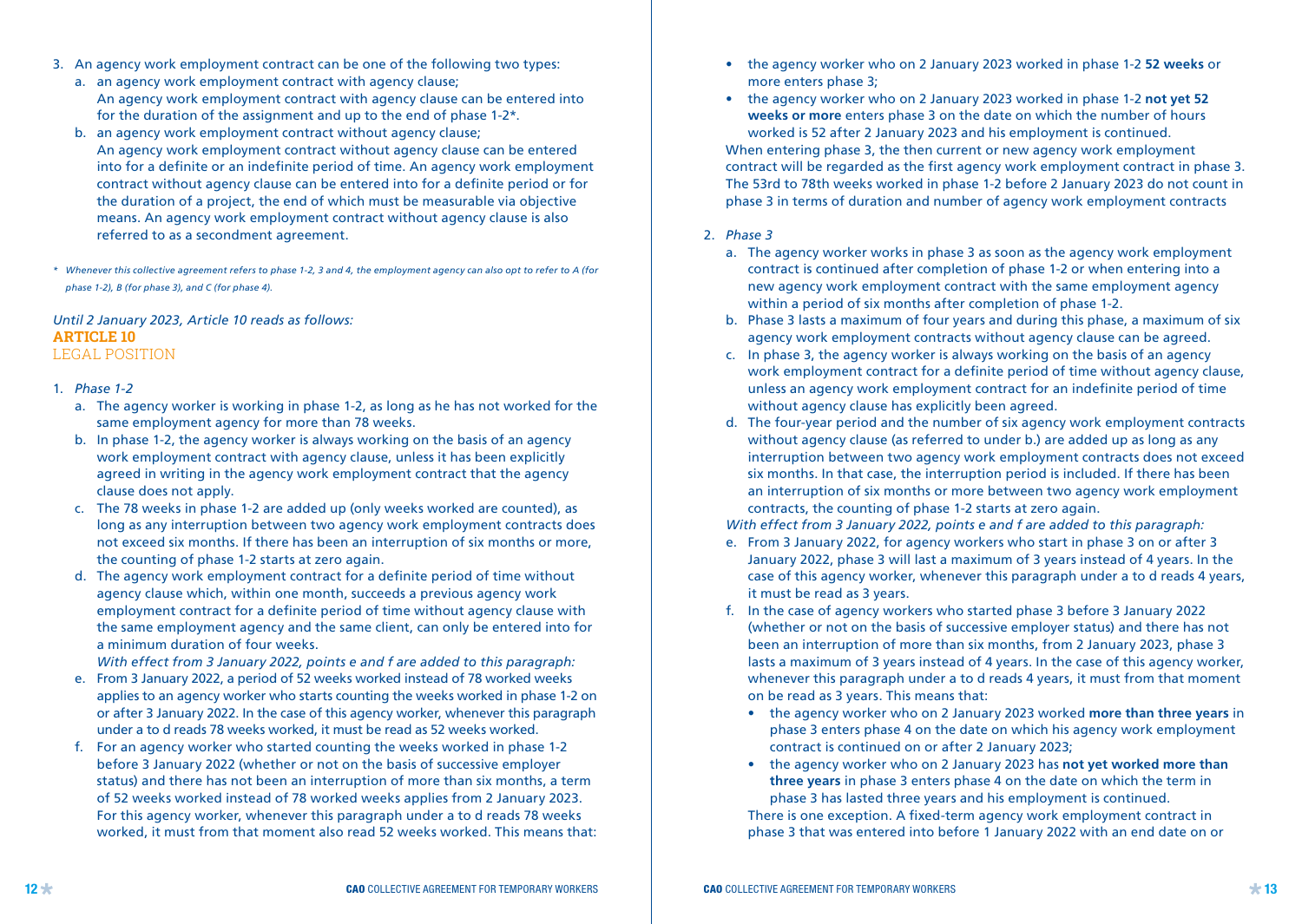3. An agency work employment contract can be one of the following two types:
   a. an agency work employment contract with agency clause;
      An agency work employment contract with agency clause can be entered into for the duration of the assignment and up to the end of phase 1-2*.
   b. an agency work employment contract without agency clause;
      An agency work employment contract without agency clause can be entered into for a definite or an indefinite period of time. An agency work employment contract without agency clause can be entered into for a definite period or for the duration of a project, the end of which must be measurable via objective means. An agency work employment contract without agency clause is also referred to as a secondment agreement.

*\* Whenever this collective agreement refers to phase 1-2, 3 and 4, the employment agency can also opt to refer to A (for phase 1-2), B (for phase 3), and C (for phase 4).*

*Until 2 January 2023, Article 10 reads as follows:*

## ARTICLE 10
## LEGAL POSITION

1. *Phase 1-2*
   a. The agency worker is working in phase 1-2, as long as he has not worked for the same employment agency for more than 78 weeks.
   b. In phase 1-2, the agency worker is always working on the basis of an agency work employment contract with agency clause, unless it has been explicitly agreed in writing in the agency work employment contract that the agency clause does not apply.
   c. The 78 weeks in phase 1-2 are added up (only weeks worked are counted), as long as any interruption between two agency work employment contracts does not exceed six months. If there has been an interruption of six months or more, the counting of phase 1-2 starts at zero again.
   d. The agency work employment contract for a definite period of time without agency clause which, within one month, succeeds a previous agency work employment contract for a definite period of time without agency clause with the same employment agency and the same client, can only be entered into for a minimum duration of four weeks.

   *With effect from 3 January 2022, points e and f are added to this paragraph:*

   e. From 3 January 2022, a period of 52 weeks worked instead of 78 worked weeks applies to an agency worker who starts counting the weeks worked in phase 1-2 on or after 3 January 2022. In the case of this agency worker, whenever this paragraph under a to d reads 78 weeks worked, it must be read as 52 weeks worked.
   f. For an agency worker who started counting the weeks worked in phase 1-2 before 3 January 2022 (whether or not on the basis of successive employer status) and there has not been an interruption of more than six months, a term of 52 weeks worked instead of 78 worked weeks applies from 2 January 2023. For this agency worker, whenever this paragraph under a to d reads 78 weeks worked, it must from that moment also read 52 weeks worked. This means that:
      - the agency worker who on 2 January 2023 worked in phase 1-2 **52 weeks** or more enters phase 3;
      - the agency worker who on 2 January 2023 worked in phase 1-2 **not yet 52 weeks or more** enters phase 3 on the date on which the number of hours worked is 52 after 2 January 2023 and his employment is continued.

   When entering phase 3, the then current or new agency work employment contract will be regarded as the first agency work employment contract in phase 3. The 53rd to 78th weeks worked in phase 1-2 before 2 January 2023 do not count in phase 3 in terms of duration and number of agency work employment contracts

2. *Phase 3*
   a. The agency worker works in phase 3 as soon as the agency work employment contract is continued after completion of phase 1-2 or when entering into a new agency work employment contract with the same employment agency within a period of six months after completion of phase 1-2.
   b. Phase 3 lasts a maximum of four years and during this phase, a maximum of six agency work employment contracts without agency clause can be agreed.
   c. In phase 3, the agency worker is always working on the basis of an agency work employment contract for a definite period of time without agency clause, unless an agency work employment contract for an indefinite period of time without agency clause has explicitly been agreed.
   d. The four-year period and the number of six agency work employment contracts without agency clause (as referred to under b.) are added up as long as any interruption between two agency work employment contracts does not exceed six months. In that case, the interruption period is included. If there has been an interruption of six months or more between two agency work employment contracts, the counting of phase 1-2 starts at zero again.

   *With effect from 3 January 2022, points e and f are added to this paragraph:*

   e. From 3 January 2022, for agency workers who start in phase 3 on or after 3 January 2022, phase 3 will last a maximum of 3 years instead of 4 years. In the case of this agency worker, whenever this paragraph under a to d reads 4 years, it must be read as 3 years.
   f. In the case of agency workers who started phase 3 before 3 January 2022 (whether or not on the basis of successive employer status) and there has not been an interruption of more than six months, from 2 January 2023, phase 3 lasts a maximum of 3 years instead of 4 years. In the case of this agency worker, whenever this paragraph under a to d reads 4 years, it must from that moment on be read as 3 years. This means that:
      - the agency worker who on 2 January 2023 worked **more than three years** in phase 3 enters phase 4 on the date on which his agency work employment contract is continued on or after 2 January 2023;
      - the agency worker who on 2 January 2023 has **not yet worked more than three years** in phase 3 enters phase 4 on the date on which the term in phase 3 has lasted three years and his employment is continued.

   There is one exception. A fixed-term agency work employment contract in phase 3 that was entered into before 1 January 2022 with an end date on or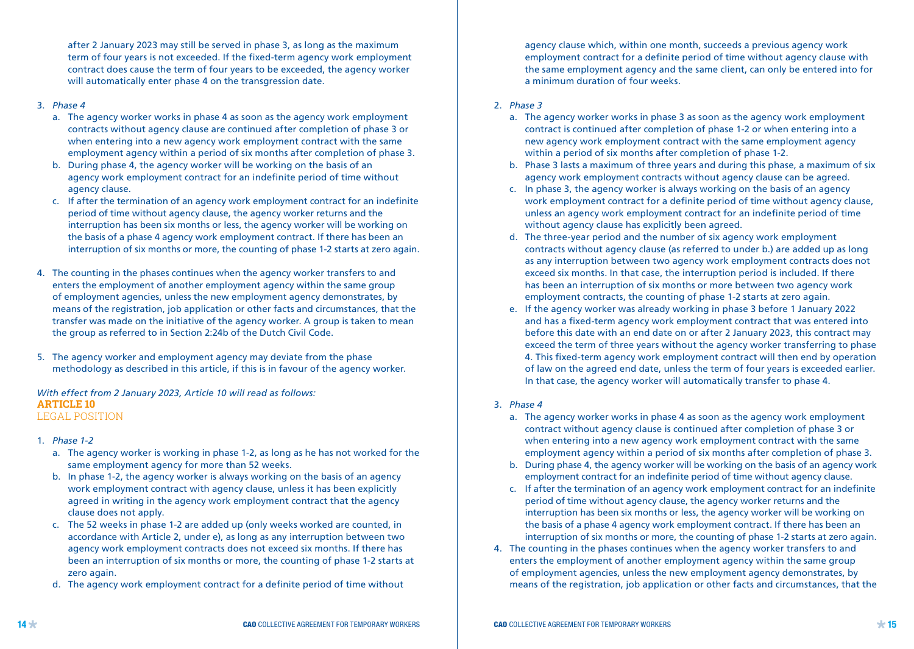after 2 January 2023 may still be served in phase 3, as long as the maximum term of four years is not exceeded. If the fixed-term agency work employment contract does cause the term of four years to be exceeded, the agency worker will automatically enter phase 4 on the transgression date.

3. *Phase 4*
   a. The agency worker works in phase 4 as soon as the agency work employment contracts without agency clause are continued after completion of phase 3 or when entering into a new agency work employment contract with the same employment agency within a period of six months after completion of phase 3.
   b. During phase 4, the agency worker will be working on the basis of an agency work employment contract for an indefinite period of time without agency clause.
   c. If after the termination of an agency work employment contract for an indefinite period of time without agency clause, the agency worker returns and the interruption has been six months or less, the agency worker will be working on the basis of a phase 4 agency work employment contract. If there has been an interruption of six months or more, the counting of phase 1-2 starts at zero again.

4. The counting in the phases continues when the agency worker transfers to and enters the employment of another employment agency within the same group of employment agencies, unless the new employment agency demonstrates, by means of the registration, job application or other facts and circumstances, that the transfer was made on the initiative of the agency worker. A group is taken to mean the group as referred to in Section 2:24b of the Dutch Civil Code.

5. The agency worker and employment agency may deviate from the phase methodology as described in this article, if this is in favour of the agency worker.

*With effect from 2 January 2023, Article 10 will read as follows:*

## ARTICLE 10
## LEGAL POSITION

1. *Phase 1-2*
   a. The agency worker is working in phase 1-2, as long as he has not worked for the same employment agency for more than 52 weeks.
   b. In phase 1-2, the agency worker is always working on the basis of an agency work employment contract with agency clause, unless it has been explicitly agreed in writing in the agency work employment contract that the agency clause does not apply.
   c. The 52 weeks in phase 1-2 are added up (only weeks worked are counted, in accordance with Article 2, under e), as long as any interruption between two agency work employment contracts does not exceed six months. If there has been an interruption of six months or more, the counting of phase 1-2 starts at zero again.
   d. The agency work employment contract for a definite period of time without agency clause which, within one month, succeeds a previous agency work employment contract for a definite period of time without agency clause with the same employment agency and the same client, can only be entered into for a minimum duration of four weeks.

2. *Phase 3*
   a. The agency worker works in phase 3 as soon as the agency work employment contract is continued after completion of phase 1-2 or when entering into a new agency work employment contract with the same employment agency within a period of six months after completion of phase 1-2.
   b. Phase 3 lasts a maximum of three years and during this phase, a maximum of six agency work employment contracts without agency clause can be agreed.
   c. In phase 3, the agency worker is always working on the basis of an agency work employment contract for a definite period of time without agency clause, unless an agency work employment contract for an indefinite period of time without agency clause has explicitly been agreed.
   d. The three-year period and the number of six agency work employment contracts without agency clause (as referred to under b.) are added up as long as any interruption between two agency work employment contracts does not exceed six months. In that case, the interruption period is included. If there has been an interruption of six months or more between two agency work employment contracts, the counting of phase 1-2 starts at zero again.
   e. If the agency worker was already working in phase 3 before 1 January 2022 and has a fixed-term agency work employment contract that was entered into before this date with an end date on or after 2 January 2023, this contract may exceed the term of three years without the agency worker transferring to phase 4. This fixed-term agency work employment contract will then end by operation of law on the agreed end date, unless the term of four years is exceeded earlier. In that case, the agency worker will automatically transfer to phase 4.

3. *Phase 4*
   a. The agency worker works in phase 4 as soon as the agency work employment contract without agency clause is continued after completion of phase 3 or when entering into a new agency work employment contract with the same employment agency within a period of six months after completion of phase 3.
   b. During phase 4, the agency worker will be working on the basis of an agency work employment contract for an indefinite period of time without agency clause.
   c. If after the termination of an agency work employment contract for an indefinite period of time without agency clause, the agency worker returns and the interruption has been six months or less, the agency worker will be working on the basis of a phase 4 agency work employment contract. If there has been an interruption of six months or more, the counting of phase 1-2 starts at zero again.

4. The counting in the phases continues when the agency worker transfers to and enters the employment of another employment agency within the same group of employment agencies, unless the new employment agency demonstrates, by means of the registration, job application or other facts and circumstances, that the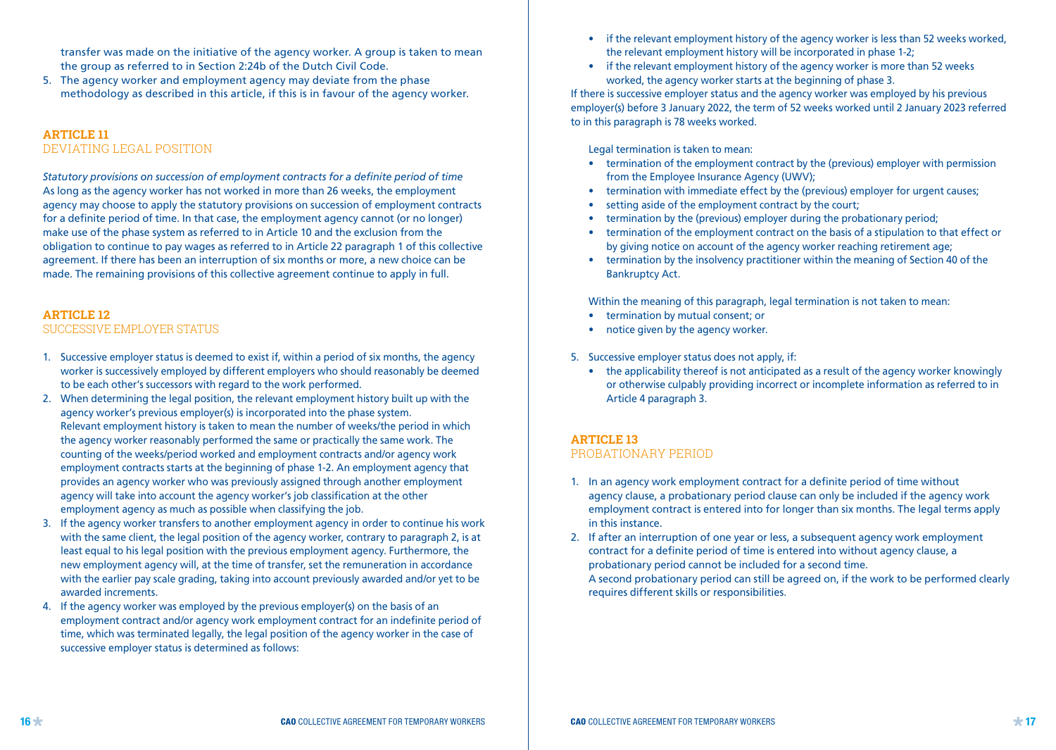transfer was made on the initiative of the agency worker. A group is taken to mean the group as referred to in Section 2:24b of the Dutch Civil Code.

5. The agency worker and employment agency may deviate from the phase methodology as described in this article, if this is in favour of the agency worker.

## ARTICLE 11
DEVIATING LEGAL POSITION

*Statutory provisions on succession of employment contracts for a definite period of time*
As long as the agency worker has not worked in more than 26 weeks, the employment agency may choose to apply the statutory provisions on succession of employment contracts for a definite period of time. In that case, the employment agency cannot (or no longer) make use of the phase system as referred to in Article 10 and the exclusion from the obligation to continue to pay wages as referred to in Article 22 paragraph 1 of this collective agreement. If there has been an interruption of six months or more, a new choice can be made. The remaining provisions of this collective agreement continue to apply in full.

## ARTICLE 12
SUCCESSIVE EMPLOYER STATUS

1. Successive employer status is deemed to exist if, within a period of six months, the agency worker is successively employed by different employers who should reasonably be deemed to be each other's successors with regard to the work performed.
2. When determining the legal position, the relevant employment history built up with the agency worker's previous employer(s) is incorporated into the phase system.
   Relevant employment history is taken to mean the number of weeks/the period in which the agency worker reasonably performed the same or practically the same work. The counting of the weeks/period worked and employment contracts and/or agency work employment contracts starts at the beginning of phase 1-2. An employment agency that provides an agency worker who was previously assigned through another employment agency will take into account the agency worker's job classification at the other employment agency as much as possible when classifying the job.
3. If the agency worker transfers to another employment agency in order to continue his work with the same client, the legal position of the agency worker, contrary to paragraph 2, is at least equal to his legal position with the previous employment agency. Furthermore, the new employment agency will, at the time of transfer, set the remuneration in accordance with the earlier pay scale grading, taking into account previously awarded and/or yet to be awarded increments.
4. If the agency worker was employed by the previous employer(s) on the basis of an employment contract and/or agency work employment contract for an indefinite period of time, which was terminated legally, the legal position of the agency worker in the case of successive employer status is determined as follows:
   - if the relevant employment history of the agency worker is less than 52 weeks worked, the relevant employment history will be incorporated in phase 1-2;
   - if the relevant employment history of the agency worker is more than 52 weeks worked, the agency worker starts at the beginning of phase 3.

   If there is successive employer status and the agency worker was employed by his previous employer(s) before 3 January 2022, the term of 52 weeks worked until 2 January 2023 referred to in this paragraph is 78 weeks worked.

   Legal termination is taken to mean:
   - termination of the employment contract by the (previous) employer with permission from the Employee Insurance Agency (UWV);
   - termination with immediate effect by the (previous) employer for urgent causes;
   - setting aside of the employment contract by the court;
   - termination by the (previous) employer during the probationary period;
   - termination of the employment contract on the basis of a stipulation to that effect or by giving notice on account of the agency worker reaching retirement age;
   - termination by the insolvency practitioner within the meaning of Section 40 of the Bankruptcy Act.

   Within the meaning of this paragraph, legal termination is not taken to mean:
   - termination by mutual consent; or
   - notice given by the agency worker.

5. Successive employer status does not apply, if:
   - the applicability thereof is not anticipated as a result of the agency worker knowingly or otherwise culpably providing incorrect or incomplete information as referred to in Article 4 paragraph 3.

## ARTICLE 13
PROBATIONARY PERIOD

1. In an agency work employment contract for a definite period of time without agency clause, a probationary period clause can only be included if the agency work employment contract is entered into for longer than six months. The legal terms apply in this instance.
2. If after an interruption of one year or less, a subsequent agency work employment contract for a definite period of time is entered into without agency clause, a probationary period cannot be included for a second time.
   A second probationary period can still be agreed on, if the work to be performed clearly requires different skills or responsibilities.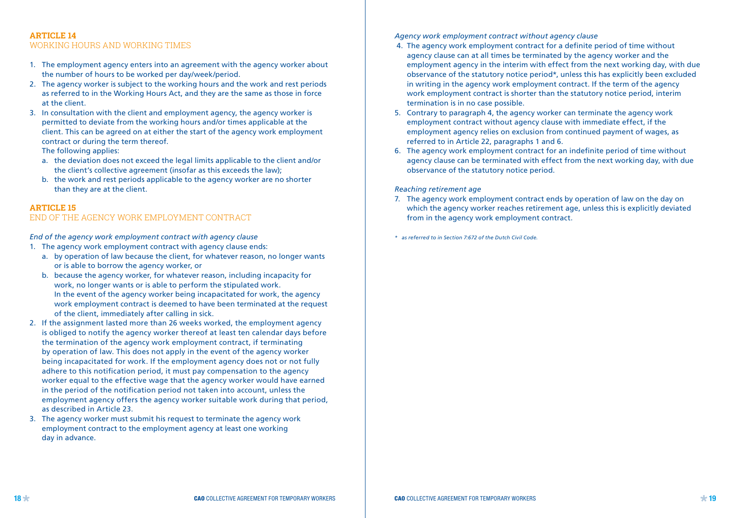## ARTICLE 14
## WORKING HOURS AND WORKING TIMES

1. The employment agency enters into an agreement with the agency worker about the number of hours to be worked per day/week/period.
2. The agency worker is subject to the working hours and the work and rest periods as referred to in the Working Hours Act, and they are the same as those in force at the client.
3. In consultation with the client and employment agency, the agency worker is permitted to deviate from the working hours and/or times applicable at the client. This can be agreed on at either the start of the agency work employment contract or during the term thereof.
   The following applies:
   a. the deviation does not exceed the legal limits applicable to the client and/or the client's collective agreement (insofar as this exceeds the law);
   b. the work and rest periods applicable to the agency worker are no shorter than they are at the client.

## ARTICLE 15
## END OF THE AGENCY WORK EMPLOYMENT CONTRACT

*End of the agency work employment contract with agency clause*

1. The agency work employment contract with agency clause ends:
   a. by operation of law because the client, for whatever reason, no longer wants or is able to borrow the agency worker, or
   b. because the agency worker, for whatever reason, including incapacity for work, no longer wants or is able to perform the stipulated work.
   In the event of the agency worker being incapacitated for work, the agency work employment contract is deemed to have been terminated at the request of the client, immediately after calling in sick.
2. If the assignment lasted more than 26 weeks worked, the employment agency is obliged to notify the agency worker thereof at least ten calendar days before the termination of the agency work employment contract, if terminating by operation of law. This does not apply in the event of the agency worker being incapacitated for work. If the employment agency does not or not fully adhere to this notification period, it must pay compensation to the agency worker equal to the effective wage that the agency worker would have earned in the period of the notification period not taken into account, unless the employment agency offers the agency worker suitable work during that period, as described in Article 23.
3. The agency worker must submit his request to terminate the agency work employment contract to the employment agency at least one working day in advance.

*Agency work employment contract without agency clause*

4. The agency work employment contract for a definite period of time without agency clause can at all times be terminated by the agency worker and the employment agency in the interim with effect from the next working day, with due observance of the statutory notice period*, unless this has explicitly been excluded in writing in the agency work employment contract. If the term of the agency work employment contract is shorter than the statutory notice period, interim termination is in no case possible.
5. Contrary to paragraph 4, the agency worker can terminate the agency work employment contract without agency clause with immediate effect, if the employment agency relies on exclusion from continued payment of wages, as referred to in Article 22, paragraphs 1 and 6.
6. The agency work employment contract for an indefinite period of time without agency clause can be terminated with effect from the next working day, with due observance of the statutory notice period.

*Reaching retirement age*

7. The agency work employment contract ends by operation of law on the day on which the agency worker reaches retirement age, unless this is explicitly deviated from in the agency work employment contract.

\* *as referred to in Section 7:672 of the Dutch Civil Code.*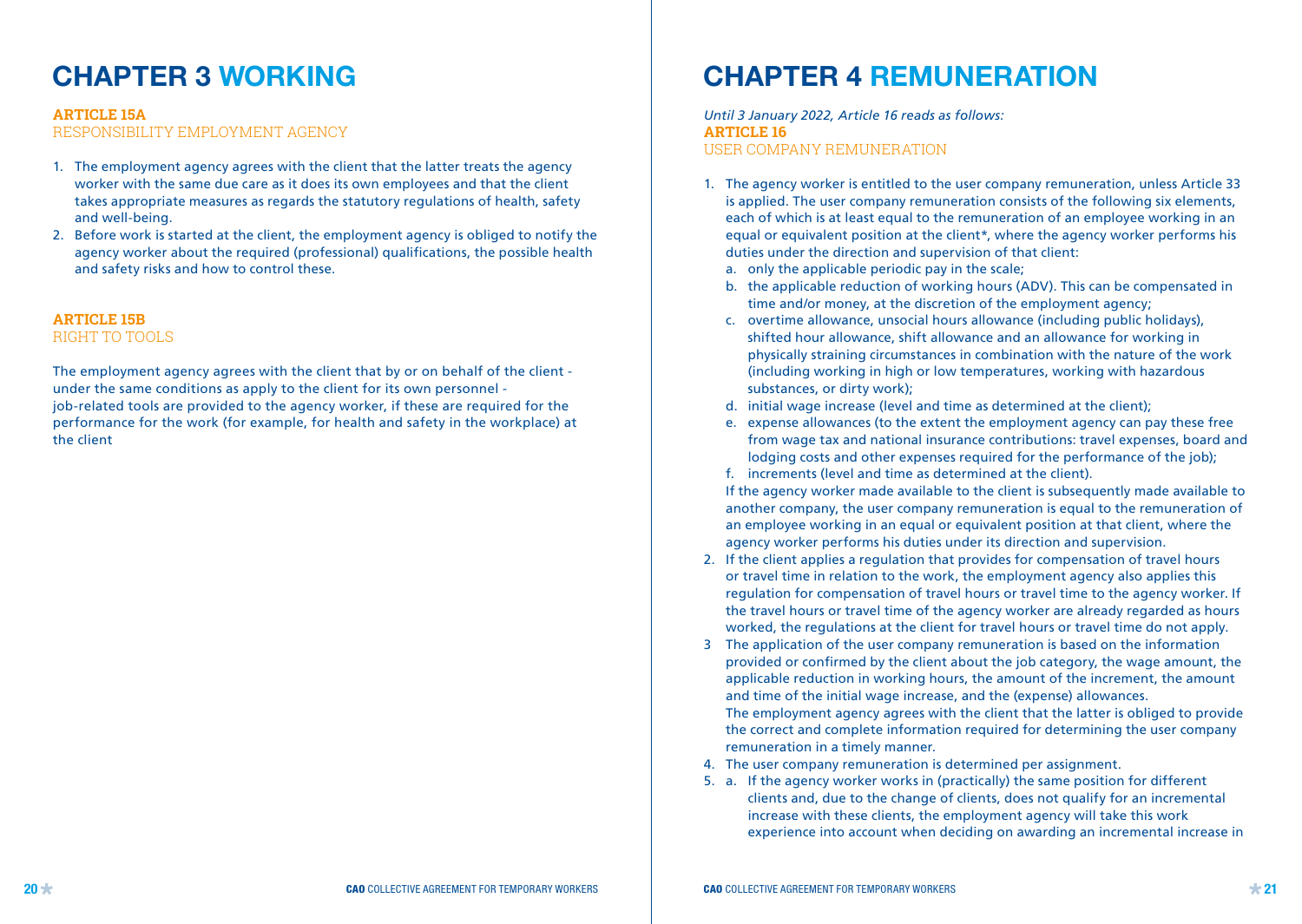# CHAPTER 3 WORKING

**ARTICLE 15A**
RESPONSIBILITY EMPLOYMENT AGENCY

1. The employment agency agrees with the client that the latter treats the agency worker with the same due care as it does its own employees and that the client takes appropriate measures as regards the statutory regulations of health, safety and well-being.
2. Before work is started at the client, the employment agency is obliged to notify the agency worker about the required (professional) qualifications, the possible health and safety risks and how to control these.

**ARTICLE 15B**
RIGHT TO TOOLS

The employment agency agrees with the client that by or on behalf of the client - under the same conditions as apply to the client for its own personnel - job-related tools are provided to the agency worker, if these are required for the performance for the work (for example, for health and safety in the workplace) at the client

# CHAPTER 4 REMUNERATION

*Until 3 January 2022, Article 16 reads as follows:*
**ARTICLE 16**
USER COMPANY REMUNERATION

1. The agency worker is entitled to the user company remuneration, unless Article 33 is applied. The user company remuneration consists of the following six elements, each of which is at least equal to the remuneration of an employee working in an equal or equivalent position at the client*, where the agency worker performs his duties under the direction and supervision of that client:
   a. only the applicable periodic pay in the scale;
   b. the applicable reduction of working hours (ADV). This can be compensated in time and/or money, at the discretion of the employment agency;
   c. overtime allowance, unsocial hours allowance (including public holidays), shifted hour allowance, shift allowance and an allowance for working in physically straining circumstances in combination with the nature of the work (including working in high or low temperatures, working with hazardous substances, or dirty work);
   d. initial wage increase (level and time as determined at the client);
   e. expense allowances (to the extent the employment agency can pay these free from wage tax and national insurance contributions: travel expenses, board and lodging costs and other expenses required for the performance of the job);
   f. increments (level and time as determined at the client).

   If the agency worker made available to the client is subsequently made available to another company, the user company remuneration is equal to the remuneration of an employee working in an equal or equivalent position at that client, where the agency worker performs his duties under its direction and supervision.
2. If the client applies a regulation that provides for compensation of travel hours or travel time in relation to the work, the employment agency also applies this regulation for compensation of travel hours or travel time to the agency worker. If the travel hours or travel time of the agency worker are already regarded as hours worked, the regulations at the client for travel hours or travel time do not apply.
3. The application of the user company remuneration is based on the information provided or confirmed by the client about the job category, the wage amount, the applicable reduction in working hours, the amount of the increment, the amount and time of the initial wage increase, and the (expense) allowances.
   The employment agency agrees with the client that the latter is obliged to provide the correct and complete information required for determining the user company remuneration in a timely manner.
4. The user company remuneration is determined per assignment.
5. a. If the agency worker works in (practically) the same position for different clients and, due to the change of clients, does not qualify for an incremental increase with these clients, the employment agency will take this work experience into account when deciding on awarding an incremental increase in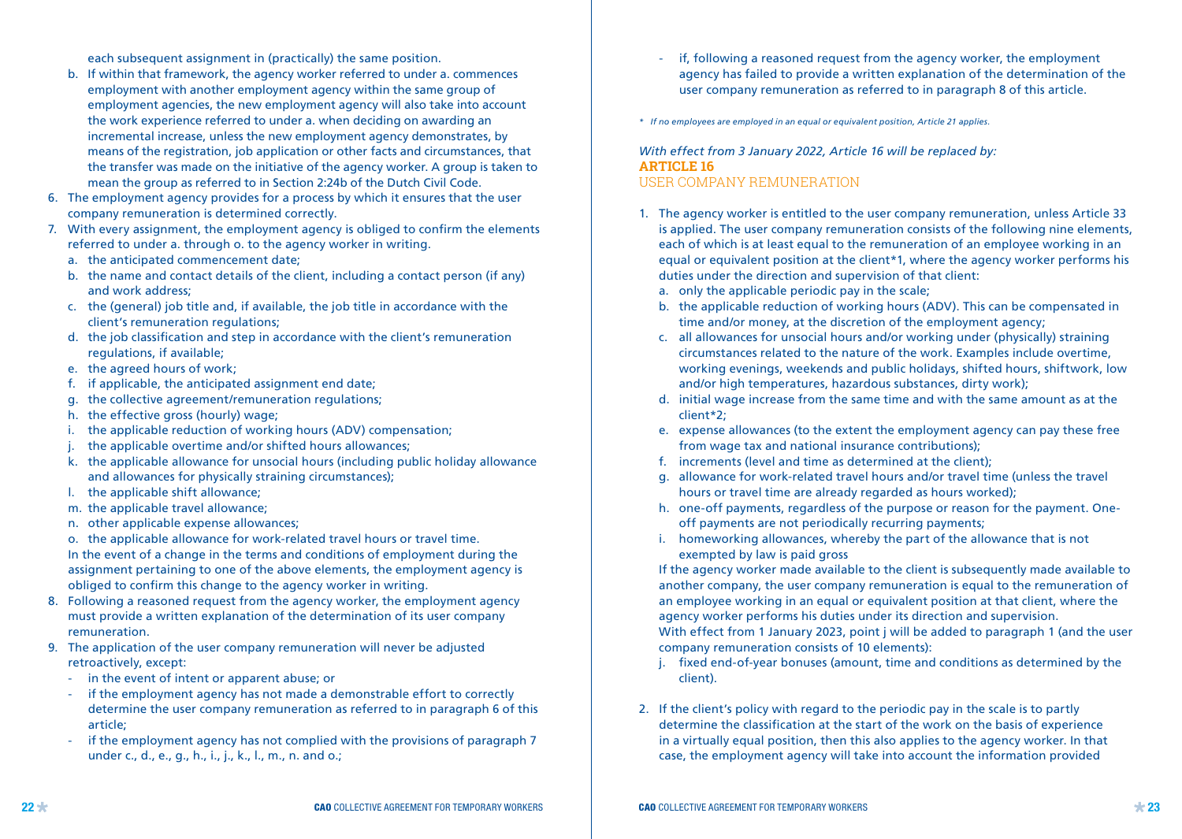each subsequent assignment in (practically) the same position.

   b. If within that framework, the agency worker referred to under a. commences employment with another employment agency within the same group of employment agencies, the new employment agency will also take into account the work experience referred to under a. when deciding on awarding an incremental increase, unless the new employment agency demonstrates, by means of the registration, job application or other facts and circumstances, that the transfer was made on the initiative of the agency worker. A group is taken to mean the group as referred to in Section 2:24b of the Dutch Civil Code.

6. The employment agency provides for a process by which it ensures that the user company remuneration is determined correctly.
7. With every assignment, the employment agency is obliged to confirm the elements referred to under a. through o. to the agency worker in writing.
   a. the anticipated commencement date;
   b. the name and contact details of the client, including a contact person (if any) and work address;
   c. the (general) job title and, if available, the job title in accordance with the client's remuneration regulations;
   d. the job classification and step in accordance with the client's remuneration regulations, if available;
   e. the agreed hours of work;
   f. if applicable, the anticipated assignment end date;
   g. the collective agreement/remuneration regulations;
   h. the effective gross (hourly) wage;
   i. the applicable reduction of working hours (ADV) compensation;
   j. the applicable overtime and/or shifted hours allowances;
   k. the applicable allowance for unsocial hours (including public holiday allowance and allowances for physically straining circumstances);
   l. the applicable shift allowance;
   m. the applicable travel allowance;
   n. other applicable expense allowances;
   o. the applicable allowance for work-related travel hours or travel time.

   In the event of a change in the terms and conditions of employment during the assignment pertaining to one of the above elements, the employment agency is obliged to confirm this change to the agency worker in writing.
8. Following a reasoned request from the agency worker, the employment agency must provide a written explanation of the determination of its user company remuneration.
9. The application of the user company remuneration will never be adjusted retroactively, except:
   - in the event of intent or apparent abuse; or
   - if the employment agency has not made a demonstrable effort to correctly determine the user company remuneration as referred to in paragraph 6 of this article;
   - if the employment agency has not complied with the provisions of paragraph 7 under c., d., e., g., h., i., j., k., l., m., n. and o.;
   - if, following a reasoned request from the agency worker, the employment agency has failed to provide a written explanation of the determination of the user company remuneration as referred to in paragraph 8 of this article.

*\* If no employees are employed in an equal or equivalent position, Article 21 applies.*

*With effect from 3 January 2022, Article 16 will be replaced by:*

## ARTICLE 16
## USER COMPANY REMUNERATION

1. The agency worker is entitled to the user company remuneration, unless Article 33 is applied. The user company remuneration consists of the following nine elements, each of which is at least equal to the remuneration of an employee working in an equal or equivalent position at the client*1, where the agency worker performs his duties under the direction and supervision of that client:
   a. only the applicable periodic pay in the scale;
   b. the applicable reduction of working hours (ADV). This can be compensated in time and/or money, at the discretion of the employment agency;
   c. all allowances for unsocial hours and/or working under (physically) straining circumstances related to the nature of the work. Examples include overtime, working evenings, weekends and public holidays, shifted hours, shiftwork, low and/or high temperatures, hazardous substances, dirty work);
   d. initial wage increase from the same time and with the same amount as at the client*2;
   e. expense allowances (to the extent the employment agency can pay these free from wage tax and national insurance contributions);
   f. increments (level and time as determined at the client);
   g. allowance for work-related travel hours and/or travel time (unless the travel hours or travel time are already regarded as hours worked);
   h. one-off payments, regardless of the purpose or reason for the payment. One-off payments are not periodically recurring payments;
   i. homeworking allowances, whereby the part of the allowance that is not exempted by law is paid gross

   If the agency worker made available to the client is subsequently made available to another company, the user company remuneration is equal to the remuneration of an employee working in an equal or equivalent position at that client, where the agency worker performs his duties under its direction and supervision.
   With effect from 1 January 2023, point j will be added to paragraph 1 (and the user company remuneration consists of 10 elements):
   j. fixed end-of-year bonuses (amount, time and conditions as determined by the client).

2. If the client's policy with regard to the periodic pay in the scale is to partly determine the classification at the start of the work on the basis of experience in a virtually equal position, then this also applies to the agency worker. In that case, the employment agency will take into account the information provided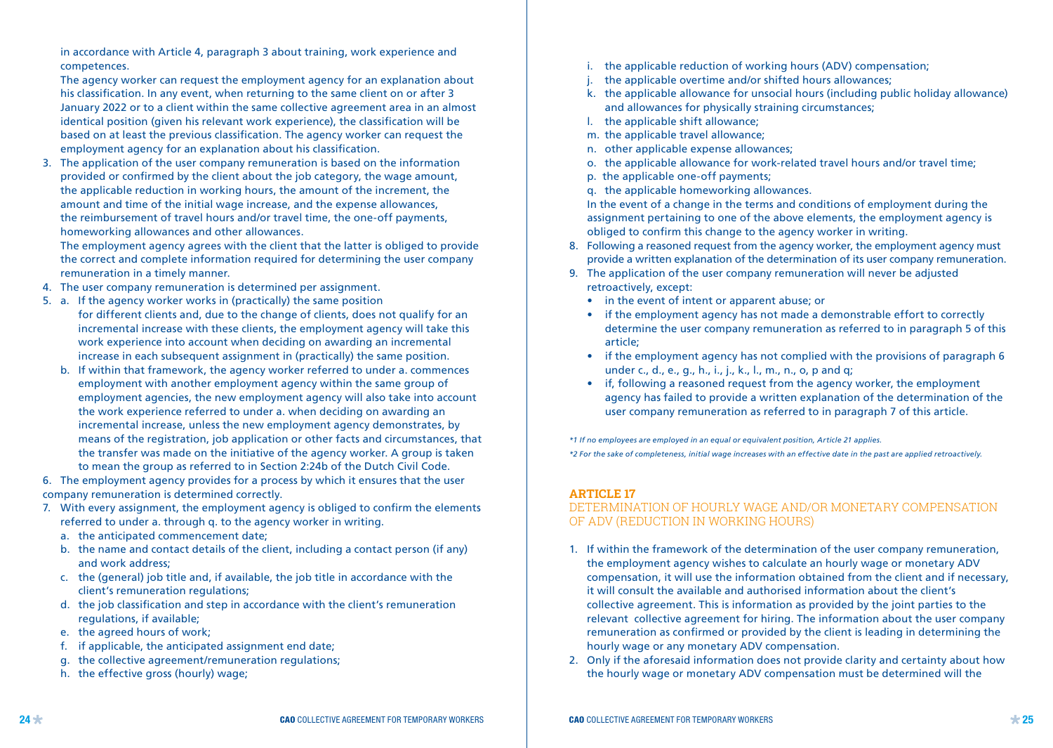in accordance with Article 4, paragraph 3 about training, work experience and competences.

The agency worker can request the employment agency for an explanation about his classification. In any event, when returning to the same client on or after 3 January 2022 or to a client within the same collective agreement area in an almost identical position (given his relevant work experience), the classification will be based on at least the previous classification. The agency worker can request the employment agency for an explanation about his classification.

3. The application of the user company remuneration is based on the information provided or confirmed by the client about the job category, the wage amount, the applicable reduction in working hours, the amount of the increment, the amount and time of the initial wage increase, and the expense allowances, the reimbursement of travel hours and/or travel time, the one-off payments, homeworking allowances and other allowances.

   The employment agency agrees with the client that the latter is obliged to provide the correct and complete information required for determining the user company remuneration in a timely manner.
4. The user company remuneration is determined per assignment.
5. a. If the agency worker works in (practically) the same position for different clients and, due to the change of clients, does not qualify for an incremental increase with these clients, the employment agency will take this work experience into account when deciding on awarding an incremental increase in each subsequent assignment in (practically) the same position.
   b. If within that framework, the agency worker referred to under a. commences employment with another employment agency within the same group of employment agencies, the new employment agency will also take into account the work experience referred to under a. when deciding on awarding an incremental increase, unless the new employment agency demonstrates, by means of the registration, job application or other facts and circumstances, that the transfer was made on the initiative of the agency worker. A group is taken to mean the group as referred to in Section 2:24b of the Dutch Civil Code.
6. The employment agency provides for a process by which it ensures that the user company remuneration is determined correctly.
7. With every assignment, the employment agency is obliged to confirm the elements referred to under a. through q. to the agency worker in writing.
   a. the anticipated commencement date;
   b. the name and contact details of the client, including a contact person (if any) and work address;
   c. the (general) job title and, if available, the job title in accordance with the client's remuneration regulations;
   d. the job classification and step in accordance with the client's remuneration regulations, if available;
   e. the agreed hours of work;
   f. if applicable, the anticipated assignment end date;
   g. the collective agreement/remuneration regulations;
   h. the effective gross (hourly) wage;
   i. the applicable reduction of working hours (ADV) compensation;
   j. the applicable overtime and/or shifted hours allowances;
   k. the applicable allowance for unsocial hours (including public holiday allowance) and allowances for physically straining circumstances;
   l. the applicable shift allowance;
   m. the applicable travel allowance;
   n. other applicable expense allowances;
   o. the applicable allowance for work-related travel hours and/or travel time;
   p. the applicable one-off payments;
   q. the applicable homeworking allowances.

   In the event of a change in the terms and conditions of employment during the assignment pertaining to one of the above elements, the employment agency is obliged to confirm this change to the agency worker in writing.
8. Following a reasoned request from the agency worker, the employment agency must provide a written explanation of the determination of its user company remuneration.
9. The application of the user company remuneration will never be adjusted retroactively, except:
   - in the event of intent or apparent abuse; or
   - if the employment agency has not made a demonstrable effort to correctly determine the user company remuneration as referred to in paragraph 5 of this article;
   - if the employment agency has not complied with the provisions of paragraph 6 under c., d., e., g., h., i., j., k., l., m., n., o, p and q;
   - if, following a reasoned request from the agency worker, the employment agency has failed to provide a written explanation of the determination of the user company remuneration as referred to in paragraph 7 of this article.

*\*1 If no employees are employed in an equal or equivalent position, Article 21 applies.*

*\*2 For the sake of completeness, initial wage increases with an effective date in the past are applied retroactively.*

## ARTICLE 17
### DETERMINATION OF HOURLY WAGE AND/OR MONETARY COMPENSATION OF ADV (REDUCTION IN WORKING HOURS)

1. If within the framework of the determination of the user company remuneration, the employment agency wishes to calculate an hourly wage or monetary ADV compensation, it will use the information obtained from the client and if necessary, it will consult the available and authorised information about the client's collective agreement. This is information as provided by the joint parties to the relevant collective agreement for hiring. The information about the user company remuneration as confirmed or provided by the client is leading in determining the hourly wage or any monetary ADV compensation.
2. Only if the aforesaid information does not provide clarity and certainty about how the hourly wage or monetary ADV compensation must be determined will the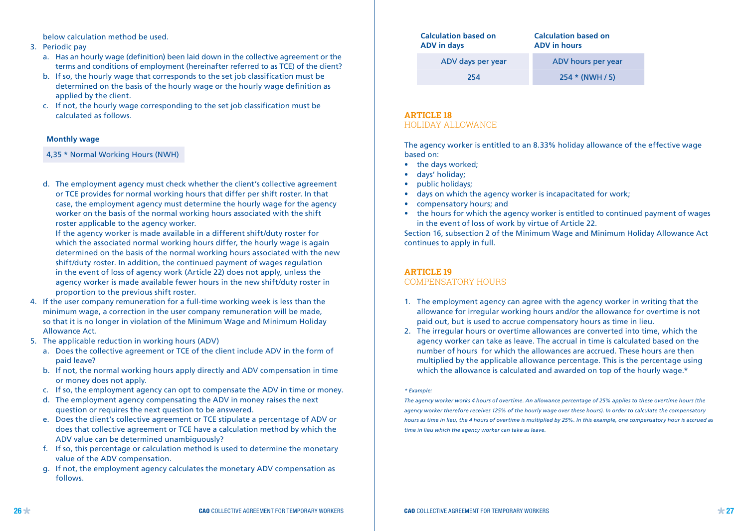below calculation method be used.

3. Periodic pay
   a. Has an hourly wage (definition) been laid down in the collective agreement or the terms and conditions of employment (hereinafter referred to as TCE) of the client?
   b. If so, the hourly wage that corresponds to the set job classification must be determined on the basis of the hourly wage or the hourly wage definition as applied by the client.
   c. If not, the hourly wage corresponding to the set job classification must be calculated as follows.

| Monthly wage |
|---|
| 4,35 * Normal Working Hours (NWH) |

   d. The employment agency must check whether the client's collective agreement or TCE provides for normal working hours that differ per shift roster. In that case, the employment agency must determine the hourly wage for the agency worker on the basis of the normal working hours associated with the shift roster applicable to the agency worker.
   If the agency worker is made available in a different shift/duty roster for which the associated normal working hours differ, the hourly wage is again determined on the basis of the normal working hours associated with the new shift/duty roster. In addition, the continued payment of wages regulation in the event of loss of agency work (Article 22) does not apply, unless the agency worker is made available fewer hours in the new shift/duty roster in proportion to the previous shift roster.
4. If the user company remuneration for a full-time working week is less than the minimum wage, a correction in the user company remuneration will be made, so that it is no longer in violation of the Minimum Wage and Minimum Holiday Allowance Act.
5. The applicable reduction in working hours (ADV)
   a. Does the collective agreement or TCE of the client include ADV in the form of paid leave?
   b. If not, the normal working hours apply directly and ADV compensation in time or money does not apply.
   c. If so, the employment agency can opt to compensate the ADV in time or money.
   d. The employment agency compensating the ADV in money raises the next question or requires the next question to be answered.
   e. Does the client's collective agreement or TCE stipulate a percentage of ADV or does that collective agreement or TCE have a calculation method by which the ADV value can be determined unambiguously?
   f. If so, this percentage or calculation method is used to determine the monetary value of the ADV compensation.
   g. If not, the employment agency calculates the monetary ADV compensation as follows.

| Calculation based on ADV in days | Calculation based on ADV in hours |
|---|---|
| ADV days per year | ADV hours per year |
| 254 | 254 * (NWH / 5) |

## ARTICLE 18
## HOLIDAY ALLOWANCE

The agency worker is entitled to an 8.33% holiday allowance of the effective wage based on:

- the days worked;
- days' holiday;
- public holidays;
- days on which the agency worker is incapacitated for work;
- compensatory hours; and
- the hours for which the agency worker is entitled to continued payment of wages in the event of loss of work by virtue of Article 22.

Section 16, subsection 2 of the Minimum Wage and Minimum Holiday Allowance Act continues to apply in full.

## ARTICLE 19
## COMPENSATORY HOURS

1. The employment agency can agree with the agency worker in writing that the allowance for irregular working hours and/or the allowance for overtime is not paid out, but is used to accrue compensatory hours as time in lieu.
2. The irregular hours or overtime allowances are converted into time, which the agency worker can take as leave. The accrual in time is calculated based on the number of hours for which the allowances are accrued. These hours are then multiplied by the applicable allowance percentage. This is the percentage using which the allowance is calculated and awarded on top of the hourly wage.*

*\* Example:*

*The agency worker works 4 hours of overtime. An allowance percentage of 25% applies to these overtime hours (the agency worker therefore receives 125% of the hourly wage over these hours). In order to calculate the compensatory hours as time in lieu, the 4 hours of overtime is multiplied by 25%. In this example, one compensatory hour is accrued as time in lieu which the agency worker can take as leave.*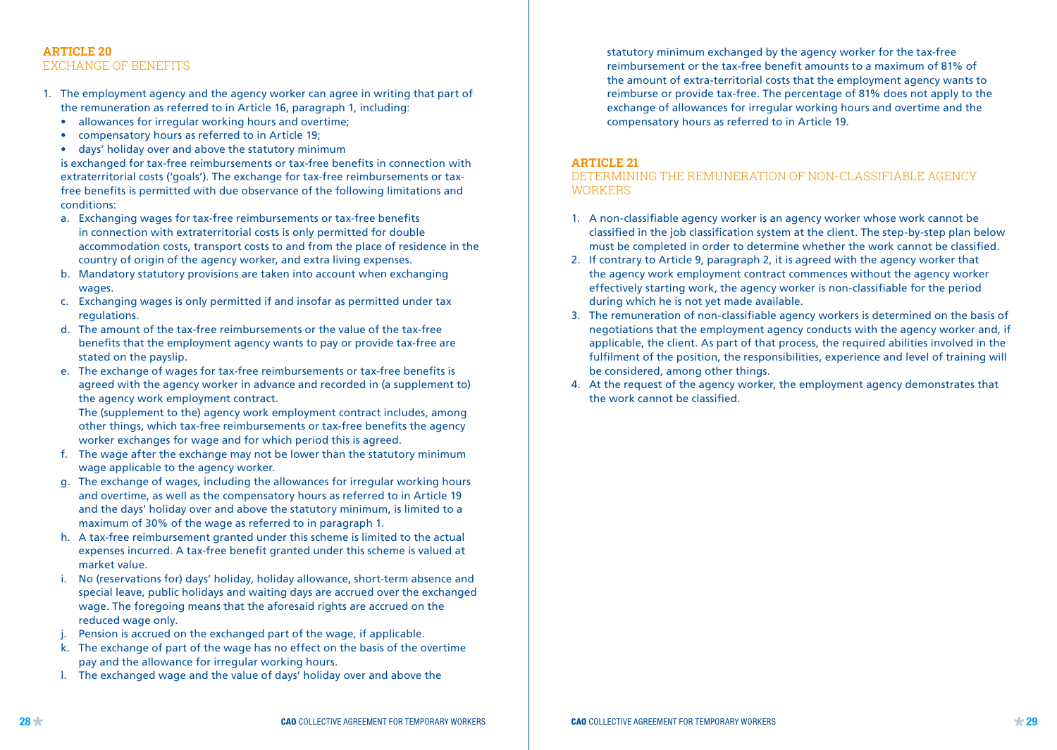## ARTICLE 20
### EXCHANGE OF BENEFITS

1. The employment agency and the agency worker can agree in writing that part of the remuneration as referred to in Article 16, paragraph 1, including:
   - allowances for irregular working hours and overtime;
   - compensatory hours as referred to in Article 19;
   - days' holiday over and above the statutory minimum

   is exchanged for tax-free reimbursements or tax-free benefits in connection with extraterritorial costs ('goals'). The exchange for tax-free reimbursements or tax-free benefits is permitted with due observance of the following limitations and conditions:

   a. Exchanging wages for tax-free reimbursements or tax-free benefits in connection with extraterritorial costs is only permitted for double accommodation costs, transport costs to and from the place of residence in the country of origin of the agency worker, and extra living expenses.
   b. Mandatory statutory provisions are taken into account when exchanging wages.
   c. Exchanging wages is only permitted if and insofar as permitted under tax regulations.
   d. The amount of the tax-free reimbursements or the value of the tax-free benefits that the employment agency wants to pay or provide tax-free are stated on the payslip.
   e. The exchange of wages for tax-free reimbursements or tax-free benefits is agreed with the agency worker in advance and recorded in (a supplement to) the agency work employment contract.
      The (supplement to the) agency work employment contract includes, among other things, which tax-free reimbursements or tax-free benefits the agency worker exchanges for wage and for which period this is agreed.
   f. The wage after the exchange may not be lower than the statutory minimum wage applicable to the agency worker.
   g. The exchange of wages, including the allowances for irregular working hours and overtime, as well as the compensatory hours as referred to in Article 19 and the days' holiday over and above the statutory minimum, is limited to a maximum of 30% of the wage as referred to in paragraph 1.
   h. A tax-free reimbursement granted under this scheme is limited to the actual expenses incurred. A tax-free benefit granted under this scheme is valued at market value.
   i. No (reservations for) days' holiday, holiday allowance, short-term absence and special leave, public holidays and waiting days are accrued over the exchanged wage. The foregoing means that the aforesaid rights are accrued on the reduced wage only.
   j. Pension is accrued on the exchanged part of the wage, if applicable.
   k. The exchange of part of the wage has no effect on the basis of the overtime pay and the allowance for irregular working hours.
   l. The exchanged wage and the value of days' holiday over and above the statutory minimum exchanged by the agency worker for the tax-free reimbursement or the tax-free benefit amounts to a maximum of 81% of the amount of extra-territorial costs that the employment agency wants to reimburse or provide tax-free. The percentage of 81% does not apply to the exchange of allowances for irregular working hours and overtime and the compensatory hours as referred to in Article 19.

## ARTICLE 21
### DETERMINING THE REMUNERATION OF NON-CLASSIFIABLE AGENCY WORKERS

1. A non-classifiable agency worker is an agency worker whose work cannot be classified in the job classification system at the client. The step-by-step plan below must be completed in order to determine whether the work cannot be classified.
2. If contrary to Article 9, paragraph 2, it is agreed with the agency worker that the agency work employment contract commences without the agency worker effectively starting work, the agency worker is non-classifiable for the period during which he is not yet made available.
3. The remuneration of non-classifiable agency workers is determined on the basis of negotiations that the employment agency conducts with the agency worker and, if applicable, the client. As part of that process, the required abilities involved in the fulfilment of the position, the responsibilities, experience and level of training will be considered, among other things.
4. At the request of the agency worker, the employment agency demonstrates that the work cannot be classified.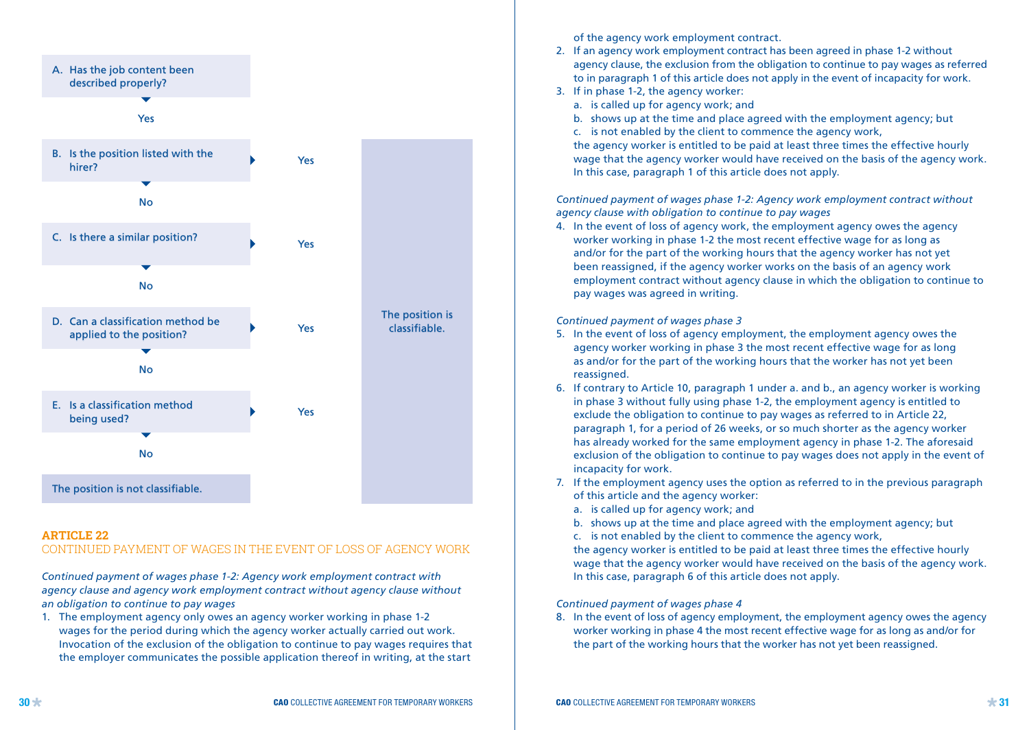A. Has the job content been described properly?

Yes

B. Is the position listed with the hirer? → Yes → The position is classifiable.

No

C. Is there a similar position? → Yes → The position is classifiable.

No

D. Can a classification method be applied to the position? → Yes → The position is classifiable.

No

E. Is a classification method being used? → Yes → The position is classifiable.

No

The position is not classifiable.

## ARTICLE 22
## CONTINUED PAYMENT OF WAGES IN THE EVENT OF LOSS OF AGENCY WORK

*Continued payment of wages phase 1-2: Agency work employment contract with agency clause and agency work employment contract without agency clause without an obligation to continue to pay wages*

1. The employment agency only owes an agency worker working in phase 1-2 wages for the period during which the agency worker actually carried out work. Invocation of the exclusion of the obligation to continue to pay wages requires that the employer communicates the possible application thereof in writing, at the start of the agency work employment contract.
2. If an agency work employment contract has been agreed in phase 1-2 without agency clause, the exclusion from the obligation to continue to pay wages as referred to in paragraph 1 of this article does not apply in the event of incapacity for work.
3. If in phase 1-2, the agency worker:
   a. is called up for agency work; and
   b. shows up at the time and place agreed with the employment agency; but
   c. is not enabled by the client to commence the agency work,

   the agency worker is entitled to be paid at least three times the effective hourly wage that the agency worker would have received on the basis of the agency work. In this case, paragraph 1 of this article does not apply.

*Continued payment of wages phase 1-2: Agency work employment contract without agency clause with obligation to continue to pay wages*

4. In the event of loss of agency work, the employment agency owes the agency worker working in phase 1-2 the most recent effective wage for as long as and/or for the part of the working hours that the agency worker has not yet been reassigned, if the agency worker works on the basis of an agency work employment contract without agency clause in which the obligation to continue to pay wages was agreed in writing.

*Continued payment of wages phase 3*

5. In the event of loss of agency employment, the employment agency owes the agency worker working in phase 3 the most recent effective wage for as long as and/or for the part of the working hours that the worker has not yet been reassigned.
6. If contrary to Article 10, paragraph 1 under a. and b., an agency worker is working in phase 3 without fully using phase 1-2, the employment agency is entitled to exclude the obligation to continue to pay wages as referred to in Article 22, paragraph 1, for a period of 26 weeks, or so much shorter as the agency worker has already worked for the same employment agency in phase 1-2. The aforesaid exclusion of the obligation to continue to pay wages does not apply in the event of incapacity for work.
7. If the employment agency uses the option as referred to in the previous paragraph of this article and the agency worker:
   a. is called up for agency work; and
   b. shows up at the time and place agreed with the employment agency; but
   c. is not enabled by the client to commence the agency work,

   the agency worker is entitled to be paid at least three times the effective hourly wage that the agency worker would have received on the basis of the agency work. In this case, paragraph 6 of this article does not apply.

*Continued payment of wages phase 4*

8. In the event of loss of agency employment, the employment agency owes the agency worker working in phase 4 the most recent effective wage for as long as and/or for the part of the working hours that the worker has not yet been reassigned.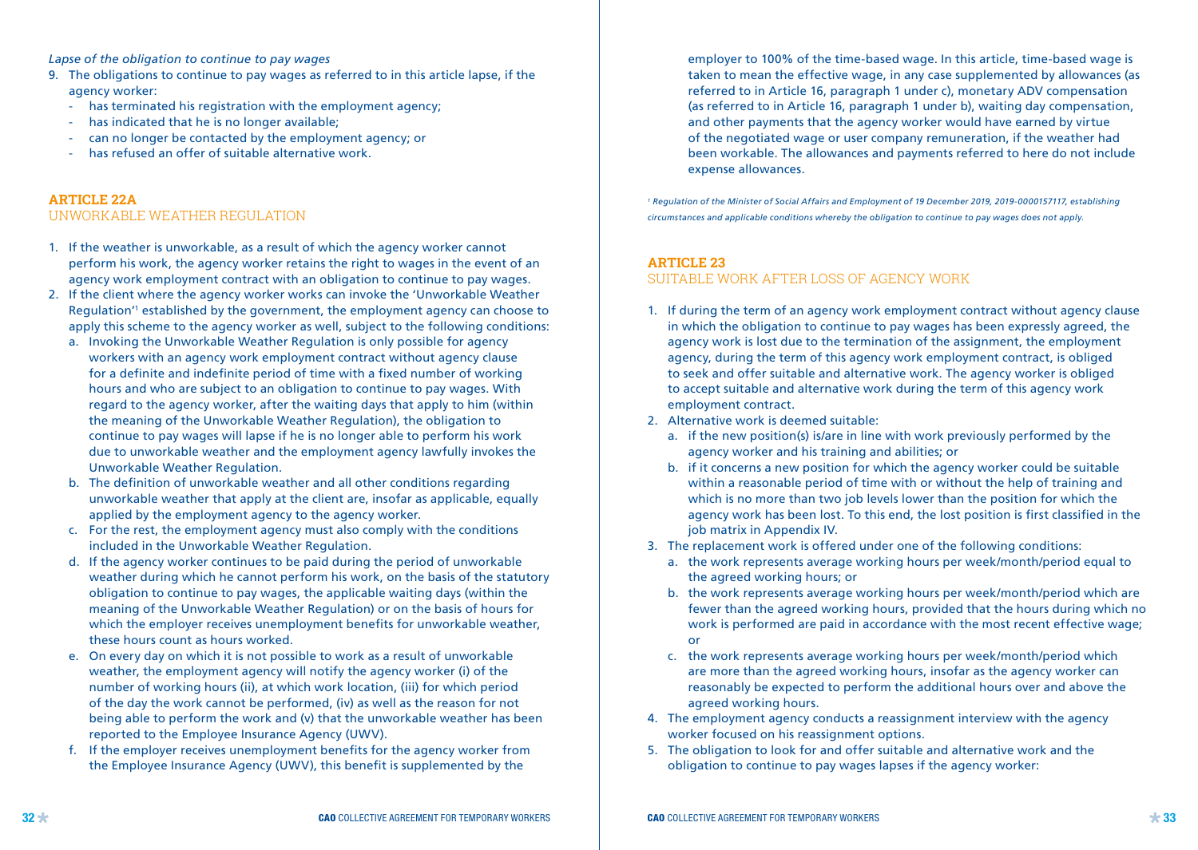*Lapse of the obligation to continue to pay wages*

9. The obligations to continue to pay wages as referred to in this article lapse, if the agency worker:
   - has terminated his registration with the employment agency;
   - has indicated that he is no longer available;
   - can no longer be contacted by the employment agency; or
   - has refused an offer of suitable alternative work.

## ARTICLE 22A
## UNWORKABLE WEATHER REGULATION

1. If the weather is unworkable, as a result of which the agency worker cannot perform his work, the agency worker retains the right to wages in the event of an agency work employment contract with an obligation to continue to pay wages.
2. If the client where the agency worker works can invoke the 'Unworkable Weather Regulation'[1] established by the government, the employment agency can choose to apply this scheme to the agency worker as well, subject to the following conditions:
   a. Invoking the Unworkable Weather Regulation is only possible for agency workers with an agency work employment contract without agency clause for a definite and indefinite period of time with a fixed number of working hours and who are subject to an obligation to continue to pay wages. With regard to the agency worker, after the waiting days that apply to him (within the meaning of the Unworkable Weather Regulation), the obligation to continue to pay wages will lapse if he is no longer able to perform his work due to unworkable weather and the employment agency lawfully invokes the Unworkable Weather Regulation.
   b. The definition of unworkable weather and all other conditions regarding unworkable weather that apply at the client are, insofar as applicable, equally applied by the employment agency to the agency worker.
   c. For the rest, the employment agency must also comply with the conditions included in the Unworkable Weather Regulation.
   d. If the agency worker continues to be paid during the period of unworkable weather during which he cannot perform his work, on the basis of the statutory obligation to continue to pay wages, the applicable waiting days (within the meaning of the Unworkable Weather Regulation) or on the basis of hours for which the employer receives unemployment benefits for unworkable weather, these hours count as hours worked.
   e. On every day on which it is not possible to work as a result of unworkable weather, the employment agency will notify the agency worker (i) of the number of working hours (ii), at which work location, (iii) for which period of the day the work cannot be performed, (iv) as well as the reason for not being able to perform the work and (v) that the unworkable weather has been reported to the Employee Insurance Agency (UWV).
   f. If the employer receives unemployment benefits for the agency worker from the Employee Insurance Agency (UWV), this benefit is supplemented by the employer to 100% of the time-based wage. In this article, time-based wage is taken to mean the effective wage, in any case supplemented by allowances (as referred to in Article 16, paragraph 1 under c), monetary ADV compensation (as referred to in Article 16, paragraph 1 under b), waiting day compensation, and other payments that the agency worker would have earned by virtue of the negotiated wage or user company remuneration, if the weather had been workable. The allowances and payments referred to here do not include expense allowances.

*[1] Regulation of the Minister of Social Affairs and Employment of 19 December 2019, 2019-0000157117, establishing circumstances and applicable conditions whereby the obligation to continue to pay wages does not apply.*

## ARTICLE 23
## SUITABLE WORK AFTER LOSS OF AGENCY WORK

1. If during the term of an agency work employment contract without agency clause in which the obligation to continue to pay wages has been expressly agreed, the agency work is lost due to the termination of the assignment, the employment agency, during the term of this agency work employment contract, is obliged to seek and offer suitable and alternative work. The agency worker is obliged to accept suitable and alternative work during the term of this agency work employment contract.
2. Alternative work is deemed suitable:
   a. if the new position(s) is/are in line with work previously performed by the agency worker and his training and abilities; or
   b. if it concerns a new position for which the agency worker could be suitable within a reasonable period of time with or without the help of training and which is no more than two job levels lower than the position for which the agency work has been lost. To this end, the lost position is first classified in the job matrix in Appendix IV.
3. The replacement work is offered under one of the following conditions:
   a. the work represents average working hours per week/month/period equal to the agreed working hours; or
   b. the work represents average working hours per week/month/period which are fewer than the agreed working hours, provided that the hours during which no work is performed are paid in accordance with the most recent effective wage; or
   c. the work represents average working hours per week/month/period which are more than the agreed working hours, insofar as the agency worker can reasonably be expected to perform the additional hours over and above the agreed working hours.
4. The employment agency conducts a reassignment interview with the agency worker focused on his reassignment options.
5. The obligation to look for and offer suitable and alternative work and the obligation to continue to pay wages lapses if the agency worker: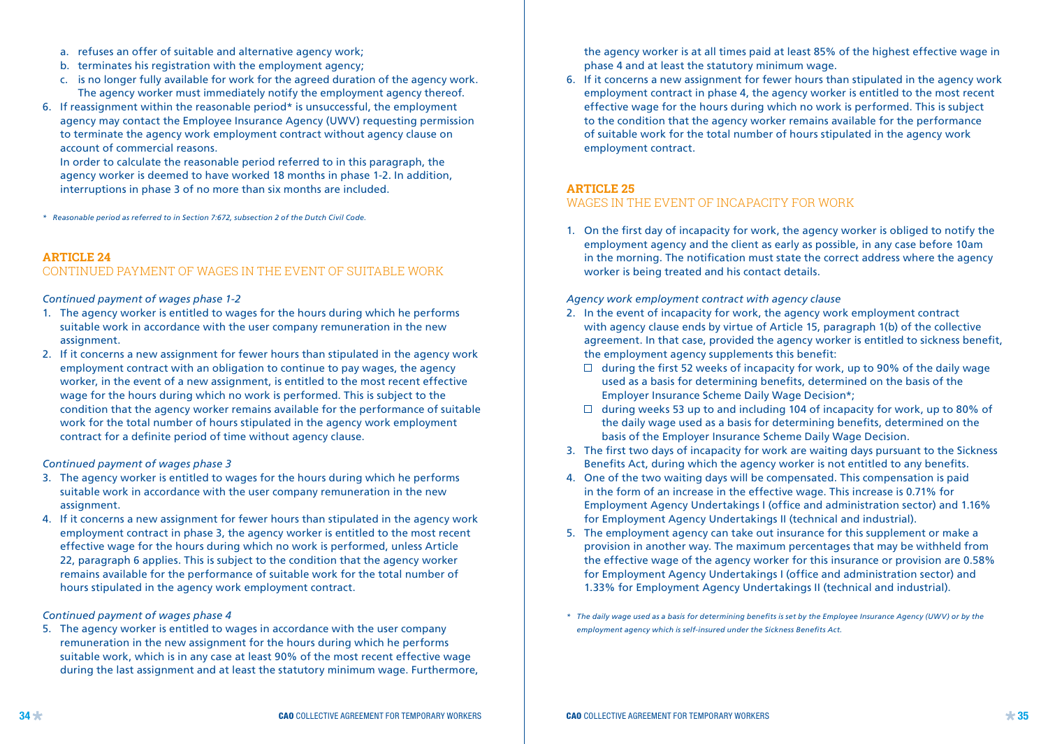a. refuses an offer of suitable and alternative agency work;
b. terminates his registration with the employment agency;
c. is no longer fully available for work for the agreed duration of the agency work. The agency worker must immediately notify the employment agency thereof.

6. If reassignment within the reasonable period* is unsuccessful, the employment agency may contact the Employee Insurance Agency (UWV) requesting permission to terminate the agency work employment contract without agency clause on account of commercial reasons.
   In order to calculate the reasonable period referred to in this paragraph, the agency worker is deemed to have worked 18 months in phase 1-2. In addition, interruptions in phase 3 of no more than six months are included.

*\* Reasonable period as referred to in Section 7:672, subsection 2 of the Dutch Civil Code.*

## ARTICLE 24
## CONTINUED PAYMENT OF WAGES IN THE EVENT OF SUITABLE WORK

*Continued payment of wages phase 1-2*

1. The agency worker is entitled to wages for the hours during which he performs suitable work in accordance with the user company remuneration in the new assignment.
2. If it concerns a new assignment for fewer hours than stipulated in the agency work employment contract with an obligation to continue to pay wages, the agency worker, in the event of a new assignment, is entitled to the most recent effective wage for the hours during which no work is performed. This is subject to the condition that the agency worker remains available for the performance of suitable work for the total number of hours stipulated in the agency work employment contract for a definite period of time without agency clause.

*Continued payment of wages phase 3*

3. The agency worker is entitled to wages for the hours during which he performs suitable work in accordance with the user company remuneration in the new assignment.
4. If it concerns a new assignment for fewer hours than stipulated in the agency work employment contract in phase 3, the agency worker is entitled to the most recent effective wage for the hours during which no work is performed, unless Article 22, paragraph 6 applies. This is subject to the condition that the agency worker remains available for the performance of suitable work for the total number of hours stipulated in the agency work employment contract.

*Continued payment of wages phase 4*

5. The agency worker is entitled to wages in accordance with the user company remuneration in the new assignment for the hours during which he performs suitable work, which is in any case at least 90% of the most recent effective wage during the last assignment and at least the statutory minimum wage. Furthermore, the agency worker is at all times paid at least 85% of the highest effective wage in phase 4 and at least the statutory minimum wage.
6. If it concerns a new assignment for fewer hours than stipulated in the agency work employment contract in phase 4, the agency worker is entitled to the most recent effective wage for the hours during which no work is performed. This is subject to the condition that the agency worker remains available for the performance of suitable work for the total number of hours stipulated in the agency work employment contract.

## ARTICLE 25
## WAGES IN THE EVENT OF INCAPACITY FOR WORK

1. On the first day of incapacity for work, the agency worker is obliged to notify the employment agency and the client as early as possible, in any case before 10am in the morning. The notification must state the correct address where the agency worker is being treated and his contact details.

*Agency work employment contract with agency clause*

2. In the event of incapacity for work, the agency work employment contract with agency clause ends by virtue of Article 15, paragraph 1(b) of the collective agreement. In that case, provided the agency worker is entitled to sickness benefit, the employment agency supplements this benefit:
   - during the first 52 weeks of incapacity for work, up to 90% of the daily wage used as a basis for determining benefits, determined on the basis of the Employer Insurance Scheme Daily Wage Decision*;
   - during weeks 53 up to and including 104 of incapacity for work, up to 80% of the daily wage used as a basis for determining benefits, determined on the basis of the Employer Insurance Scheme Daily Wage Decision.
3. The first two days of incapacity for work are waiting days pursuant to the Sickness Benefits Act, during which the agency worker is not entitled to any benefits.
4. One of the two waiting days will be compensated. This compensation is paid in the form of an increase in the effective wage. This increase is 0.71% for Employment Agency Undertakings I (office and administration sector) and 1.16% for Employment Agency Undertakings II (technical and industrial).
5. The employment agency can take out insurance for this supplement or make a provision in another way. The maximum percentages that may be withheld from the effective wage of the agency worker for this insurance or provision are 0.58% for Employment Agency Undertakings I (office and administration sector) and 1.33% for Employment Agency Undertakings II (technical and industrial).

*\* The daily wage used as a basis for determining benefits is set by the Employee Insurance Agency (UWV) or by the employment agency which is self-insured under the Sickness Benefits Act.*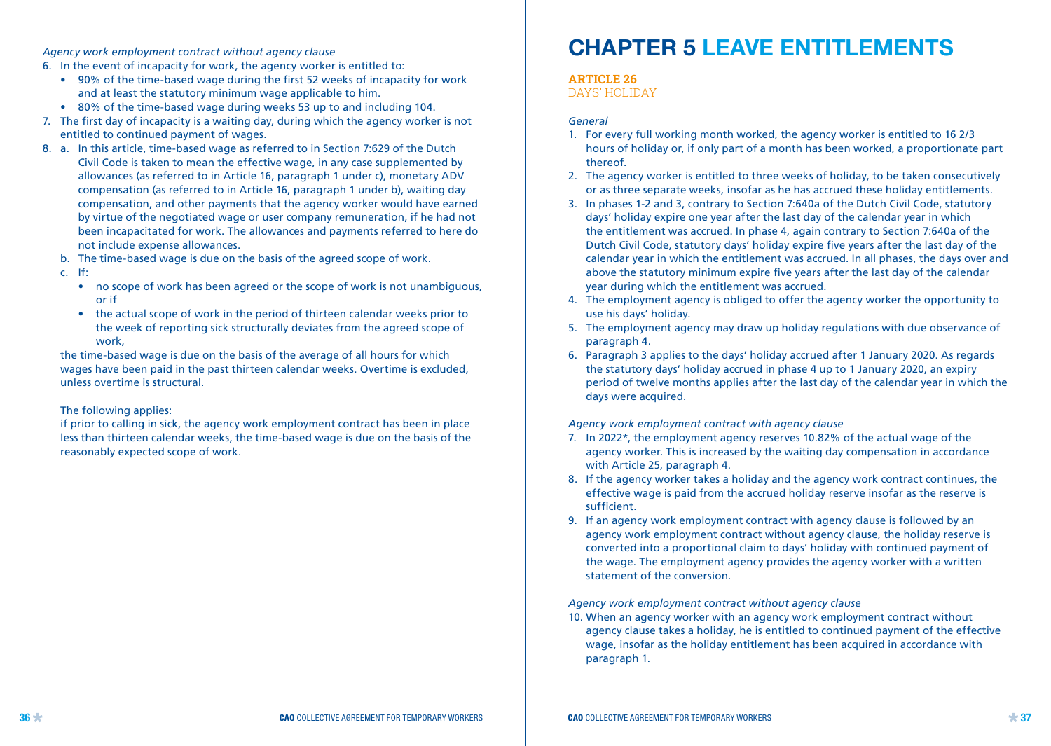*Agency work employment contract without agency clause*

6. In the event of incapacity for work, the agency worker is entitled to:
   - 90% of the time-based wage during the first 52 weeks of incapacity for work and at least the statutory minimum wage applicable to him.
   - 80% of the time-based wage during weeks 53 up to and including 104.
7. The first day of incapacity is a waiting day, during which the agency worker is not entitled to continued payment of wages.
8. a. In this article, time-based wage as referred to in Section 7:629 of the Dutch Civil Code is taken to mean the effective wage, in any case supplemented by allowances (as referred to in Article 16, paragraph 1 under c), monetary ADV compensation (as referred to in Article 16, paragraph 1 under b), waiting day compensation, and other payments that the agency worker would have earned by virtue of the negotiated wage or user company remuneration, if he had not been incapacitated for work. The allowances and payments referred to here do not include expense allowances.

   b. The time-based wage is due on the basis of the agreed scope of work.

   c. If:
      - no scope of work has been agreed or the scope of work is not unambiguous, or if
      - the actual scope of work in the period of thirteen calendar weeks prior to the week of reporting sick structurally deviates from the agreed scope of work,

   the time-based wage is due on the basis of the average of all hours for which wages have been paid in the past thirteen calendar weeks. Overtime is excluded, unless overtime is structural.

   The following applies:
   if prior to calling in sick, the agency work employment contract has been in place less than thirteen calendar weeks, the time-based wage is due on the basis of the reasonably expected scope of work.

# CHAPTER 5 LEAVE ENTITLEMENTS

## ARTICLE 26
### DAYS' HOLIDAY

*General*

1. For every full working month worked, the agency worker is entitled to 16 2/3 hours of holiday or, if only part of a month has been worked, a proportionate part thereof.
2. The agency worker is entitled to three weeks of holiday, to be taken consecutively or as three separate weeks, insofar as he has accrued these holiday entitlements.
3. In phases 1-2 and 3, contrary to Section 7:640a of the Dutch Civil Code, statutory days' holiday expire one year after the last day of the calendar year in which the entitlement was accrued. In phase 4, again contrary to Section 7:640a of the Dutch Civil Code, statutory days' holiday expire five years after the last day of the calendar year in which the entitlement was accrued. In all phases, the days over and above the statutory minimum expire five years after the last day of the calendar year during which the entitlement was accrued.
4. The employment agency is obliged to offer the agency worker the opportunity to use his days' holiday.
5. The employment agency may draw up holiday regulations with due observance of paragraph 4.
6. Paragraph 3 applies to the days' holiday accrued after 1 January 2020. As regards the statutory days' holiday accrued in phase 4 up to 1 January 2020, an expiry period of twelve months applies after the last day of the calendar year in which the days were acquired.

*Agency work employment contract with agency clause*

7. In 2022*, the employment agency reserves 10.82% of the actual wage of the agency worker. This is increased by the waiting day compensation in accordance with Article 25, paragraph 4.
8. If the agency worker takes a holiday and the agency work contract continues, the effective wage is paid from the accrued holiday reserve insofar as the reserve is sufficient.
9. If an agency work employment contract with agency clause is followed by an agency work employment contract without agency clause, the holiday reserve is converted into a proportional claim to days' holiday with continued payment of the wage. The employment agency provides the agency worker with a written statement of the conversion.

*Agency work employment contract without agency clause*

10. When an agency worker with an agency work employment contract without agency clause takes a holiday, he is entitled to continued payment of the effective wage, insofar as the holiday entitlement has been acquired in accordance with paragraph 1.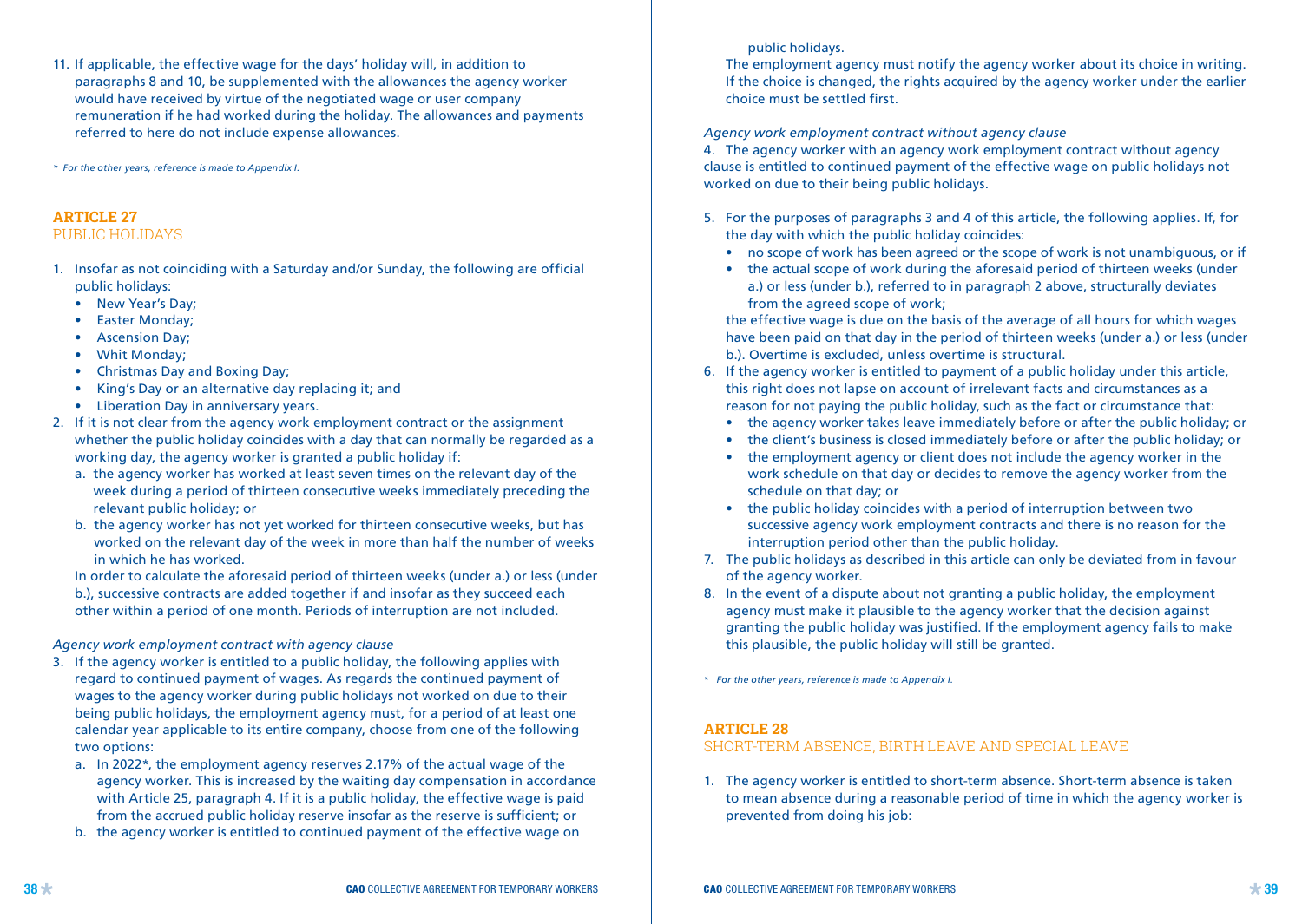11. If applicable, the effective wage for the days' holiday will, in addition to paragraphs 8 and 10, be supplemented with the allowances the agency worker would have received by virtue of the negotiated wage or user company remuneration if he had worked during the holiday. The allowances and payments referred to here do not include expense allowances.

*\* For the other years, reference is made to Appendix I.*

## ARTICLE 27
PUBLIC HOLIDAYS

1. Insofar as not coinciding with a Saturday and/or Sunday, the following are official public holidays:
   - New Year's Day;
   - Easter Monday;
   - Ascension Day;
   - Whit Monday;
   - Christmas Day and Boxing Day;
   - King's Day or an alternative day replacing it; and
   - Liberation Day in anniversary years.
2. If it is not clear from the agency work employment contract or the assignment whether the public holiday coincides with a day that can normally be regarded as a working day, the agency worker is granted a public holiday if:
   a. the agency worker has worked at least seven times on the relevant day of the week during a period of thirteen consecutive weeks immediately preceding the relevant public holiday; or
   b. the agency worker has not yet worked for thirteen consecutive weeks, but has worked on the relevant day of the week in more than half the number of weeks in which he has worked.

   In order to calculate the aforesaid period of thirteen weeks (under a.) or less (under b.), successive contracts are added together if and insofar as they succeed each other within a period of one month. Periods of interruption are not included.

*Agency work employment contract with agency clause*

3. If the agency worker is entitled to a public holiday, the following applies with regard to continued payment of wages. As regards the continued payment of wages to the agency worker during public holidays not worked on due to their being public holidays, the employment agency must, for a period of at least one calendar year applicable to its entire company, choose from one of the following two options:
   a. In 2022\*, the employment agency reserves 2.17% of the actual wage of the agency worker. This is increased by the waiting day compensation in accordance with Article 25, paragraph 4. If it is a public holiday, the effective wage is paid from the accrued public holiday reserve insofar as the reserve is sufficient; or
   b. the agency worker is entitled to continued payment of the effective wage on public holidays.

   The employment agency must notify the agency worker about its choice in writing. If the choice is changed, the rights acquired by the agency worker under the earlier choice must be settled first.

*Agency work employment contract without agency clause*

4. The agency worker with an agency work employment contract without agency clause is entitled to continued payment of the effective wage on public holidays not worked on due to their being public holidays.

5. For the purposes of paragraphs 3 and 4 of this article, the following applies. If, for the day with which the public holiday coincides:
   - no scope of work has been agreed or the scope of work is not unambiguous, or if
   - the actual scope of work during the aforesaid period of thirteen weeks (under a.) or less (under b.), referred to in paragraph 2 above, structurally deviates from the agreed scope of work;

   the effective wage is due on the basis of the average of all hours for which wages have been paid on that day in the period of thirteen weeks (under a.) or less (under b.). Overtime is excluded, unless overtime is structural.
6. If the agency worker is entitled to payment of a public holiday under this article, this right does not lapse on account of irrelevant facts and circumstances as a reason for not paying the public holiday, such as the fact or circumstance that:
   - the agency worker takes leave immediately before or after the public holiday; or
   - the client's business is closed immediately before or after the public holiday; or
   - the employment agency or client does not include the agency worker in the work schedule on that day or decides to remove the agency worker from the schedule on that day; or
   - the public holiday coincides with a period of interruption between two successive agency work employment contracts and there is no reason for the interruption period other than the public holiday.
7. The public holidays as described in this article can only be deviated from in favour of the agency worker.
8. In the event of a dispute about not granting a public holiday, the employment agency must make it plausible to the agency worker that the decision against granting the public holiday was justified. If the employment agency fails to make this plausible, the public holiday will still be granted.

*\* For the other years, reference is made to Appendix I.*

## ARTICLE 28
SHORT-TERM ABSENCE, BIRTH LEAVE AND SPECIAL LEAVE

1. The agency worker is entitled to short-term absence. Short-term absence is taken to mean absence during a reasonable period of time in which the agency worker is prevented from doing his job: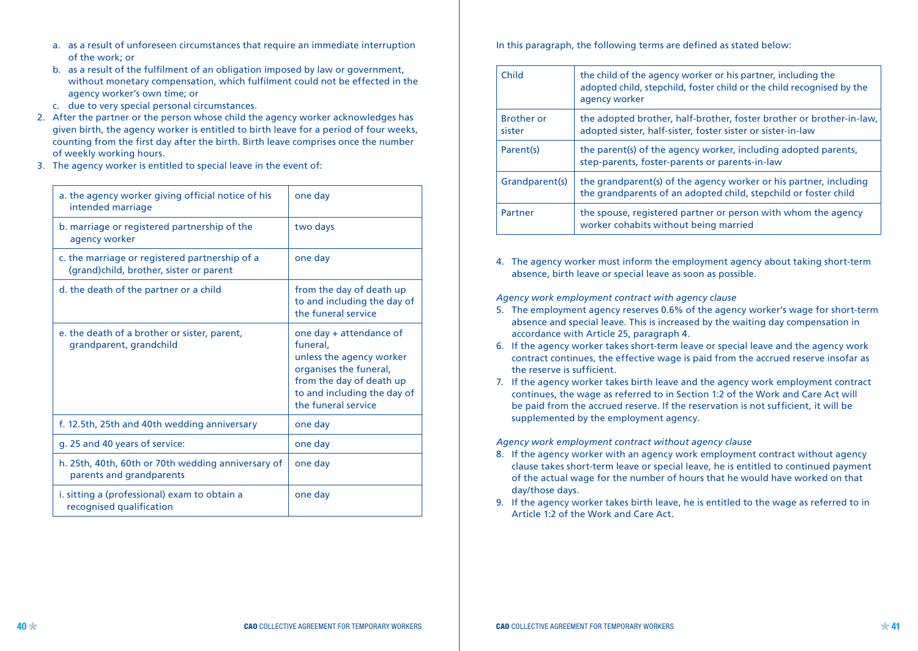a. as a result of unforeseen circumstances that require an immediate interruption of the work; or
b. as a result of the fulfilment of an obligation imposed by law or government, without monetary compensation, which fulfilment could not be effected in the agency worker's own time; or
c. due to very special personal circumstances.

2. After the partner or the person whose child the agency worker acknowledges has given birth, the agency worker is entitled to birth leave for a period of four weeks, counting from the first day after the birth. Birth leave comprises once the number of weekly working hours.
3. The agency worker is entitled to special leave in the event of:

| | |
|---|---|
| a. the agency worker giving official notice of his intended marriage | one day |
| b. marriage or registered partnership of the agency worker | two days |
| c. the marriage or registered partnership of a (grand)child, brother, sister or parent | one day |
| d. the death of the partner or a child | from the day of death up to and including the day of the funeral service |
| e. the death of a brother or sister, parent, grandparent, grandchild | one day + attendance of funeral, unless the agency worker organises the funeral, from the day of death up to and including the day of the funeral service |
| f. 12.5th, 25th and 40th wedding anniversary | one day |
| g. 25 and 40 years of service: | one day |
| h. 25th, 40th, 60th or 70th wedding anniversary of parents and grandparents | one day |
| i. sitting a (professional) exam to obtain a recognised qualification | one day |

In this paragraph, the following terms are defined as stated below:

| | |
|---|---|
| Child | the child of the agency worker or his partner, including the adopted child, stepchild, foster child or the child recognised by the agency worker |
| Brother or sister | the adopted brother, half-brother, foster brother or brother-in-law, adopted sister, half-sister, foster sister or sister-in-law |
| Parent(s) | the parent(s) of the agency worker, including adopted parents, step-parents, foster-parents or parents-in-law |
| Grandparent(s) | the grandparent(s) of the agency worker or his partner, including the grandparents of an adopted child, stepchild or foster child |
| Partner | the spouse, registered partner or person with whom the agency worker cohabits without being married |

4. The agency worker must inform the employment agency about taking short-term absence, birth leave or special leave as soon as possible.

*Agency work employment contract with agency clause*

5. The employment agency reserves 0.6% of the agency worker's wage for short-term absence and special leave. This is increased by the waiting day compensation in accordance with Article 25, paragraph 4.
6. If the agency worker takes short-term leave or special leave and the agency work contract continues, the effective wage is paid from the accrued reserve insofar as the reserve is sufficient.
7. If the agency worker takes birth leave and the agency work employment contract continues, the wage as referred to in Section 1:2 of the Work and Care Act will be paid from the accrued reserve. If the reservation is not sufficient, it will be supplemented by the employment agency.

*Agency work employment contract without agency clause*

8. If the agency worker with an agency work employment contract without agency clause takes short-term leave or special leave, he is entitled to continued payment of the actual wage for the number of hours that he would have worked on that day/those days.
9. If the agency worker takes birth leave, he is entitled to the wage as referred to in Article 1:2 of the Work and Care Act.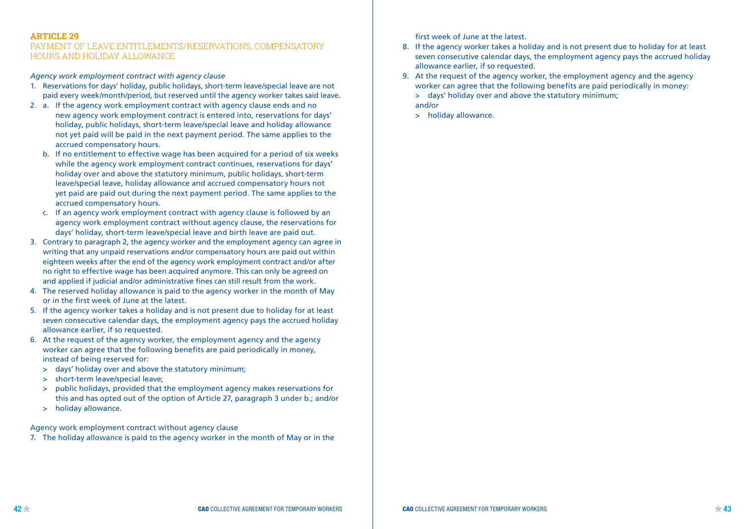## ARTICLE 29

### PAYMENT OF LEAVE ENTITLEMENTS/RESERVATIONS, COMPENSATORY HOURS AND HOLIDAY ALLOWANCE

*Agency work employment contract with agency clause*

1. Reservations for days' holiday, public holidays, short-term leave/special leave are not paid every week/month/period, but reserved until the agency worker takes said leave.
2. a. If the agency work employment contract with agency clause ends and no new agency work employment contract is entered into, reservations for days' holiday, public holidays, short-term leave/special leave and holiday allowance not yet paid will be paid in the next payment period. The same applies to the accrued compensatory hours.
   b. If no entitlement to effective wage has been acquired for a period of six weeks while the agency work employment contract continues, reservations for days' holiday over and above the statutory minimum, public holidays, short-term leave/special leave, holiday allowance and accrued compensatory hours not yet paid are paid out during the next payment period. The same applies to the accrued compensatory hours.
   c. If an agency work employment contract with agency clause is followed by an agency work employment contract without agency clause, the reservations for days' holiday, short-term leave/special leave and birth leave are paid out.
3. Contrary to paragraph 2, the agency worker and the employment agency can agree in writing that any unpaid reservations and/or compensatory hours are paid out within eighteen weeks after the end of the agency work employment contract and/or after no right to effective wage has been acquired anymore. This can only be agreed on and applied if judicial and/or administrative fines can still result from the work.
4. The reserved holiday allowance is paid to the agency worker in the month of May or in the first week of June at the latest.
5. If the agency worker takes a holiday and is not present due to holiday for at least seven consecutive calendar days, the employment agency pays the accrued holiday allowance earlier, if so requested.
6. At the request of the agency worker, the employment agency and the agency worker can agree that the following benefits are paid periodically in money, instead of being reserved for:
   > days' holiday over and above the statutory minimum;
   > short-term leave/special leave;
   > public holidays, provided that the employment agency makes reservations for this and has opted out of the option of Article 27, paragraph 3 under b.; and/or
   > holiday allowance.

Agency work employment contract without agency clause

7. The holiday allowance is paid to the agency worker in the month of May or in the first week of June at the latest.
8. If the agency worker takes a holiday and is not present due to holiday for at least seven consecutive calendar days, the employment agency pays the accrued holiday allowance earlier, if so requested.
9. At the request of the agency worker, the employment agency and the agency worker can agree that the following benefits are paid periodically in money:
   > days' holiday over and above the statutory minimum;
   and/or
   > holiday allowance.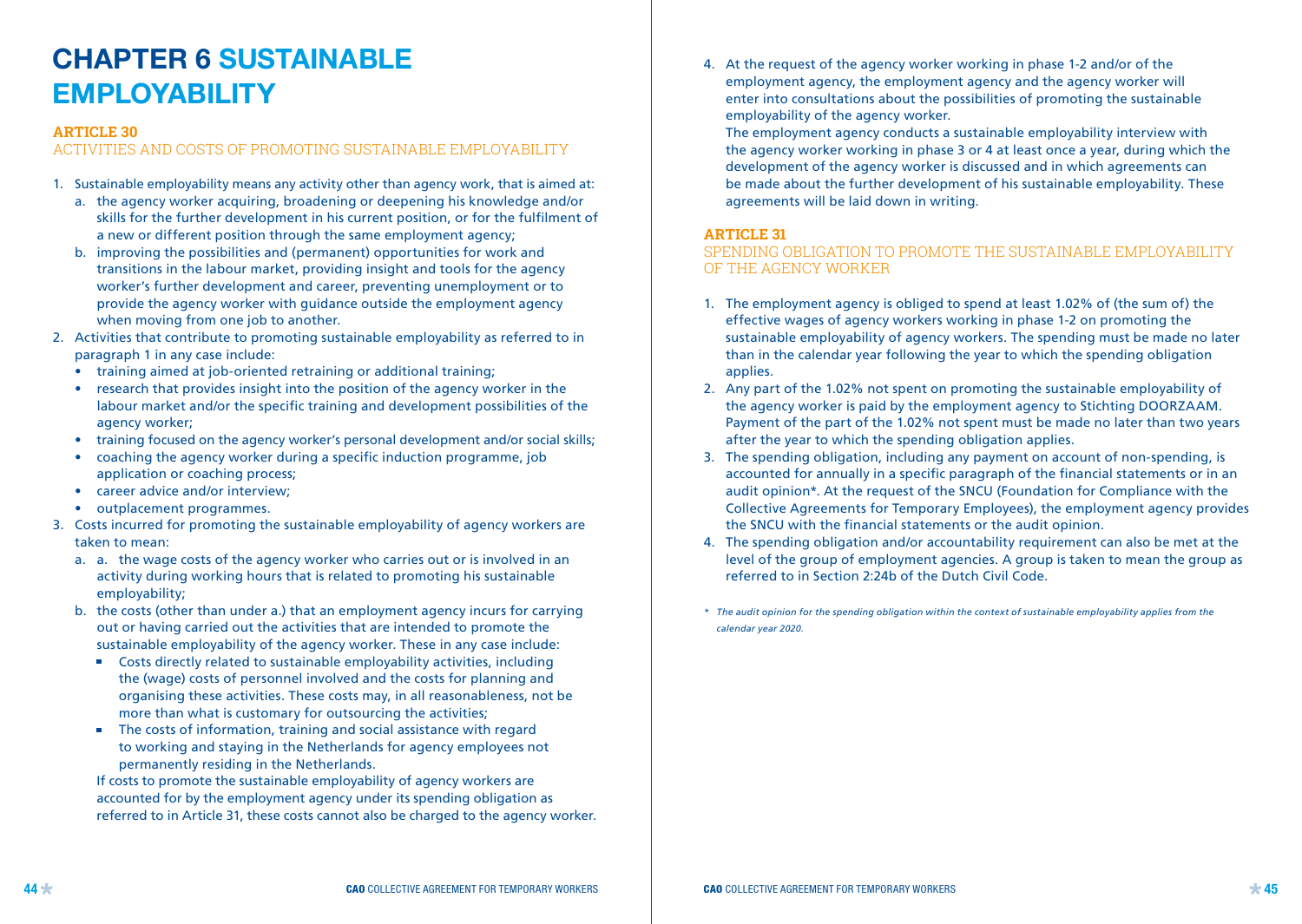# CHAPTER 6 SUSTAINABLE EMPLOYABILITY

## ARTICLE 30

### ACTIVITIES AND COSTS OF PROMOTING SUSTAINABLE EMPLOYABILITY

1. Sustainable employability means any activity other than agency work, that is aimed at:
   a. the agency worker acquiring, broadening or deepening his knowledge and/or skills for the further development in his current position, or for the fulfilment of a new or different position through the same employment agency;
   b. improving the possibilities and (permanent) opportunities for work and transitions in the labour market, providing insight and tools for the agency worker's further development and career, preventing unemployment or to provide the agency worker with guidance outside the employment agency when moving from one job to another.
2. Activities that contribute to promoting sustainable employability as referred to in paragraph 1 in any case include:
   - training aimed at job-oriented retraining or additional training;
   - research that provides insight into the position of the agency worker in the labour market and/or the specific training and development possibilities of the agency worker;
   - training focused on the agency worker's personal development and/or social skills;
   - coaching the agency worker during a specific induction programme, job application or coaching process;
   - career advice and/or interview;
   - outplacement programmes.
3. Costs incurred for promoting the sustainable employability of agency workers are taken to mean:
   a. a. the wage costs of the agency worker who carries out or is involved in an activity during working hours that is related to promoting his sustainable employability;
   b. the costs (other than under a.) that an employment agency incurs for carrying out or having carried out the activities that are intended to promote the sustainable employability of the agency worker. These in any case include:
      - Costs directly related to sustainable employability activities, including the (wage) costs of personnel involved and the costs for planning and organising these activities. These costs may, in all reasonableness, not be more than what is customary for outsourcing the activities;
      - The costs of information, training and social assistance with regard to working and staying in the Netherlands for agency employees not permanently residing in the Netherlands.

   If costs to promote the sustainable employability of agency workers are accounted for by the employment agency under its spending obligation as referred to in Article 31, these costs cannot also be charged to the agency worker.
4. At the request of the agency worker working in phase 1-2 and/or of the employment agency, the employment agency and the agency worker will enter into consultations about the possibilities of promoting the sustainable employability of the agency worker.
   The employment agency conducts a sustainable employability interview with the agency worker working in phase 3 or 4 at least once a year, during which the development of the agency worker is discussed and in which agreements can be made about the further development of his sustainable employability. These agreements will be laid down in writing.

## ARTICLE 31

### SPENDING OBLIGATION TO PROMOTE THE SUSTAINABLE EMPLOYABILITY OF THE AGENCY WORKER

1. The employment agency is obliged to spend at least 1.02% of (the sum of) the effective wages of agency workers working in phase 1-2 on promoting the sustainable employability of agency workers. The spending must be made no later than in the calendar year following the year to which the spending obligation applies.
2. Any part of the 1.02% not spent on promoting the sustainable employability of the agency worker is paid by the employment agency to Stichting DOORZAAM. Payment of the part of the 1.02% not spent must be made no later than two years after the year to which the spending obligation applies.
3. The spending obligation, including any payment on account of non-spending, is accounted for annually in a specific paragraph of the financial statements or in an audit opinion*. At the request of the SNCU (Foundation for Compliance with the Collective Agreements for Temporary Employees), the employment agency provides the SNCU with the financial statements or the audit opinion.
4. The spending obligation and/or accountability requirement can also be met at the level of the group of employment agencies. A group is taken to mean the group as referred to in Section 2:24b of the Dutch Civil Code.

*\* The audit opinion for the spending obligation within the context of sustainable employability applies from the calendar year 2020.*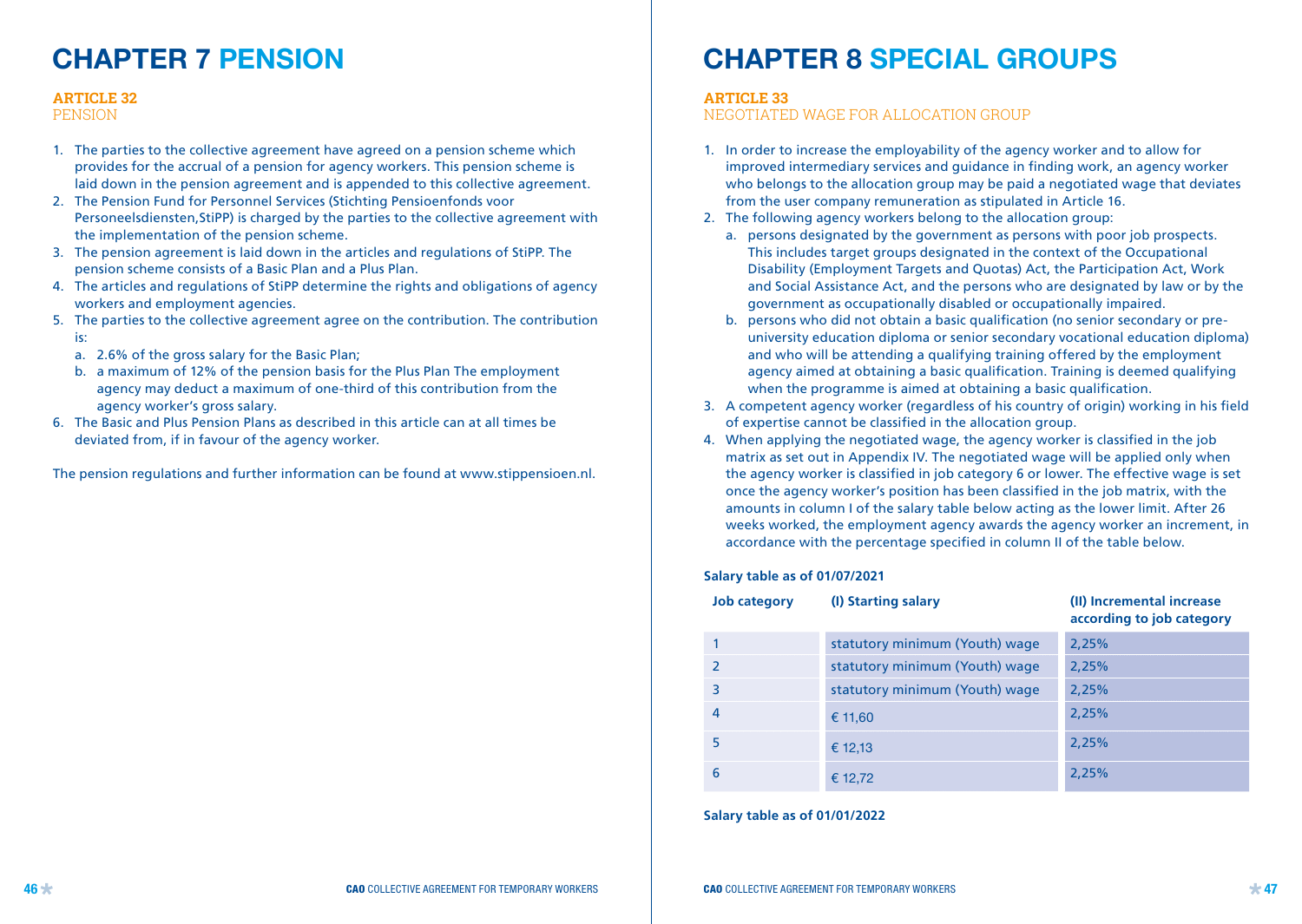# CHAPTER 7 PENSION

## ARTICLE 32
PENSION

1. The parties to the collective agreement have agreed on a pension scheme which provides for the accrual of a pension for agency workers. This pension scheme is laid down in the pension agreement and is appended to this collective agreement.
2. The Pension Fund for Personnel Services (Stichting Pensioenfonds voor Personeelsdiensten,StiPP) is charged by the parties to the collective agreement with the implementation of the pension scheme.
3. The pension agreement is laid down in the articles and regulations of StiPP. The pension scheme consists of a Basic Plan and a Plus Plan.
4. The articles and regulations of StiPP determine the rights and obligations of agency workers and employment agencies.
5. The parties to the collective agreement agree on the contribution. The contribution is:
   a. 2.6% of the gross salary for the Basic Plan;
   b. a maximum of 12% of the pension basis for the Plus Plan The employment agency may deduct a maximum of one-third of this contribution from the agency worker's gross salary.
6. The Basic and Plus Pension Plans as described in this article can at all times be deviated from, if in favour of the agency worker.

The pension regulations and further information can be found at www.stippensioen.nl.

# CHAPTER 8 SPECIAL GROUPS

## ARTICLE 33
NEGOTIATED WAGE FOR ALLOCATION GROUP

1. In order to increase the employability of the agency worker and to allow for improved intermediary services and guidance in finding work, an agency worker who belongs to the allocation group may be paid a negotiated wage that deviates from the user company remuneration as stipulated in Article 16.
2. The following agency workers belong to the allocation group:
   a. persons designated by the government as persons with poor job prospects. This includes target groups designated in the context of the Occupational Disability (Employment Targets and Quotas) Act, the Participation Act, Work and Social Assistance Act, and the persons who are designated by law or by the government as occupationally disabled or occupationally impaired.
   b. persons who did not obtain a basic qualification (no senior secondary or pre-university education diploma or senior secondary vocational education diploma) and who will be attending a qualifying training offered by the employment agency aimed at obtaining a basic qualification. Training is deemed qualifying when the programme is aimed at obtaining a basic qualification.
3. A competent agency worker (regardless of his country of origin) working in his field of expertise cannot be classified in the allocation group.
4. When applying the negotiated wage, the agency worker is classified in the job matrix as set out in Appendix IV. The negotiated wage will be applied only when the agency worker is classified in job category 6 or lower. The effective wage is set once the agency worker's position has been classified in the job matrix, with the amounts in column I of the salary table below acting as the lower limit. After 26 weeks worked, the employment agency awards the agency worker an increment, in accordance with the percentage specified in column II of the table below.

**Salary table as of 01/07/2021**

| Job category | (I) Starting salary | (II) Incremental increase according to job category |
|---|---|---|
| 1 | statutory minimum (Youth) wage | 2,25% |
| 2 | statutory minimum (Youth) wage | 2,25% |
| 3 | statutory minimum (Youth) wage | 2,25% |
| 4 | € 11,60 | 2,25% |
| 5 | € 12,13 | 2,25% |
| 6 | € 12,72 | 2,25% |

**Salary table as of 01/01/2022**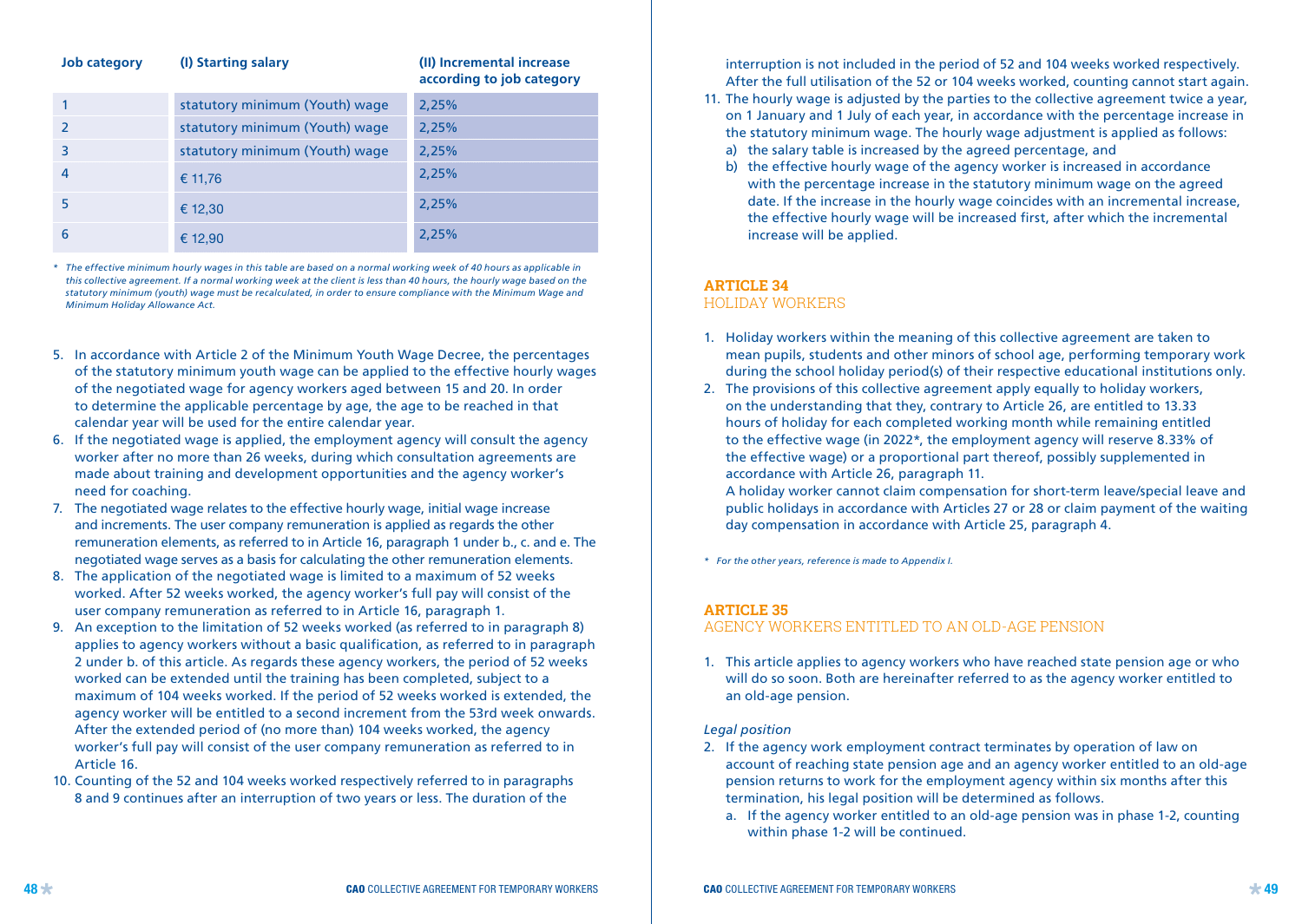| Job category | (I) Starting salary | (II) Incremental increase according to job category |
|---|---|---|
| 1 | statutory minimum (Youth) wage | 2,25% |
| 2 | statutory minimum (Youth) wage | 2,25% |
| 3 | statutory minimum (Youth) wage | 2,25% |
| 4 | € 11,76 | 2,25% |
| 5 | € 12,30 | 2,25% |
| 6 | € 12,90 | 2,25% |

*\* The effective minimum hourly wages in this table are based on a normal working week of 40 hours as applicable in this collective agreement. If a normal working week at the client is less than 40 hours, the hourly wage based on the statutory minimum (youth) wage must be recalculated, in order to ensure compliance with the Minimum Wage and Minimum Holiday Allowance Act.*

5. In accordance with Article 2 of the Minimum Youth Wage Decree, the percentages of the statutory minimum youth wage can be applied to the effective hourly wages of the negotiated wage for agency workers aged between 15 and 20. In order to determine the applicable percentage by age, the age to be reached in that calendar year will be used for the entire calendar year.
6. If the negotiated wage is applied, the employment agency will consult the agency worker after no more than 26 weeks, during which consultation agreements are made about training and development opportunities and the agency worker's need for coaching.
7. The negotiated wage relates to the effective hourly wage, initial wage increase and increments. The user company remuneration is applied as regards the other remuneration elements, as referred to in Article 16, paragraph 1 under b., c. and e. The negotiated wage serves as a basis for calculating the other remuneration elements.
8. The application of the negotiated wage is limited to a maximum of 52 weeks worked. After 52 weeks worked, the agency worker's full pay will consist of the user company remuneration as referred to in Article 16, paragraph 1.
9. An exception to the limitation of 52 weeks worked (as referred to in paragraph 8) applies to agency workers without a basic qualification, as referred to in paragraph 2 under b. of this article. As regards these agency workers, the period of 52 weeks worked can be extended until the training has been completed, subject to a maximum of 104 weeks worked. If the period of 52 weeks worked is extended, the agency worker will be entitled to a second increment from the 53rd week onwards. After the extended period of (no more than) 104 weeks worked, the agency worker's full pay will consist of the user company remuneration as referred to in Article 16.
10. Counting of the 52 and 104 weeks worked respectively referred to in paragraphs 8 and 9 continues after an interruption of two years or less. The duration of the interruption is not included in the period of 52 and 104 weeks worked respectively. After the full utilisation of the 52 or 104 weeks worked, counting cannot start again.
11. The hourly wage is adjusted by the parties to the collective agreement twice a year, on 1 January and 1 July of each year, in accordance with the percentage increase in the statutory minimum wage. The hourly wage adjustment is applied as follows:
    a) the salary table is increased by the agreed percentage, and
    b) the effective hourly wage of the agency worker is increased in accordance with the percentage increase in the statutory minimum wage on the agreed date. If the increase in the hourly wage coincides with an incremental increase, the effective hourly wage will be increased first, after which the incremental increase will be applied.

## ARTICLE 34
## HOLIDAY WORKERS

1. Holiday workers within the meaning of this collective agreement are taken to mean pupils, students and other minors of school age, performing temporary work during the school holiday period(s) of their respective educational institutions only.
2. The provisions of this collective agreement apply equally to holiday workers, on the understanding that they, contrary to Article 26, are entitled to 13.33 hours of holiday for each completed working month while remaining entitled to the effective wage (in 2022*, the employment agency will reserve 8.33% of the effective wage) or a proportional part thereof, possibly supplemented in accordance with Article 26, paragraph 11.
   A holiday worker cannot claim compensation for short-term leave/special leave and public holidays in accordance with Articles 27 or 28 or claim payment of the waiting day compensation in accordance with Article 25, paragraph 4.

*\* For the other years, reference is made to Appendix I.*

## ARTICLE 35
## AGENCY WORKERS ENTITLED TO AN OLD-AGE PENSION

1. This article applies to agency workers who have reached state pension age or who will do so soon. Both are hereinafter referred to as the agency worker entitled to an old-age pension.

*Legal position*

2. If the agency work employment contract terminates by operation of law on account of reaching state pension age and an agency worker entitled to an old-age pension returns to work for the employment agency within six months after this termination, his legal position will be determined as follows.
   a. If the agency worker entitled to an old-age pension was in phase 1-2, counting within phase 1-2 will be continued.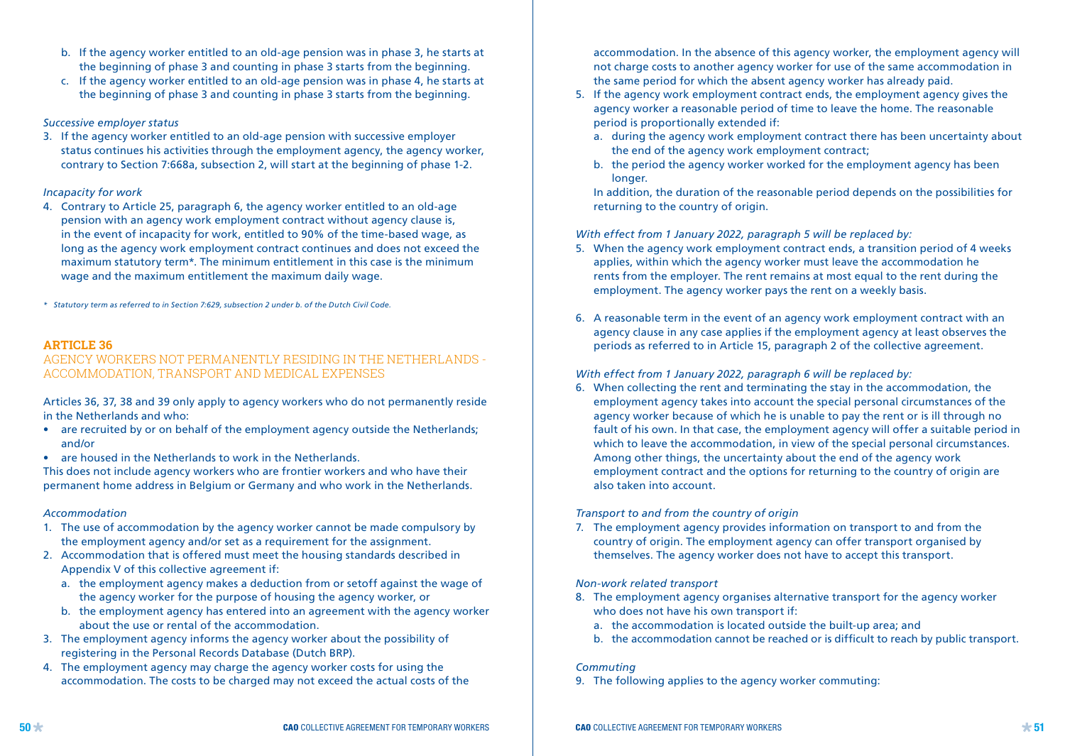b. If the agency worker entitled to an old-age pension was in phase 3, he starts at the beginning of phase 3 and counting in phase 3 starts from the beginning.
   c. If the agency worker entitled to an old-age pension was in phase 4, he starts at the beginning of phase 3 and counting in phase 3 starts from the beginning.

*Successive employer status*

3. If the agency worker entitled to an old-age pension with successive employer status continues his activities through the employment agency, the agency worker, contrary to Section 7:668a, subsection 2, will start at the beginning of phase 1-2.

*Incapacity for work*

4. Contrary to Article 25, paragraph 6, the agency worker entitled to an old-age pension with an agency work employment contract without agency clause is, in the event of incapacity for work, entitled to 90% of the time-based wage, as long as the agency work employment contract continues and does not exceed the maximum statutory term*. The minimum entitlement in this case is the minimum wage and the maximum entitlement the maximum daily wage.

*\* Statutory term as referred to in Section 7:629, subsection 2 under b. of the Dutch Civil Code.*

## ARTICLE 36

### AGENCY WORKERS NOT PERMANENTLY RESIDING IN THE NETHERLANDS - ACCOMMODATION, TRANSPORT AND MEDICAL EXPENSES

Articles 36, 37, 38 and 39 only apply to agency workers who do not permanently reside in the Netherlands and who:

- are recruited by or on behalf of the employment agency outside the Netherlands; and/or
- are housed in the Netherlands to work in the Netherlands.

This does not include agency workers who are frontier workers and who have their permanent home address in Belgium or Germany and who work in the Netherlands.

*Accommodation*

1. The use of accommodation by the agency worker cannot be made compulsory by the employment agency and/or set as a requirement for the assignment.
2. Accommodation that is offered must meet the housing standards described in Appendix V of this collective agreement if:
   a. the employment agency makes a deduction from or setoff against the wage of the agency worker for the purpose of housing the agency worker, or
   b. the employment agency has entered into an agreement with the agency worker about the use or rental of the accommodation.
3. The employment agency informs the agency worker about the possibility of registering in the Personal Records Database (Dutch BRP).
4. The employment agency may charge the agency worker costs for using the accommodation. The costs to be charged may not exceed the actual costs of the accommodation. In the absence of this agency worker, the employment agency will not charge costs to another agency worker for use of the same accommodation in the same period for which the absent agency worker has already paid.
5. If the agency work employment contract ends, the employment agency gives the agency worker a reasonable period of time to leave the home. The reasonable period is proportionally extended if:
   a. during the agency work employment contract there has been uncertainty about the end of the agency work employment contract;
   b. the period the agency worker worked for the employment agency has been longer.

   In addition, the duration of the reasonable period depends on the possibilities for returning to the country of origin.

*With effect from 1 January 2022, paragraph 5 will be replaced by:*

5. When the agency work employment contract ends, a transition period of 4 weeks applies, within which the agency worker must leave the accommodation he rents from the employer. The rent remains at most equal to the rent during the employment. The agency worker pays the rent on a weekly basis.

6. A reasonable term in the event of an agency work employment contract with an agency clause in any case applies if the employment agency at least observes the periods as referred to in Article 15, paragraph 2 of the collective agreement.

*With effect from 1 January 2022, paragraph 6 will be replaced by:*

6. When collecting the rent and terminating the stay in the accommodation, the employment agency takes into account the special personal circumstances of the agency worker because of which he is unable to pay the rent or is ill through no fault of his own. In that case, the employment agency will offer a suitable period in which to leave the accommodation, in view of the special personal circumstances. Among other things, the uncertainty about the end of the agency work employment contract and the options for returning to the country of origin are also taken into account.

*Transport to and from the country of origin*

7. The employment agency provides information on transport to and from the country of origin. The employment agency can offer transport organised by themselves. The agency worker does not have to accept this transport.

*Non-work related transport*

8. The employment agency organises alternative transport for the agency worker who does not have his own transport if:
   a. the accommodation is located outside the built-up area; and
   b. the accommodation cannot be reached or is difficult to reach by public transport.

*Commuting*

9. The following applies to the agency worker commuting: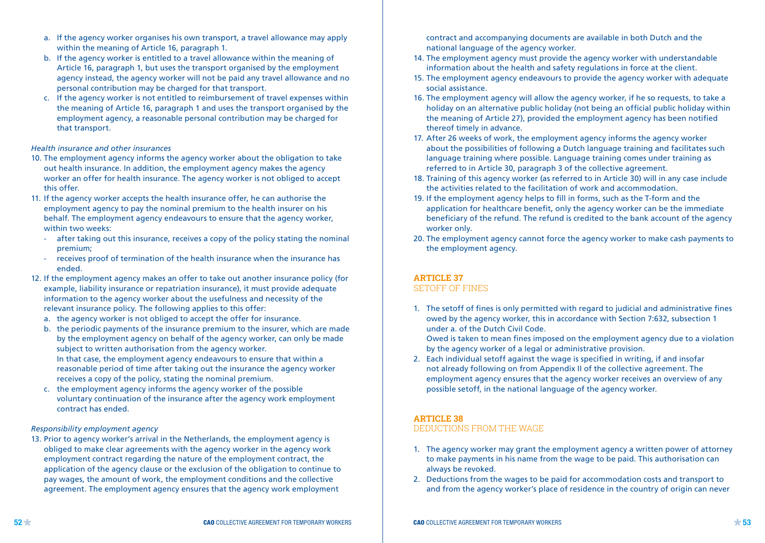a. If the agency worker organises his own transport, a travel allowance may apply within the meaning of Article 16, paragraph 1.
b. If the agency worker is entitled to a travel allowance within the meaning of Article 16, paragraph 1, but uses the transport organised by the employment agency instead, the agency worker will not be paid any travel allowance and no personal contribution may be charged for that transport.
c. If the agency worker is not entitled to reimbursement of travel expenses within the meaning of Article 16, paragraph 1 and uses the transport organised by the employment agency, a reasonable personal contribution may be charged for that transport.

*Health insurance and other insurances*

10. The employment agency informs the agency worker about the obligation to take out health insurance. In addition, the employment agency makes the agency worker an offer for health insurance. The agency worker is not obliged to accept this offer.
11. If the agency worker accepts the health insurance offer, he can authorise the employment agency to pay the nominal premium to the health insurer on his behalf. The employment agency endeavours to ensure that the agency worker, within two weeks:
    - after taking out this insurance, receives a copy of the policy stating the nominal premium;
    - receives proof of termination of the health insurance when the insurance has ended.
12. If the employment agency makes an offer to take out another insurance policy (for example, liability insurance or repatriation insurance), it must provide adequate information to the agency worker about the usefulness and necessity of the relevant insurance policy. The following applies to this offer:
    a. the agency worker is not obliged to accept the offer for insurance.
    b. the periodic payments of the insurance premium to the insurer, which are made by the employment agency on behalf of the agency worker, can only be made subject to written authorisation from the agency worker.
    In that case, the employment agency endeavours to ensure that within a reasonable period of time after taking out the insurance the agency worker receives a copy of the policy, stating the nominal premium.
    c. the employment agency informs the agency worker of the possible voluntary continuation of the insurance after the agency work employment contract has ended.

*Responsibility employment agency*

13. Prior to agency worker's arrival in the Netherlands, the employment agency is obliged to make clear agreements with the agency worker in the agency work employment contract regarding the nature of the employment contract, the application of the agency clause or the exclusion of the obligation to continue to pay wages, the amount of work, the employment conditions and the collective agreement. The employment agency ensures that the agency work employment contract and accompanying documents are available in both Dutch and the national language of the agency worker.
14. The employment agency must provide the agency worker with understandable information about the health and safety regulations in force at the client.
15. The employment agency endeavours to provide the agency worker with adequate social assistance.
16. The employment agency will allow the agency worker, if he so requests, to take a holiday on an alternative public holiday (not being an official public holiday within the meaning of Article 27), provided the employment agency has been notified thereof timely in advance.
17. After 26 weeks of work, the employment agency informs the agency worker about the possibilities of following a Dutch language training and facilitates such language training where possible. Language training comes under training as referred to in Article 30, paragraph 3 of the collective agreement.
18. Training of this agency worker (as referred to in Article 30) will in any case include the activities related to the facilitation of work and accommodation.
19. If the employment agency helps to fill in forms, such as the T-form and the application for healthcare benefit, only the agency worker can be the immediate beneficiary of the refund. The refund is credited to the bank account of the agency worker only.
20. The employment agency cannot force the agency worker to make cash payments to the employment agency.

## ARTICLE 37
## SETOFF OF FINES

1. The setoff of fines is only permitted with regard to judicial and administrative fines owed by the agency worker, this in accordance with Section 7:632, subsection 1 under a. of the Dutch Civil Code.
   Owed is taken to mean fines imposed on the employment agency due to a violation by the agency worker of a legal or administrative provision.
2. Each individual setoff against the wage is specified in writing, if and insofar not already following on from Appendix II of the collective agreement. The employment agency ensures that the agency worker receives an overview of any possible setoff, in the national language of the agency worker.

## ARTICLE 38
## DEDUCTIONS FROM THE WAGE

1. The agency worker may grant the employment agency a written power of attorney to make payments in his name from the wage to be paid. This authorisation can always be revoked.
2. Deductions from the wages to be paid for accommodation costs and transport to and from the agency worker's place of residence in the country of origin can never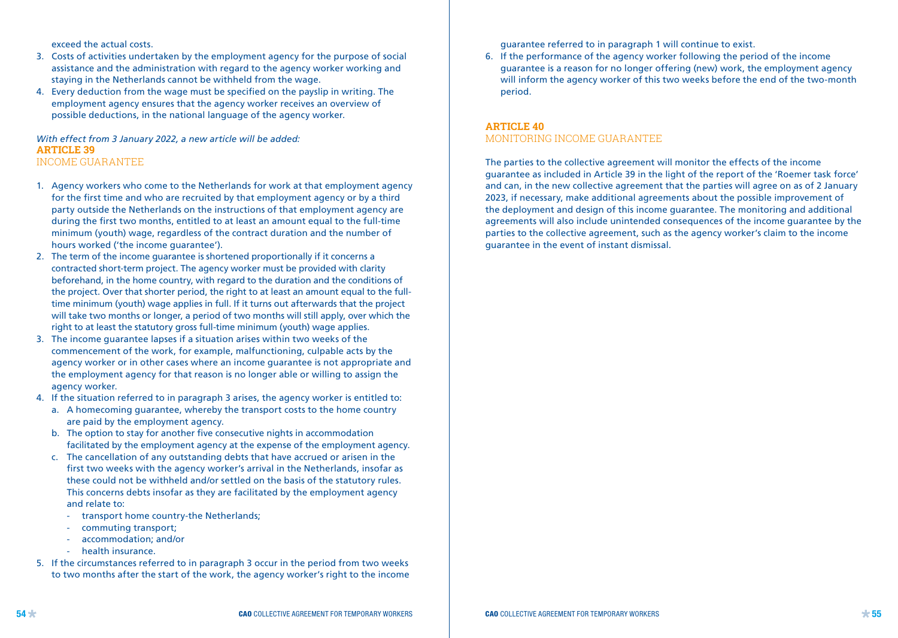exceed the actual costs.

3. Costs of activities undertaken by the employment agency for the purpose of social assistance and the administration with regard to the agency worker working and staying in the Netherlands cannot be withheld from the wage.
4. Every deduction from the wage must be specified on the payslip in writing. The employment agency ensures that the agency worker receives an overview of possible deductions, in the national language of the agency worker.

*With effect from 3 January 2022, a new article will be added:*

## ARTICLE 39
INCOME GUARANTEE

1. Agency workers who come to the Netherlands for work at that employment agency for the first time and who are recruited by that employment agency or by a third party outside the Netherlands on the instructions of that employment agency are during the first two months, entitled to at least an amount equal to the full-time minimum (youth) wage, regardless of the contract duration and the number of hours worked ('the income guarantee').
2. The term of the income guarantee is shortened proportionally if it concerns a contracted short-term project. The agency worker must be provided with clarity beforehand, in the home country, with regard to the duration and the conditions of the project. Over that shorter period, the right to at least an amount equal to the full-time minimum (youth) wage applies in full. If it turns out afterwards that the project will take two months or longer, a period of two months will still apply, over which the right to at least the statutory gross full-time minimum (youth) wage applies.
3. The income guarantee lapses if a situation arises within two weeks of the commencement of the work, for example, malfunctioning, culpable acts by the agency worker or in other cases where an income guarantee is not appropriate and the employment agency for that reason is no longer able or willing to assign the agency worker.
4. If the situation referred to in paragraph 3 arises, the agency worker is entitled to:
   a. A homecoming guarantee, whereby the transport costs to the home country are paid by the employment agency.
   b. The option to stay for another five consecutive nights in accommodation facilitated by the employment agency at the expense of the employment agency.
   c. The cancellation of any outstanding debts that have accrued or arisen in the first two weeks with the agency worker's arrival in the Netherlands, insofar as these could not be withheld and/or settled on the basis of the statutory rules. This concerns debts insofar as they are facilitated by the employment agency and relate to:
      - transport home country-the Netherlands;
      - commuting transport;
      - accommodation; and/or
      - health insurance.
5. If the circumstances referred to in paragraph 3 occur in the period from two weeks to two months after the start of the work, the agency worker's right to the income guarantee referred to in paragraph 1 will continue to exist.
6. If the performance of the agency worker following the period of the income guarantee is a reason for no longer offering (new) work, the employment agency will inform the agency worker of this two weeks before the end of the two-month period.

## ARTICLE 40
MONITORING INCOME GUARANTEE

The parties to the collective agreement will monitor the effects of the income guarantee as included in Article 39 in the light of the report of the 'Roemer task force' and can, in the new collective agreement that the parties will agree on as of 2 January 2023, if necessary, make additional agreements about the possible improvement of the deployment and design of this income guarantee. The monitoring and additional agreements will also include unintended consequences of the income guarantee by the parties to the collective agreement, such as the agency worker's claim to the income guarantee in the event of instant dismissal.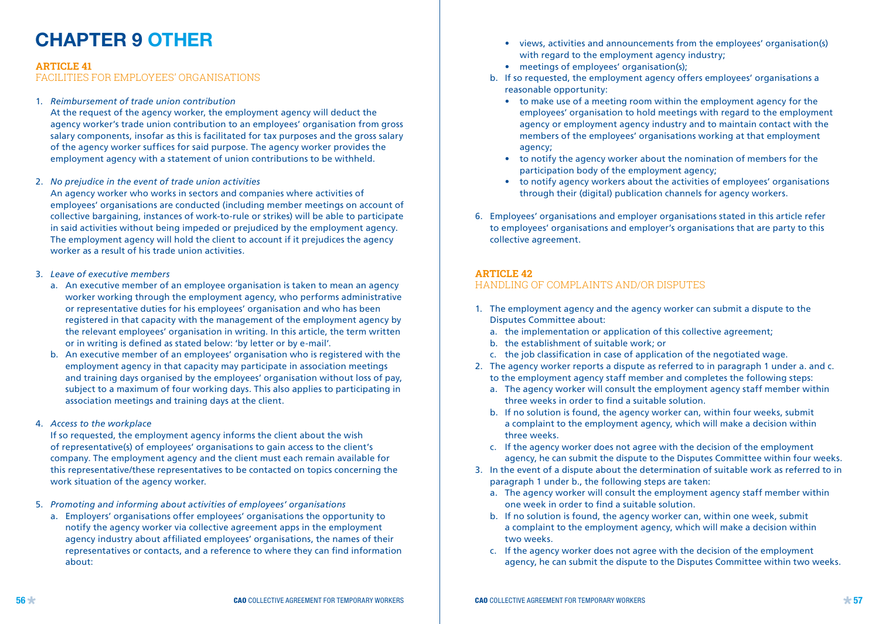# CHAPTER 9 OTHER

## ARTICLE 41
### FACILITIES FOR EMPLOYEES' ORGANISATIONS

1. *Reimbursement of trade union contribution*
   At the request of the agency worker, the employment agency will deduct the agency worker's trade union contribution to an employees' organisation from gross salary components, insofar as this is facilitated for tax purposes and the gross salary of the agency worker suffices for said purpose. The agency worker provides the employment agency with a statement of union contributions to be withheld.

2. *No prejudice in the event of trade union activities*
   An agency worker who works in sectors and companies where activities of employees' organisations are conducted (including member meetings on account of collective bargaining, instances of work-to-rule or strikes) will be able to participate in said activities without being impeded or prejudiced by the employment agency. The employment agency will hold the client to account if it prejudices the agency worker as a result of his trade union activities.

3. *Leave of executive members*
   a. An executive member of an employee organisation is taken to mean an agency worker working through the employment agency, who performs administrative or representative duties for his employees' organisation and who has been registered in that capacity with the management of the employment agency by the relevant employees' organisation in writing. In this article, the term written or in writing is defined as stated below: 'by letter or by e-mail'.
   b. An executive member of an employees' organisation who is registered with the employment agency in that capacity may participate in association meetings and training days organised by the employees' organisation without loss of pay, subject to a maximum of four working days. This also applies to participating in association meetings and training days at the client.

4. *Access to the workplace*
   If so requested, the employment agency informs the client about the wish of representative(s) of employees' organisations to gain access to the client's company. The employment agency and the client must each remain available for this representative/these representatives to be contacted on topics concerning the work situation of the agency worker.

5. *Promoting and informing about activities of employees' organisations*
   a. Employers' organisations offer employees' organisations the opportunity to notify the agency worker via collective agreement apps in the employment agency industry about affiliated employees' organisations, the names of their representatives or contacts, and a reference to where they can find information about:
      - views, activities and announcements from the employees' organisation(s) with regard to the employment agency industry;
      - meetings of employees' organisation(s);
   b. If so requested, the employment agency offers employees' organisations a reasonable opportunity:
      - to make use of a meeting room within the employment agency for the employees' organisation to hold meetings with regard to the employment agency or employment agency industry and to maintain contact with the members of the employees' organisations working at that employment agency;
      - to notify the agency worker about the nomination of members for the participation body of the employment agency;
      - to notify agency workers about the activities of employees' organisations through their (digital) publication channels for agency workers.

6. Employees' organisations and employer organisations stated in this article refer to employees' organisations and employer's organisations that are party to this collective agreement.

## ARTICLE 42
### HANDLING OF COMPLAINTS AND/OR DISPUTES

1. The employment agency and the agency worker can submit a dispute to the Disputes Committee about:
   a. the implementation or application of this collective agreement;
   b. the establishment of suitable work; or
   c. the job classification in case of application of the negotiated wage.
2. The agency worker reports a dispute as referred to in paragraph 1 under a. and c. to the employment agency staff member and completes the following steps:
   a. The agency worker will consult the employment agency staff member within three weeks in order to find a suitable solution.
   b. If no solution is found, the agency worker can, within four weeks, submit a complaint to the employment agency, which will make a decision within three weeks.
   c. If the agency worker does not agree with the decision of the employment agency, he can submit the dispute to the Disputes Committee within four weeks.
3. In the event of a dispute about the determination of suitable work as referred to in paragraph 1 under b., the following steps are taken:
   a. The agency worker will consult the employment agency staff member within one week in order to find a suitable solution.
   b. If no solution is found, the agency worker can, within one week, submit a complaint to the employment agency, which will make a decision within two weeks.
   c. If the agency worker does not agree with the decision of the employment agency, he can submit the dispute to the Disputes Committee within two weeks.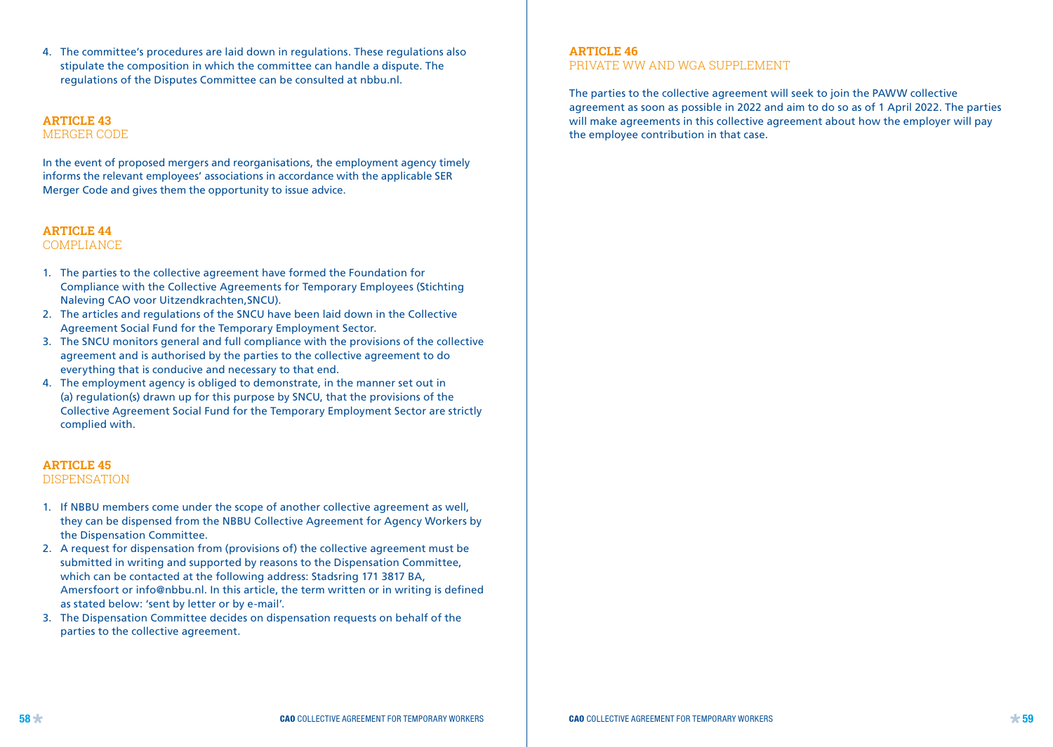4. The committee's procedures are laid down in regulations. These regulations also stipulate the composition in which the committee can handle a dispute. The regulations of the Disputes Committee can be consulted at nbbu.nl.

## ARTICLE 43
MERGER CODE

In the event of proposed mergers and reorganisations, the employment agency timely informs the relevant employees' associations in accordance with the applicable SER Merger Code and gives them the opportunity to issue advice.

## ARTICLE 44
COMPLIANCE

1. The parties to the collective agreement have formed the Foundation for Compliance with the Collective Agreements for Temporary Employees (Stichting Naleving CAO voor Uitzendkrachten,SNCU).
2. The articles and regulations of the SNCU have been laid down in the Collective Agreement Social Fund for the Temporary Employment Sector.
3. The SNCU monitors general and full compliance with the provisions of the collective agreement and is authorised by the parties to the collective agreement to do everything that is conducive and necessary to that end.
4. The employment agency is obliged to demonstrate, in the manner set out in (a) regulation(s) drawn up for this purpose by SNCU, that the provisions of the Collective Agreement Social Fund for the Temporary Employment Sector are strictly complied with.

## ARTICLE 45
DISPENSATION

1. If NBBU members come under the scope of another collective agreement as well, they can be dispensed from the NBBU Collective Agreement for Agency Workers by the Dispensation Committee.
2. A request for dispensation from (provisions of) the collective agreement must be submitted in writing and supported by reasons to the Dispensation Committee, which can be contacted at the following address: Stadsring 171 3817 BA, Amersfoort or info@nbbu.nl. In this article, the term written or in writing is defined as stated below: 'sent by letter or by e-mail'.
3. The Dispensation Committee decides on dispensation requests on behalf of the parties to the collective agreement.

## ARTICLE 46
PRIVATE WW AND WGA SUPPLEMENT

The parties to the collective agreement will seek to join the PAWW collective agreement as soon as possible in 2022 and aim to do so as of 1 April 2022. The parties will make agreements in this collective agreement about how the employer will pay the employee contribution in that case.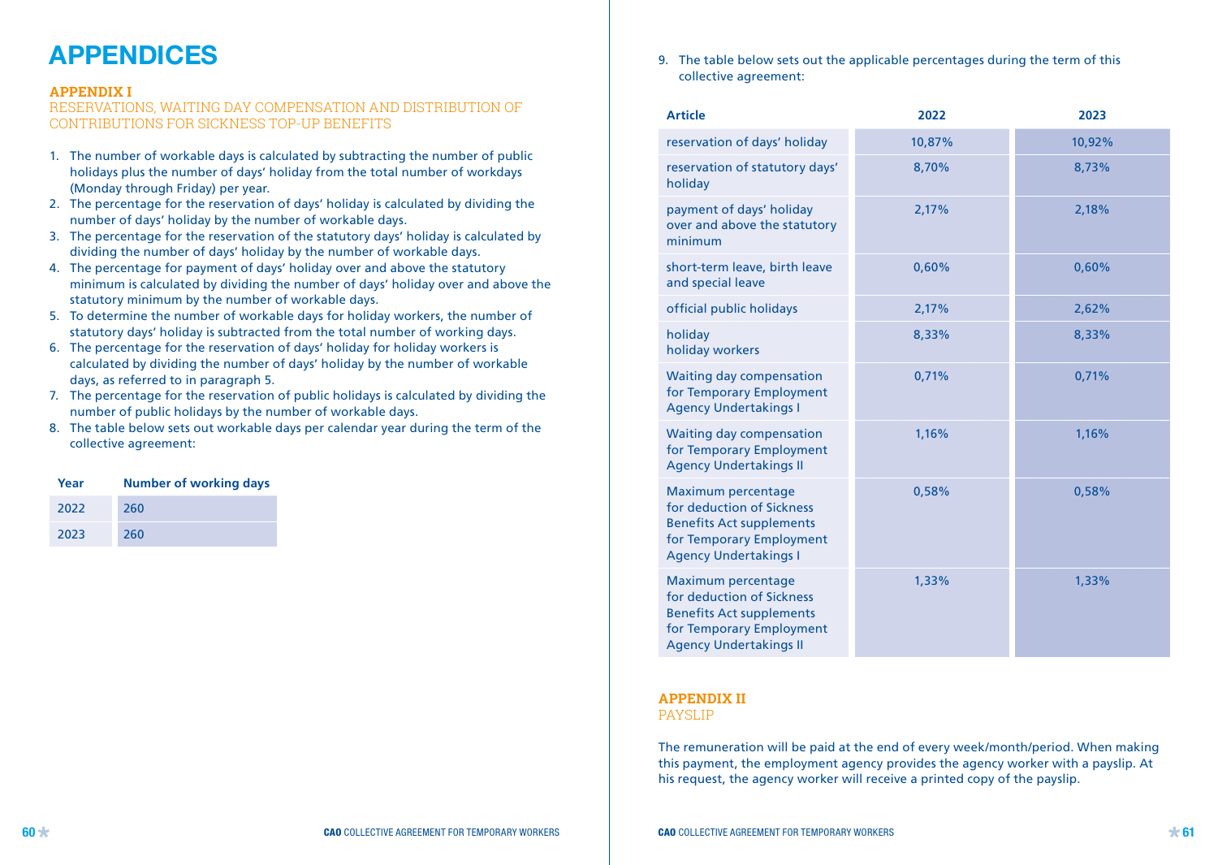# APPENDICES

## APPENDIX I

### RESERVATIONS, WAITING DAY COMPENSATION AND DISTRIBUTION OF CONTRIBUTIONS FOR SICKNESS TOP-UP BENEFITS

1. The number of workable days is calculated by subtracting the number of public holidays plus the number of days' holiday from the total number of workdays (Monday through Friday) per year.
2. The percentage for the reservation of days' holiday is calculated by dividing the number of days' holiday by the number of workable days.
3. The percentage for the reservation of the statutory days' holiday is calculated by dividing the number of days' holiday by the number of workable days.
4. The percentage for payment of days' holiday over and above the statutory minimum is calculated by dividing the number of days' holiday over and above the statutory minimum by the number of workable days.
5. To determine the number of workable days for holiday workers, the number of statutory days' holiday is subtracted from the total number of working days.
6. The percentage for the reservation of days' holiday for holiday workers is calculated by dividing the number of days' holiday by the number of workable days, as referred to in paragraph 5.
7. The percentage for the reservation of public holidays is calculated by dividing the number of public holidays by the number of workable days.
8. The table below sets out workable days per calendar year during the term of the collective agreement:

| Year | Number of working days |
|---|---|
| 2022 | 260 |
| 2023 | 260 |

9. The table below sets out the applicable percentages during the term of this collective agreement:

| Article | 2022 | 2023 |
|---|---|---|
| reservation of days' holiday | 10,87% | 10,92% |
| reservation of statutory days' holiday | 8,70% | 8,73% |
| payment of days' holiday over and above the statutory minimum | 2,17% | 2,18% |
| short-term leave, birth leave and special leave | 0,60% | 0,60% |
| official public holidays | 2,17% | 2,62% |
| holiday holiday workers | 8,33% | 8,33% |
| Waiting day compensation for Temporary Employment Agency Undertakings I | 0,71% | 0,71% |
| Waiting day compensation for Temporary Employment Agency Undertakings II | 1,16% | 1,16% |
| Maximum percentage for deduction of Sickness Benefits Act supplements for Temporary Employment Agency Undertakings I | 0,58% | 0,58% |
| Maximum percentage for deduction of Sickness Benefits Act supplements for Temporary Employment Agency Undertakings II | 1,33% | 1,33% |

## APPENDIX II

### PAYSLIP

The remuneration will be paid at the end of every week/month/period. When making this payment, the employment agency provides the agency worker with a payslip. At his request, the agency worker will receive a printed copy of the payslip.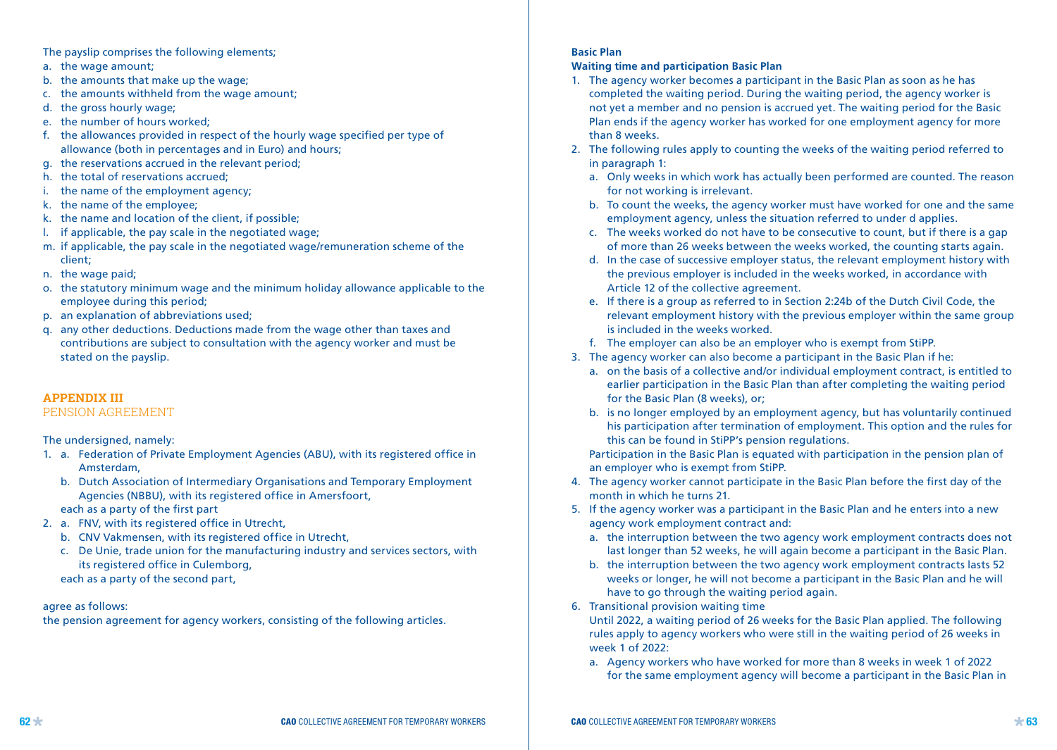The payslip comprises the following elements;

a. the wage amount;
b. the amounts that make up the wage;
c. the amounts withheld from the wage amount;
d. the gross hourly wage;
e. the number of hours worked;
f. the allowances provided in respect of the hourly wage specified per type of allowance (both in percentages and in Euro) and hours;
g. the reservations accrued in the relevant period;
h. the total of reservations accrued;
i. the name of the employment agency;
k. the name of the employee;
k. the name and location of the client, if possible;
l. if applicable, the pay scale in the negotiated wage;
m. if applicable, the pay scale in the negotiated wage/remuneration scheme of the client;
n. the wage paid;
o. the statutory minimum wage and the minimum holiday allowance applicable to the employee during this period;
p. an explanation of abbreviations used;
q. any other deductions. Deductions made from the wage other than taxes and contributions are subject to consultation with the agency worker and must be stated on the payslip.

## APPENDIX III
PENSION AGREEMENT

The undersigned, namely:

1. a. Federation of Private Employment Agencies (ABU), with its registered office in Amsterdam,
   b. Dutch Association of Intermediary Organisations and Temporary Employment Agencies (NBBU), with its registered office in Amersfoort,

   each as a party of the first part
2. a. FNV, with its registered office in Utrecht,
   b. CNV Vakmensen, with its registered office in Utrecht,
   c. De Unie, trade union for the manufacturing industry and services sectors, with its registered office in Culemborg,

   each as a party of the second part,

agree as follows:
the pension agreement for agency workers, consisting of the following articles.

**Basic Plan**
**Waiting time and participation Basic Plan**

1. The agency worker becomes a participant in the Basic Plan as soon as he has completed the waiting period. During the waiting period, the agency worker is not yet a member and no pension is accrued yet. The waiting period for the Basic Plan ends if the agency worker has worked for one employment agency for more than 8 weeks.
2. The following rules apply to counting the weeks of the waiting period referred to in paragraph 1:
   a. Only weeks in which work has actually been performed are counted. The reason for not working is irrelevant.
   b. To count the weeks, the agency worker must have worked for one and the same employment agency, unless the situation referred to under d applies.
   c. The weeks worked do not have to be consecutive to count, but if there is a gap of more than 26 weeks between the weeks worked, the counting starts again.
   d. In the case of successive employer status, the relevant employment history with the previous employer is included in the weeks worked, in accordance with Article 12 of the collective agreement.
   e. If there is a group as referred to in Section 2:24b of the Dutch Civil Code, the relevant employment history with the previous employer within the same group is included in the weeks worked.
   f. The employer can also be an employer who is exempt from StiPP.
3. The agency worker can also become a participant in the Basic Plan if he:
   a. on the basis of a collective and/or individual employment contract, is entitled to earlier participation in the Basic Plan than after completing the waiting period for the Basic Plan (8 weeks), or;
   b. is no longer employed by an employment agency, but has voluntarily continued his participation after termination of employment. This option and the rules for this can be found in StiPP's pension regulations.

   Participation in the Basic Plan is equated with participation in the pension plan of an employer who is exempt from StiPP.
4. The agency worker cannot participate in the Basic Plan before the first day of the month in which he turns 21.
5. If the agency worker was a participant in the Basic Plan and he enters into a new agency work employment contract and:
   a. the interruption between the two agency work employment contracts does not last longer than 52 weeks, he will again become a participant in the Basic Plan.
   b. the interruption between the two agency work employment contracts lasts 52 weeks or longer, he will not become a participant in the Basic Plan and he will have to go through the waiting period again.
6. Transitional provision waiting time

   Until 2022, a waiting period of 26 weeks for the Basic Plan applied. The following rules apply to agency workers who were still in the waiting period of 26 weeks in week 1 of 2022:
   a. Agency workers who have worked for more than 8 weeks in week 1 of 2022 for the same employment agency will become a participant in the Basic Plan in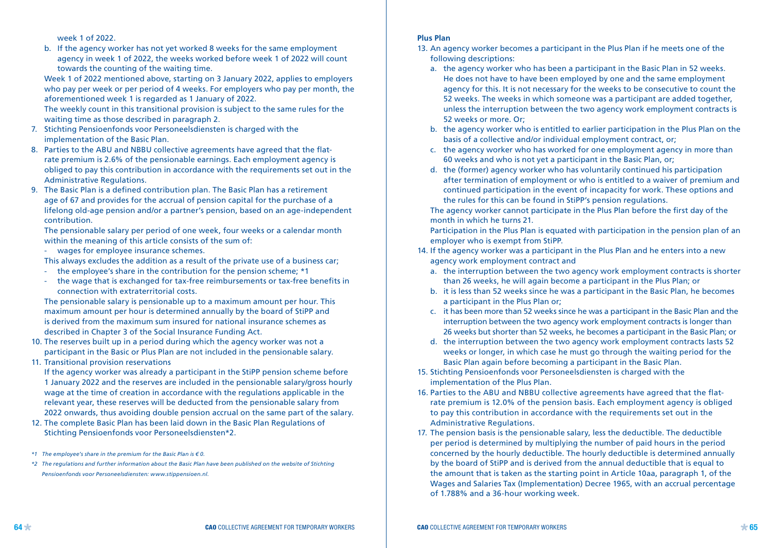week 1 of 2022.

   b. If the agency worker has not yet worked 8 weeks for the same employment agency in week 1 of 2022, the weeks worked before week 1 of 2022 will count towards the counting of the waiting time.

   Week 1 of 2022 mentioned above, starting on 3 January 2022, applies to employers who pay per week or per period of 4 weeks. For employers who pay per month, the aforementioned week 1 is regarded as 1 January of 2022.

   The weekly count in this transitional provision is subject to the same rules for the waiting time as those described in paragraph 2.

7. Stichting Pensioenfonds voor Personeelsdiensten is charged with the implementation of the Basic Plan.
8. Parties to the ABU and NBBU collective agreements have agreed that the flat-rate premium is 2.6% of the pensionable earnings. Each employment agency is obliged to pay this contribution in accordance with the requirements set out in the Administrative Regulations.
9. The Basic Plan is a defined contribution plan. The Basic Plan has a retirement age of 67 and provides for the accrual of pension capital for the purchase of a lifelong old-age pension and/or a partner's pension, based on an age-independent contribution.

   The pensionable salary per period of one week, four weeks or a calendar month within the meaning of this article consists of the sum of:

   - wages for employee insurance schemes.

   This always excludes the addition as a result of the private use of a business car;

   - the employee's share in the contribution for the pension scheme; *1
   - the wage that is exchanged for tax-free reimbursements or tax-free benefits in connection with extraterritorial costs.

   The pensionable salary is pensionable up to a maximum amount per hour. This maximum amount per hour is determined annually by the board of StiPP and is derived from the maximum sum insured for national insurance schemes as described in Chapter 3 of the Social Insurance Funding Act.

10. The reserves built up in a period during which the agency worker was not a participant in the Basic or Plus Plan are not included in the pensionable salary.
11. Transitional provision reservations

    If the agency worker was already a participant in the StiPP pension scheme before 1 January 2022 and the reserves are included in the pensionable salary/gross hourly wage at the time of creation in accordance with the regulations applicable in the relevant year, these reserves will be deducted from the pensionable salary from 2022 onwards, thus avoiding double pension accrual on the same part of the salary.

12. The complete Basic Plan has been laid down in the Basic Plan Regulations of Stichting Pensioenfonds voor Personeelsdiensten*2.

*\*1 The employee's share in the premium for the Basic Plan is € 0.*

*\*2 The regulations and further information about the Basic Plan have been published on the website of Stichting Pensioenfonds voor Personeelsdiensten: www.stippensioen.nl.*

**Plus Plan**

13. An agency worker becomes a participant in the Plus Plan if he meets one of the following descriptions:
    a. the agency worker who has been a participant in the Basic Plan in 52 weeks. He does not have to have been employed by one and the same employment agency for this. It is not necessary for the weeks to be consecutive to count the 52 weeks. The weeks in which someone was a participant are added together, unless the interruption between the two agency work employment contracts is 52 weeks or more. Or;
    b. the agency worker who is entitled to earlier participation in the Plus Plan on the basis of a collective and/or individual employment contract, or;
    c. the agency worker who has worked for one employment agency in more than 60 weeks and who is not yet a participant in the Basic Plan, or;
    d. the (former) agency worker who has voluntarily continued his participation after termination of employment or who is entitled to a waiver of premium and continued participation in the event of incapacity for work. These options and the rules for this can be found in StiPP's pension regulations.

    The agency worker cannot participate in the Plus Plan before the first day of the month in which he turns 21.

    Participation in the Plus Plan is equated with participation in the pension plan of an employer who is exempt from StiPP.

14. If the agency worker was a participant in the Plus Plan and he enters into a new agency work employment contract and
    a. the interruption between the two agency work employment contracts is shorter than 26 weeks, he will again become a participant in the Plus Plan; or
    b. it is less than 52 weeks since he was a participant in the Basic Plan, he becomes a participant in the Plus Plan or;
    c. it has been more than 52 weeks since he was a participant in the Basic Plan and the interruption between the two agency work employment contracts is longer than 26 weeks but shorter than 52 weeks, he becomes a participant in the Basic Plan; or
    d. the interruption between the two agency work employment contracts lasts 52 weeks or longer, in which case he must go through the waiting period for the Basic Plan again before becoming a participant in the Basic Plan.
15. Stichting Pensioenfonds voor Personeelsdiensten is charged with the implementation of the Plus Plan.
16. Parties to the ABU and NBBU collective agreements have agreed that the flat-rate premium is 12.0% of the pension basis. Each employment agency is obliged to pay this contribution in accordance with the requirements set out in the Administrative Regulations.
17. The pension basis is the pensionable salary, less the deductible. The deductible per period is determined by multiplying the number of paid hours in the period concerned by the hourly deductible. The hourly deductible is determined annually by the board of StiPP and is derived from the annual deductible that is equal to the amount that is taken as the starting point in Article 10aa, paragraph 1, of the Wages and Salaries Tax (Implementation) Decree 1965, with an accrual percentage of 1.788% and a 36-hour working week.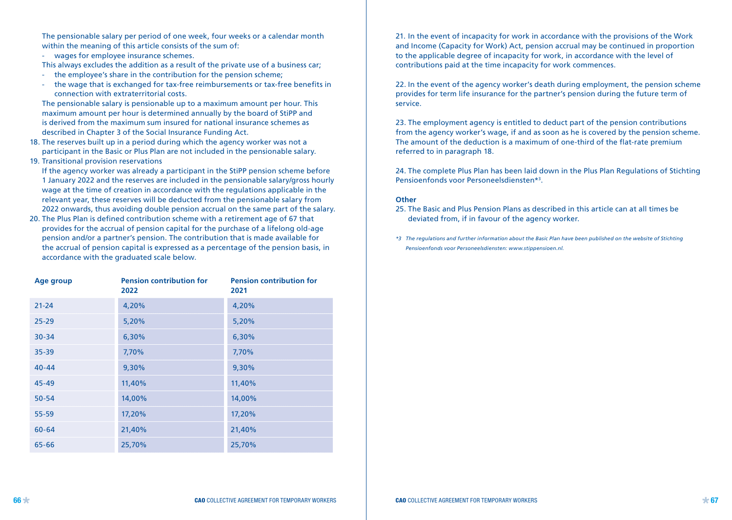The pensionable salary per period of one week, four weeks or a calendar month within the meaning of this article consists of the sum of:

- wages for employee insurance schemes.

This always excludes the addition as a result of the private use of a business car;

- the employee's share in the contribution for the pension scheme;
- the wage that is exchanged for tax-free reimbursements or tax-free benefits in connection with extraterritorial costs.

The pensionable salary is pensionable up to a maximum amount per hour. This maximum amount per hour is determined annually by the board of StiPP and is derived from the maximum sum insured for national insurance schemes as described in Chapter 3 of the Social Insurance Funding Act.

18. The reserves built up in a period during which the agency worker was not a participant in the Basic or Plus Plan are not included in the pensionable salary.
19. Transitional provision reservations
    If the agency worker was already a participant in the StiPP pension scheme before 1 January 2022 and the reserves are included in the pensionable salary/gross hourly wage at the time of creation in accordance with the regulations applicable in the relevant year, these reserves will be deducted from the pensionable salary from 2022 onwards, thus avoiding double pension accrual on the same part of the salary.
20. The Plus Plan is defined contribution scheme with a retirement age of 67 that provides for the accrual of pension capital for the purchase of a lifelong old-age pension and/or a partner's pension. The contribution that is made available for the accrual of pension capital is expressed as a percentage of the pension basis, in accordance with the graduated scale below.

| Age group | Pension contribution for 2022 | Pension contribution for 2021 |
|---|---|---|
| 21-24 | 4,20% | 4,20% |
| 25-29 | 5,20% | 5,20% |
| 30-34 | 6,30% | 6,30% |
| 35-39 | 7,70% | 7,70% |
| 40-44 | 9,30% | 9,30% |
| 45-49 | 11,40% | 11,40% |
| 50-54 | 14,00% | 14,00% |
| 55-59 | 17,20% | 17,20% |
| 60-64 | 21,40% | 21,40% |
| 65-66 | 25,70% | 25,70% |

21. In the event of incapacity for work in accordance with the provisions of the Work and Income (Capacity for Work) Act, pension accrual may be continued in proportion to the applicable degree of incapacity for work, in accordance with the level of contributions paid at the time incapacity for work commences.

22. In the event of the agency worker's death during employment, the pension scheme provides for term life insurance for the partner's pension during the future term of service.

23. The employment agency is entitled to deduct part of the pension contributions from the agency worker's wage, if and as soon as he is covered by the pension scheme. The amount of the deduction is a maximum of one-third of the flat-rate premium referred to in paragraph 18.

24. The complete Plus Plan has been laid down in the Plus Plan Regulations of Stichting Pensioenfonds voor Personeelsdiensten*3.

**Other**

25. The Basic and Plus Pension Plans as described in this article can at all times be deviated from, if in favour of the agency worker.

*\*3 The regulations and further information about the Basic Plan have been published on the website of Stichting Pensioenfonds voor Personeelsdiensten: www.stippensioen.nl.*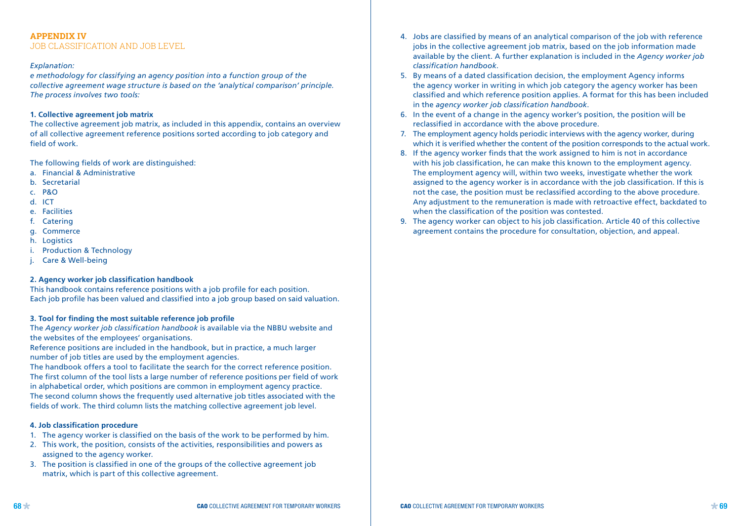## APPENDIX IV
### JOB CLASSIFICATION AND JOB LEVEL

*Explanation:*
*e methodology for classifying an agency position into a function group of the collective agreement wage structure is based on the 'analytical comparison' principle. The process involves two tools:*

**1. Collective agreement job matrix**
The collective agreement job matrix, as included in this appendix, contains an overview of all collective agreement reference positions sorted according to job category and field of work.

The following fields of work are distinguished:

a. Financial & Administrative
b. Secretarial
c. P&O
d. ICT
e. Facilities
f. Catering
g. Commerce
h. Logistics
i. Production & Technology
j. Care & Well-being

**2. Agency worker job classification handbook**
This handbook contains reference positions with a job profile for each position. Each job profile has been valued and classified into a job group based on said valuation.

**3. Tool for finding the most suitable reference job profile**
The *Agency worker job classification handbook* is available via the NBBU website and the websites of the employees' organisations.
Reference positions are included in the handbook, but in practice, a much larger number of job titles are used by the employment agencies.
The handbook offers a tool to facilitate the search for the correct reference position. The first column of the tool lists a large number of reference positions per field of work in alphabetical order, which positions are common in employment agency practice. The second column shows the frequently used alternative job titles associated with the fields of work. The third column lists the matching collective agreement job level.

**4. Job classification procedure**

1. The agency worker is classified on the basis of the work to be performed by him.
2. This work, the position, consists of the activities, responsibilities and powers as assigned to the agency worker.
3. The position is classified in one of the groups of the collective agreement job matrix, which is part of this collective agreement.
4. Jobs are classified by means of an analytical comparison of the job with reference jobs in the collective agreement job matrix, based on the job information made available by the client. A further explanation is included in the *Agency worker job classification handbook*.
5. By means of a dated classification decision, the employment Agency informs the agency worker in writing in which job category the agency worker has been classified and which reference position applies. A format for this has been included in the *agency worker job classification handbook*.
6. In the event of a change in the agency worker's position, the position will be reclassified in accordance with the above procedure.
7. The employment agency holds periodic interviews with the agency worker, during which it is verified whether the content of the position corresponds to the actual work.
8. If the agency worker finds that the work assigned to him is not in accordance with his job classification, he can make this known to the employment agency. The employment agency will, within two weeks, investigate whether the work assigned to the agency worker is in accordance with the job classification. If this is not the case, the position must be reclassified according to the above procedure. Any adjustment to the remuneration is made with retroactive effect, backdated to when the classification of the position was contested.
9. The agency worker can object to his job classification. Article 40 of this collective agreement contains the procedure for consultation, objection, and appeal.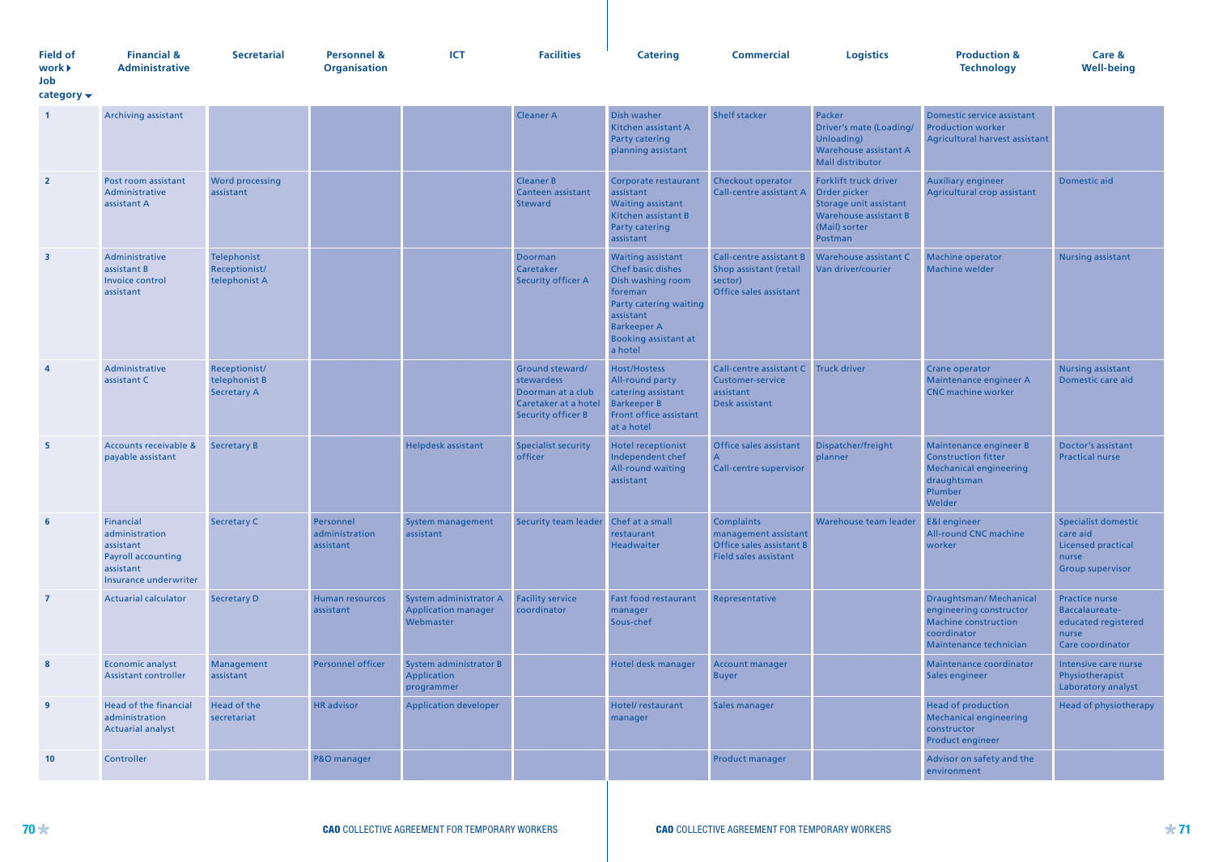| Field of work ▸ Job category ▾ | Financial & Administrative | Secretarial | Personnel & Organisation | ICT | Facilities | Catering | Commercial | Logistics | Production & Technology | Care & Well-being |
|---|---|---|---|---|---|---|---|---|---|---|
| 1 | Archiving assistant | | | | Cleaner A | Dish washer<br>Kitchen assistant A<br>Party catering planning assistant | Shelf stacker | Packer<br>Driver's mate (Loading/ Unloading)<br>Warehouse assistant A<br>Mail distributor | Domestic service assistant<br>Production worker<br>Agricultural harvest assistant | |
| 2 | Post room assistant<br>Administrative assistant A | Word processing assistant | | | Cleaner B<br>Canteen assistant<br>Steward | Corporate restaurant assistant<br>Waiting assistant<br>Kitchen assistant B<br>Party catering assistant | Checkout operator<br>Call-centre assistant A | Forklift truck driver<br>Order picker<br>Storage unit assistant<br>Warehouse assistant B<br>(Mail) sorter<br>Postman | Auxiliary engineer<br>Agricultural crop assistant | Domestic aid |
| 3 | Administrative assistant B<br>Invoice control assistant | Telephonist<br>Receptionist/ telephonist A | | | Doorman<br>Caretaker<br>Security officer A | Waiting assistant<br>Chef basic dishes<br>Dish washing room foreman<br>Party catering waiting assistant<br>Barkeeper A<br>Booking assistant at a hotel | Call-centre assistant B<br>Shop assistant (retail sector)<br>Office sales assistant | Warehouse assistant C<br>Van driver/courier | Machine operator<br>Machine welder | Nursing assistant |
| 4 | Administrative assistant C | Receptionist/ telephonist B<br>Secretary A | | | Ground steward/ stewardess<br>Doorman at a club<br>Caretaker at a hotel<br>Security officer B | Host/Hostess<br>All-round party catering assistant<br>Barkeeper B<br>Front office assistant at a hotel | Call-centre assistant C<br>Customer-service assistant<br>Desk assistant | Truck driver | Crane operator<br>Maintenance engineer A<br>CNC machine worker | Nursing assistant<br>Domestic care aid |
| 5 | Accounts receivable & payable assistant | Secretary B | | Helpdesk assistant | Specialist security officer | Hotel receptionist<br>Independent chef<br>All-round waiting assistant | Office sales assistant A<br>Call-centre supervisor | Dispatcher/freight planner | Maintenance engineer B<br>Construction fitter<br>Mechanical engineering draughtsman<br>Plumber<br>Welder | Doctor's assistant<br>Practical nurse |
| 6 | Financial administration assistant<br>Payroll accounting assistant<br>Insurance underwriter | Secretary C | Personnel administration assistant | System management assistant | Security team leader | Chef at a small restaurant<br>Headwaiter | Complaints management assistant<br>Office sales assistant B<br>Field sales assistant | Warehouse team leader | E&I engineer<br>All-round CNC machine worker | Specialist domestic care aid<br>Licensed practical nurse<br>Group supervisor |
| 7 | Actuarial calculator | Secretary D | Human resources assistant | System administrator A<br>Application manager<br>Webmaster | Facility service coordinator | Fast food restaurant manager<br>Sous-chef | Representative | | Draughtsman/ Mechanical engineering constructor<br>Machine construction coordinator<br>Maintenance technician | Practice nurse<br>Baccalaureate-educated registered nurse<br>Care coordinator |
| 8 | Economic analyst<br>Assistant controller | Management assistant | Personnel officer | System administrator B<br>Application programmer | | Hotel desk manager | Account manager<br>Buyer | | Maintenance coordinator<br>Sales engineer | Intensive care nurse<br>Physiotherapist<br>Laboratory analyst |
| 9 | Head of the financial administration<br>Actuarial analyst | Head of the secretariat | HR advisor | Application developer | | Hotel/ restaurant manager | Sales manager | | Head of production<br>Mechanical engineering constructor<br>Product engineer | Head of physiotherapy |
| 10 | Controller | | P&O manager | | | | Product manager | | Advisor on safety and the environment | |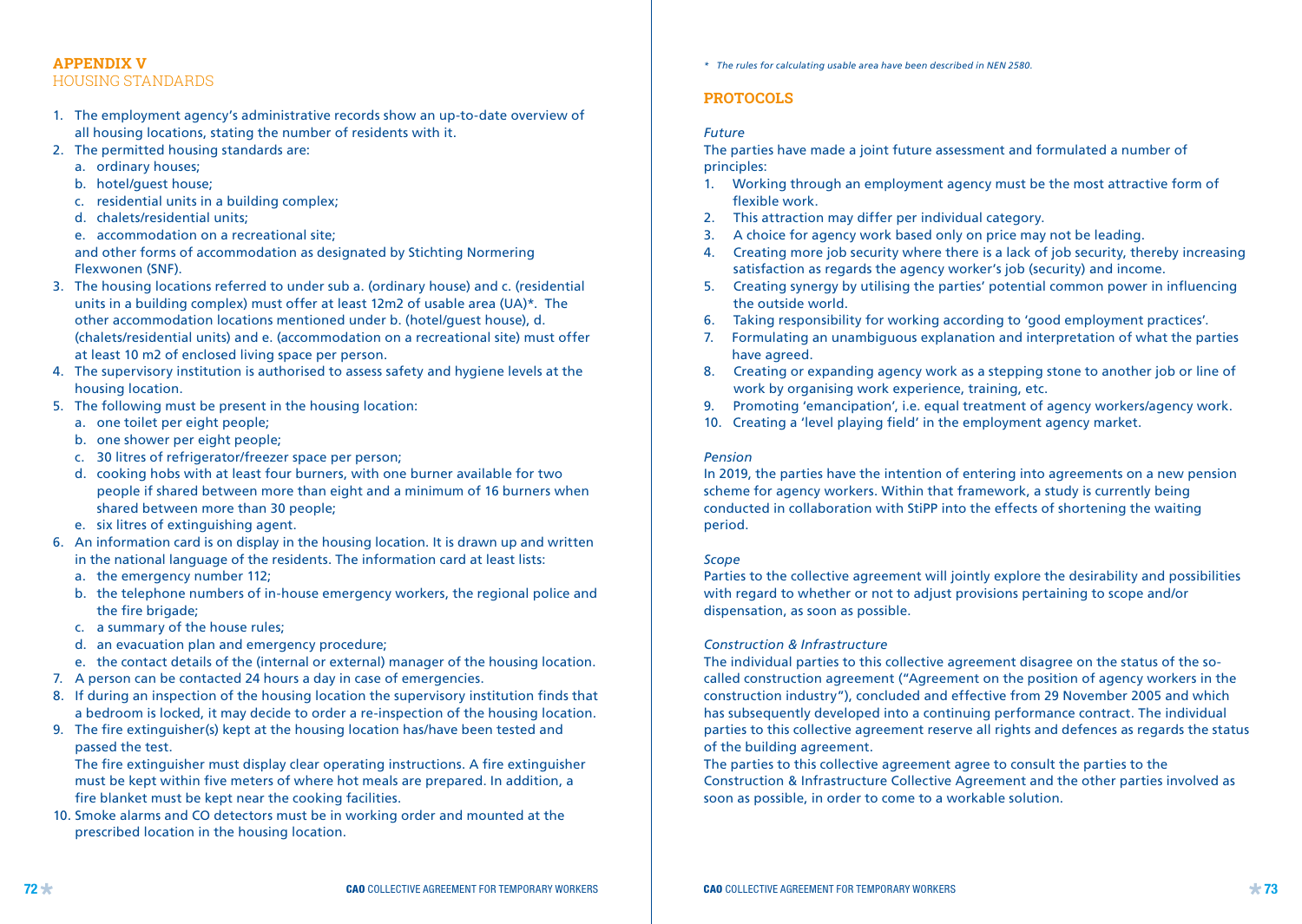## APPENDIX V
### HOUSING STANDARDS

1. The employment agency's administrative records show an up-to-date overview of all housing locations, stating the number of residents with it.
2. The permitted housing standards are:
   a. ordinary houses;
   b. hotel/guest house;
   c. residential units in a building complex;
   d. chalets/residential units;
   e. accommodation on a recreational site;

   and other forms of accommodation as designated by Stichting Normering Flexwonen (SNF).
3. The housing locations referred to under sub a. (ordinary house) and c. (residential units in a building complex) must offer at least 12m2 of usable area (UA)*. The other accommodation locations mentioned under b. (hotel/guest house), d. (chalets/residential units) and e. (accommodation on a recreational site) must offer at least 10 m2 of enclosed living space per person.
4. The supervisory institution is authorised to assess safety and hygiene levels at the housing location.
5. The following must be present in the housing location:
   a. one toilet per eight people;
   b. one shower per eight people;
   c. 30 litres of refrigerator/freezer space per person;
   d. cooking hobs with at least four burners, with one burner available for two people if shared between more than eight and a minimum of 16 burners when shared between more than 30 people;
   e. six litres of extinguishing agent.
6. An information card is on display in the housing location. It is drawn up and written in the national language of the residents. The information card at least lists:
   a. the emergency number 112;
   b. the telephone numbers of in-house emergency workers, the regional police and the fire brigade;
   c. a summary of the house rules;
   d. an evacuation plan and emergency procedure;
   e. the contact details of the (internal or external) manager of the housing location.
7. A person can be contacted 24 hours a day in case of emergencies.
8. If during an inspection of the housing location the supervisory institution finds that a bedroom is locked, it may decide to order a re-inspection of the housing location.
9. The fire extinguisher(s) kept at the housing location has/have been tested and passed the test.

   The fire extinguisher must display clear operating instructions. A fire extinguisher must be kept within five meters of where hot meals are prepared. In addition, a fire blanket must be kept near the cooking facilities.
10. Smoke alarms and CO detectors must be in working order and mounted at the prescribed location in the housing location.

*\* The rules for calculating usable area have been described in NEN 2580.*

## PROTOCOLS

*Future*

The parties have made a joint future assessment and formulated a number of principles:

1. Working through an employment agency must be the most attractive form of flexible work.
2. This attraction may differ per individual category.
3. A choice for agency work based only on price may not be leading.
4. Creating more job security where there is a lack of job security, thereby increasing satisfaction as regards the agency worker's job (security) and income.
5. Creating synergy by utilising the parties' potential common power in influencing the outside world.
6. Taking responsibility for working according to 'good employment practices'.
7. Formulating an unambiguous explanation and interpretation of what the parties have agreed.
8. Creating or expanding agency work as a stepping stone to another job or line of work by organising work experience, training, etc.
9. Promoting 'emancipation', i.e. equal treatment of agency workers/agency work.
10. Creating a 'level playing field' in the employment agency market.

*Pension*

In 2019, the parties have the intention of entering into agreements on a new pension scheme for agency workers. Within that framework, a study is currently being conducted in collaboration with StiPP into the effects of shortening the waiting period.

*Scope*

Parties to the collective agreement will jointly explore the desirability and possibilities with regard to whether or not to adjust provisions pertaining to scope and/or dispensation, as soon as possible.

*Construction & Infrastructure*

The individual parties to this collective agreement disagree on the status of the so-called construction agreement ("Agreement on the position of agency workers in the construction industry"), concluded and effective from 29 November 2005 and which has subsequently developed into a continuing performance contract. The individual parties to this collective agreement reserve all rights and defences as regards the status of the building agreement.

The parties to this collective agreement agree to consult the parties to the Construction & Infrastructure Collective Agreement and the other parties involved as soon as possible, in order to come to a workable solution.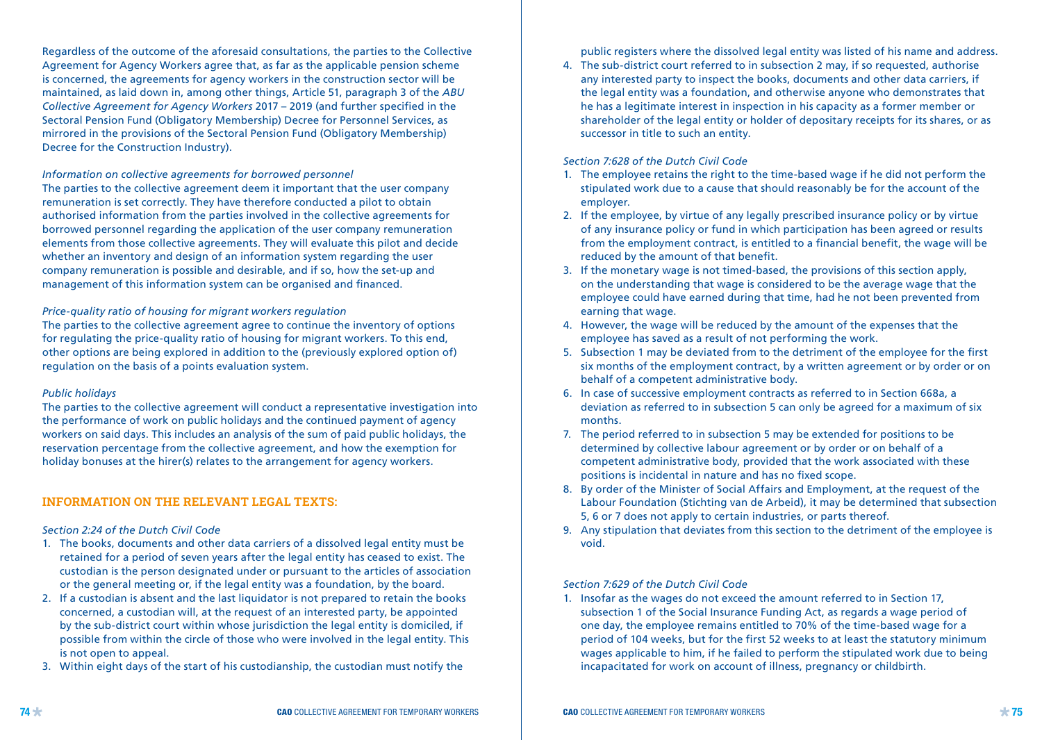Regardless of the outcome of the aforesaid consultations, the parties to the Collective Agreement for Agency Workers agree that, as far as the applicable pension scheme is concerned, the agreements for agency workers in the construction sector will be maintained, as laid down in, among other things, Article 51, paragraph 3 of the *ABU Collective Agreement for Agency Workers* 2017 – 2019 (and further specified in the Sectoral Pension Fund (Obligatory Membership) Decree for Personnel Services, as mirrored in the provisions of the Sectoral Pension Fund (Obligatory Membership) Decree for the Construction Industry).

*Information on collective agreements for borrowed personnel*
The parties to the collective agreement deem it important that the user company remuneration is set correctly. They have therefore conducted a pilot to obtain authorised information from the parties involved in the collective agreements for borrowed personnel regarding the application of the user company remuneration elements from those collective agreements. They will evaluate this pilot and decide whether an inventory and design of an information system regarding the user company remuneration is possible and desirable, and if so, how the set-up and management of this information system can be organised and financed.

*Price-quality ratio of housing for migrant workers regulation*
The parties to the collective agreement agree to continue the inventory of options for regulating the price-quality ratio of housing for migrant workers. To this end, other options are being explored in addition to the (previously explored option of) regulation on the basis of a points evaluation system.

*Public holidays*
The parties to the collective agreement will conduct a representative investigation into the performance of work on public holidays and the continued payment of agency workers on said days. This includes an analysis of the sum of paid public holidays, the reservation percentage from the collective agreement, and how the exemption for holiday bonuses at the hirer(s) relates to the arrangement for agency workers.

## INFORMATION ON THE RELEVANT LEGAL TEXTS:

*Section 2:24 of the Dutch Civil Code*

1. The books, documents and other data carriers of a dissolved legal entity must be retained for a period of seven years after the legal entity has ceased to exist. The custodian is the person designated under or pursuant to the articles of association or the general meeting or, if the legal entity was a foundation, by the board.
2. If a custodian is absent and the last liquidator is not prepared to retain the books concerned, a custodian will, at the request of an interested party, be appointed by the sub-district court within whose jurisdiction the legal entity is domiciled, if possible from within the circle of those who were involved in the legal entity. This is not open to appeal.
3. Within eight days of the start of his custodianship, the custodian must notify the public registers where the dissolved legal entity was listed of his name and address.
4. The sub-district court referred to in subsection 2 may, if so requested, authorise any interested party to inspect the books, documents and other data carriers, if the legal entity was a foundation, and otherwise anyone who demonstrates that he has a legitimate interest in inspection in his capacity as a former member or shareholder of the legal entity or holder of depositary receipts for its shares, or as successor in title to such an entity.

*Section 7:628 of the Dutch Civil Code*

1. The employee retains the right to the time-based wage if he did not perform the stipulated work due to a cause that should reasonably be for the account of the employer.
2. If the employee, by virtue of any legally prescribed insurance policy or by virtue of any insurance policy or fund in which participation has been agreed or results from the employment contract, is entitled to a financial benefit, the wage will be reduced by the amount of that benefit.
3. If the monetary wage is not timed-based, the provisions of this section apply, on the understanding that wage is considered to be the average wage that the employee could have earned during that time, had he not been prevented from earning that wage.
4. However, the wage will be reduced by the amount of the expenses that the employee has saved as a result of not performing the work.
5. Subsection 1 may be deviated from to the detriment of the employee for the first six months of the employment contract, by a written agreement or by order or on behalf of a competent administrative body.
6. In case of successive employment contracts as referred to in Section 668a, a deviation as referred to in subsection 5 can only be agreed for a maximum of six months.
7. The period referred to in subsection 5 may be extended for positions to be determined by collective labour agreement or by order or on behalf of a competent administrative body, provided that the work associated with these positions is incidental in nature and has no fixed scope.
8. By order of the Minister of Social Affairs and Employment, at the request of the Labour Foundation (Stichting van de Arbeid), it may be determined that subsection 5, 6 or 7 does not apply to certain industries, or parts thereof.
9. Any stipulation that deviates from this section to the detriment of the employee is void.

*Section 7:629 of the Dutch Civil Code*

1. Insofar as the wages do not exceed the amount referred to in Section 17, subsection 1 of the Social Insurance Funding Act, as regards a wage period of one day, the employee remains entitled to 70% of the time-based wage for a period of 104 weeks, but for the first 52 weeks to at least the statutory minimum wages applicable to him, if he failed to perform the stipulated work due to being incapacitated for work on account of illness, pregnancy or childbirth.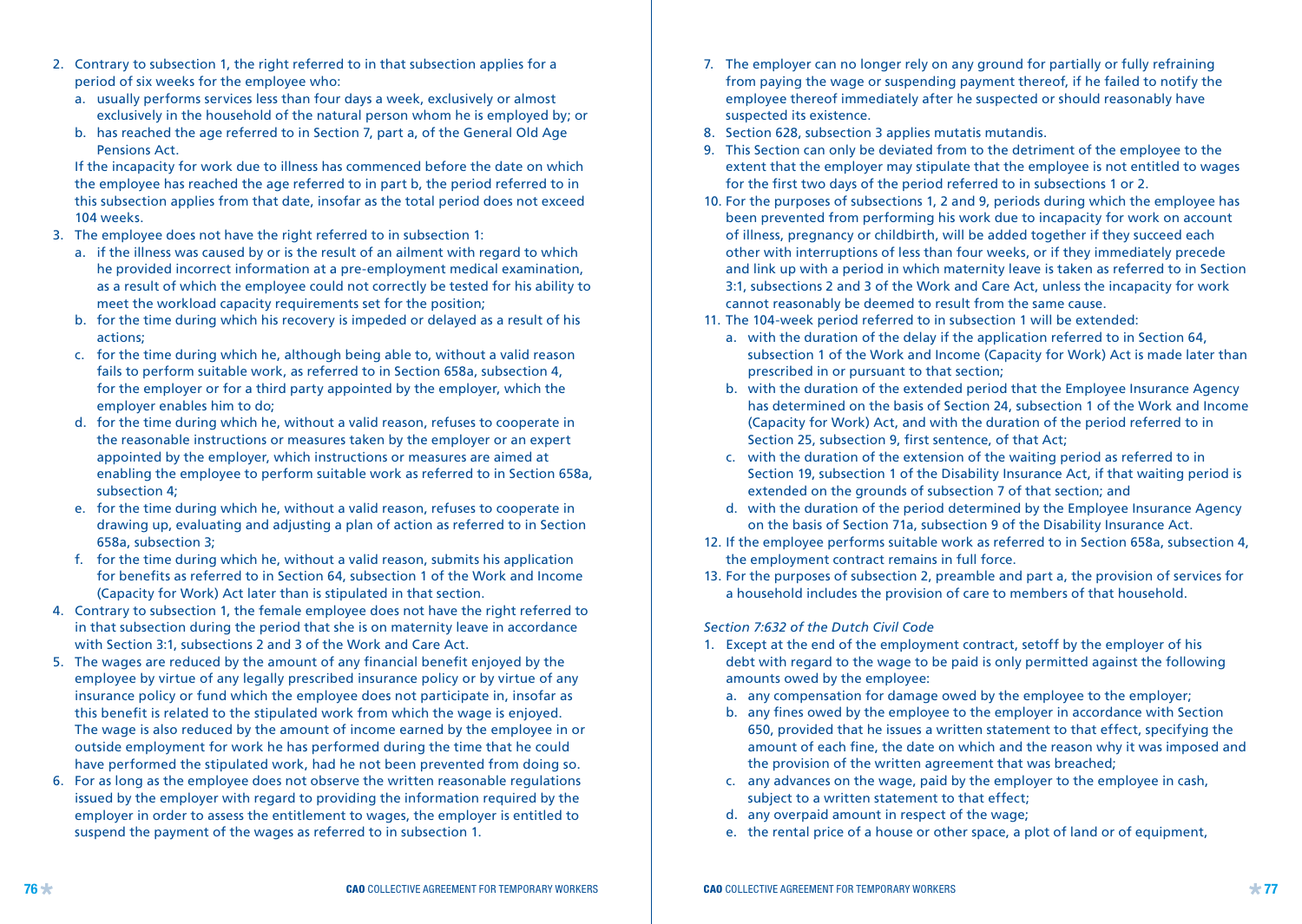2. Contrary to subsection 1, the right referred to in that subsection applies for a period of six weeks for the employee who:
   a. usually performs services less than four days a week, exclusively or almost exclusively in the household of the natural person whom he is employed by; or
   b. has reached the age referred to in Section 7, part a, of the General Old Age Pensions Act.

   If the incapacity for work due to illness has commenced before the date on which the employee has reached the age referred to in part b, the period referred to in this subsection applies from that date, insofar as the total period does not exceed 104 weeks.
3. The employee does not have the right referred to in subsection 1:
   a. if the illness was caused by or is the result of an ailment with regard to which he provided incorrect information at a pre-employment medical examination, as a result of which the employee could not correctly be tested for his ability to meet the workload capacity requirements set for the position;
   b. for the time during which his recovery is impeded or delayed as a result of his actions;
   c. for the time during which he, although being able to, without a valid reason fails to perform suitable work, as referred to in Section 658a, subsection 4, for the employer or for a third party appointed by the employer, which the employer enables him to do;
   d. for the time during which he, without a valid reason, refuses to cooperate in the reasonable instructions or measures taken by the employer or an expert appointed by the employer, which instructions or measures are aimed at enabling the employee to perform suitable work as referred to in Section 658a, subsection 4;
   e. for the time during which he, without a valid reason, refuses to cooperate in drawing up, evaluating and adjusting a plan of action as referred to in Section 658a, subsection 3;
   f. for the time during which he, without a valid reason, submits his application for benefits as referred to in Section 64, subsection 1 of the Work and Income (Capacity for Work) Act later than is stipulated in that section.
4. Contrary to subsection 1, the female employee does not have the right referred to in that subsection during the period that she is on maternity leave in accordance with Section 3:1, subsections 2 and 3 of the Work and Care Act.
5. The wages are reduced by the amount of any financial benefit enjoyed by the employee by virtue of any legally prescribed insurance policy or by virtue of any insurance policy or fund which the employee does not participate in, insofar as this benefit is related to the stipulated work from which the wage is enjoyed. The wage is also reduced by the amount of income earned by the employee in or outside employment for work he has performed during the time that he could have performed the stipulated work, had he not been prevented from doing so.
6. For as long as the employee does not observe the written reasonable regulations issued by the employer with regard to providing the information required by the employer in order to assess the entitlement to wages, the employer is entitled to suspend the payment of the wages as referred to in subsection 1.
7. The employer can no longer rely on any ground for partially or fully refraining from paying the wage or suspending payment thereof, if he failed to notify the employee thereof immediately after he suspected or should reasonably have suspected its existence.
8. Section 628, subsection 3 applies mutatis mutandis.
9. This Section can only be deviated from to the detriment of the employee to the extent that the employer may stipulate that the employee is not entitled to wages for the first two days of the period referred to in subsections 1 or 2.
10. For the purposes of subsections 1, 2 and 9, periods during which the employee has been prevented from performing his work due to incapacity for work on account of illness, pregnancy or childbirth, will be added together if they succeed each other with interruptions of less than four weeks, or if they immediately precede and link up with a period in which maternity leave is taken as referred to in Section 3:1, subsections 2 and 3 of the Work and Care Act, unless the incapacity for work cannot reasonably be deemed to result from the same cause.
11. The 104-week period referred to in subsection 1 will be extended:
    a. with the duration of the delay if the application referred to in Section 64, subsection 1 of the Work and Income (Capacity for Work) Act is made later than prescribed in or pursuant to that section;
    b. with the duration of the extended period that the Employee Insurance Agency has determined on the basis of Section 24, subsection 1 of the Work and Income (Capacity for Work) Act, and with the duration of the period referred to in Section 25, subsection 9, first sentence, of that Act;
    c. with the duration of the extension of the waiting period as referred to in Section 19, subsection 1 of the Disability Insurance Act, if that waiting period is extended on the grounds of subsection 7 of that section; and
    d. with the duration of the period determined by the Employee Insurance Agency on the basis of Section 71a, subsection 9 of the Disability Insurance Act.
12. If the employee performs suitable work as referred to in Section 658a, subsection 4, the employment contract remains in full force.
13. For the purposes of subsection 2, preamble and part a, the provision of services for a household includes the provision of care to members of that household.

*Section 7:632 of the Dutch Civil Code*

1. Except at the end of the employment contract, setoff by the employer of his debt with regard to the wage to be paid is only permitted against the following amounts owed by the employee:
   a. any compensation for damage owed by the employee to the employer;
   b. any fines owed by the employee to the employer in accordance with Section 650, provided that he issues a written statement to that effect, specifying the amount of each fine, the date on which and the reason why it was imposed and the provision of the written agreement that was breached;
   c. any advances on the wage, paid by the employer to the employee in cash, subject to a written statement to that effect;
   d. any overpaid amount in respect of the wage;
   e. the rental price of a house or other space, a plot of land or of equipment,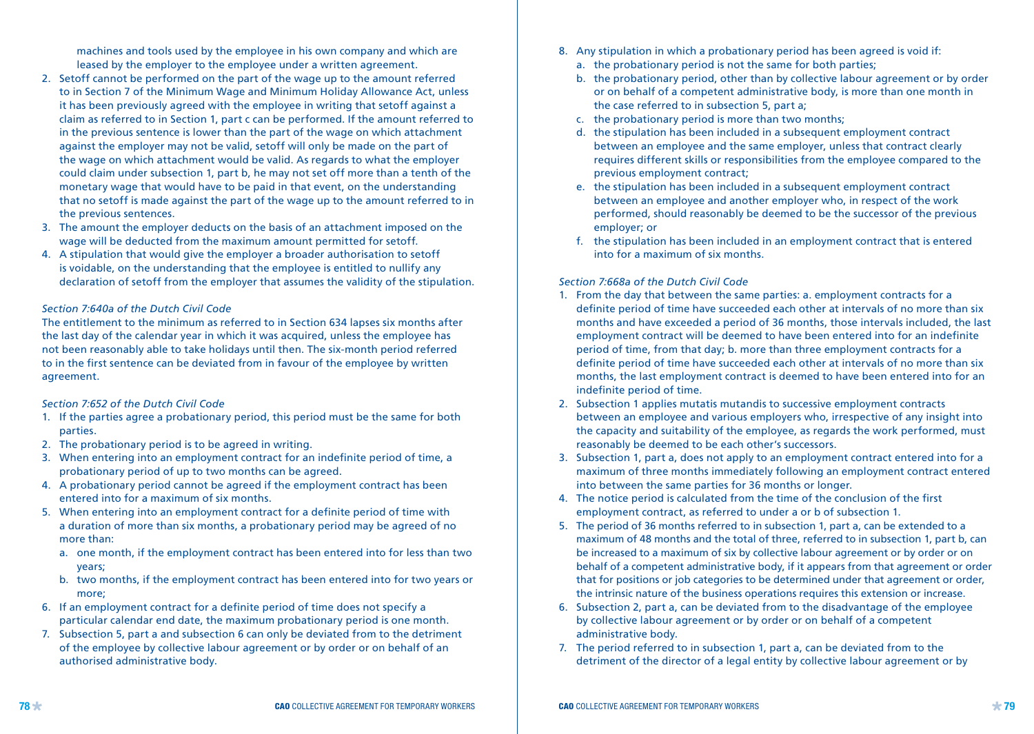machines and tools used by the employee in his own company and which are leased by the employer to the employee under a written agreement.

2. Setoff cannot be performed on the part of the wage up to the amount referred to in Section 7 of the Minimum Wage and Minimum Holiday Allowance Act, unless it has been previously agreed with the employee in writing that setoff against a claim as referred to in Section 1, part c can be performed. If the amount referred to in the previous sentence is lower than the part of the wage on which attachment against the employer may not be valid, setoff will only be made on the part of the wage on which attachment would be valid. As regards to what the employer could claim under subsection 1, part b, he may not set off more than a tenth of the monetary wage that would have to be paid in that event, on the understanding that no setoff is made against the part of the wage up to the amount referred to in the previous sentences.
3. The amount the employer deducts on the basis of an attachment imposed on the wage will be deducted from the maximum amount permitted for setoff.
4. A stipulation that would give the employer a broader authorisation to setoff is voidable, on the understanding that the employee is entitled to nullify any declaration of setoff from the employer that assumes the validity of the stipulation.

*Section 7:640a of the Dutch Civil Code*

The entitlement to the minimum as referred to in Section 634 lapses six months after the last day of the calendar year in which it was acquired, unless the employee has not been reasonably able to take holidays until then. The six-month period referred to in the first sentence can be deviated from in favour of the employee by written agreement.

*Section 7:652 of the Dutch Civil Code*

1. If the parties agree a probationary period, this period must be the same for both parties.
2. The probationary period is to be agreed in writing.
3. When entering into an employment contract for an indefinite period of time, a probationary period of up to two months can be agreed.
4. A probationary period cannot be agreed if the employment contract has been entered into for a maximum of six months.
5. When entering into an employment contract for a definite period of time with a duration of more than six months, a probationary period may be agreed of no more than:
   a. one month, if the employment contract has been entered into for less than two years;
   b. two months, if the employment contract has been entered into for two years or more;
6. If an employment contract for a definite period of time does not specify a particular calendar end date, the maximum probationary period is one month.
7. Subsection 5, part a and subsection 6 can only be deviated from to the detriment of the employee by collective labour agreement or by order or on behalf of an authorised administrative body.
8. Any stipulation in which a probationary period has been agreed is void if:
   a. the probationary period is not the same for both parties;
   b. the probationary period, other than by collective labour agreement or by order or on behalf of a competent administrative body, is more than one month in the case referred to in subsection 5, part a;
   c. the probationary period is more than two months;
   d. the stipulation has been included in a subsequent employment contract between an employee and the same employer, unless that contract clearly requires different skills or responsibilities from the employee compared to the previous employment contract;
   e. the stipulation has been included in a subsequent employment contract between an employee and another employer who, in respect of the work performed, should reasonably be deemed to be the successor of the previous employer; or
   f. the stipulation has been included in an employment contract that is entered into for a maximum of six months.

*Section 7:668a of the Dutch Civil Code*

1. From the day that between the same parties: a. employment contracts for a definite period of time have succeeded each other at intervals of no more than six months and have exceeded a period of 36 months, those intervals included, the last employment contract will be deemed to have been entered into for an indefinite period of time, from that day; b. more than three employment contracts for a definite period of time have succeeded each other at intervals of no more than six months, the last employment contract is deemed to have been entered into for an indefinite period of time.
2. Subsection 1 applies mutatis mutandis to successive employment contracts between an employee and various employers who, irrespective of any insight into the capacity and suitability of the employee, as regards the work performed, must reasonably be deemed to be each other's successors.
3. Subsection 1, part a, does not apply to an employment contract entered into for a maximum of three months immediately following an employment contract entered into between the same parties for 36 months or longer.
4. The notice period is calculated from the time of the conclusion of the first employment contract, as referred to under a or b of subsection 1.
5. The period of 36 months referred to in subsection 1, part a, can be extended to a maximum of 48 months and the total of three, referred to in subsection 1, part b, can be increased to a maximum of six by collective labour agreement or by order or on behalf of a competent administrative body, if it appears from that agreement or order that for positions or job categories to be determined under that agreement or order, the intrinsic nature of the business operations requires this extension or increase.
6. Subsection 2, part a, can be deviated from to the disadvantage of the employee by collective labour agreement or by order or on behalf of a competent administrative body.
7. The period referred to in subsection 1, part a, can be deviated from to the detriment of the director of a legal entity by collective labour agreement or by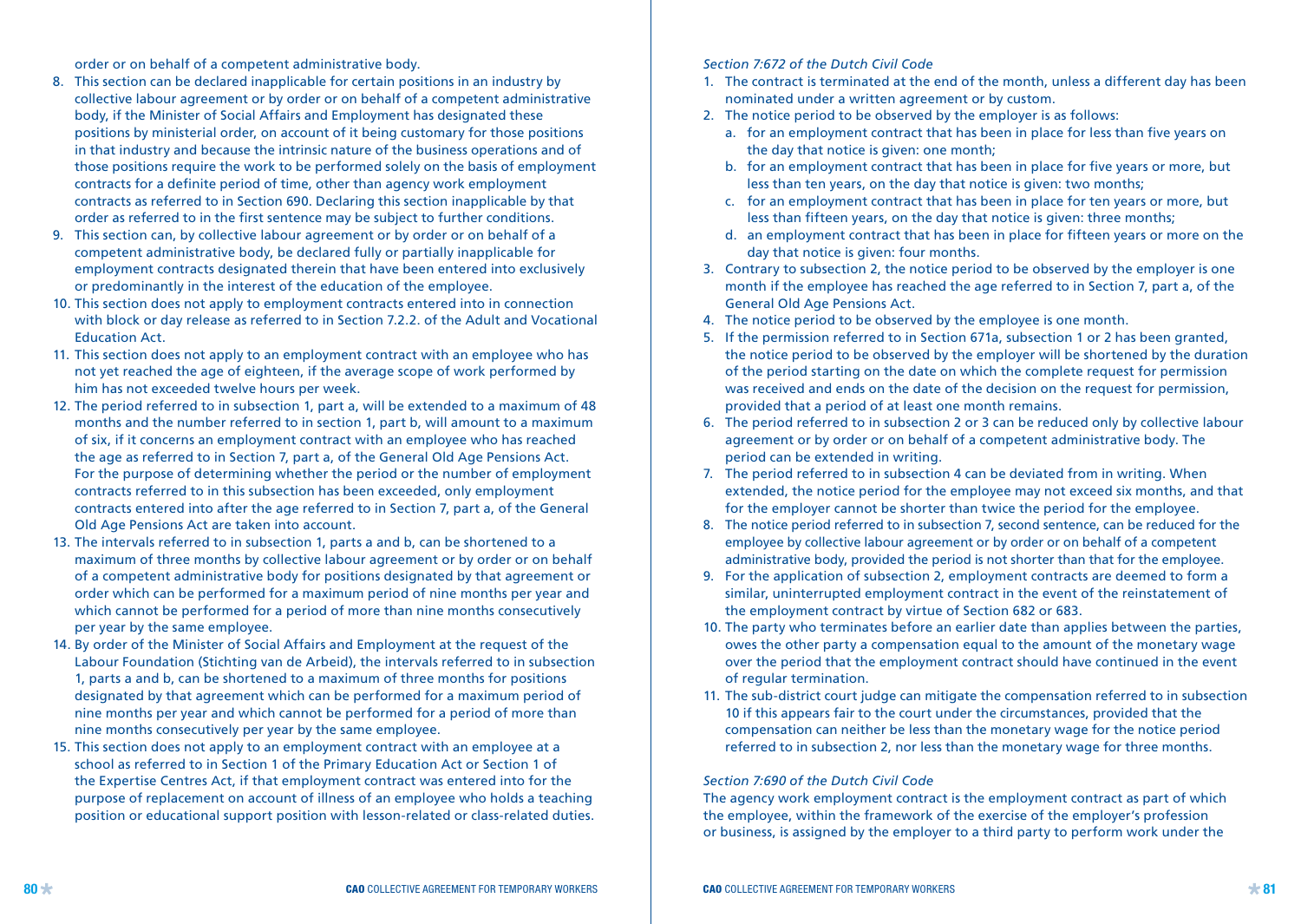order or on behalf of a competent administrative body.

8. This section can be declared inapplicable for certain positions in an industry by collective labour agreement or by order or on behalf of a competent administrative body, if the Minister of Social Affairs and Employment has designated these positions by ministerial order, on account of it being customary for those positions in that industry and because the intrinsic nature of the business operations and of those positions require the work to be performed solely on the basis of employment contracts for a definite period of time, other than agency work employment contracts as referred to in Section 690. Declaring this section inapplicable by that order as referred to in the first sentence may be subject to further conditions.
9. This section can, by collective labour agreement or by order or on behalf of a competent administrative body, be declared fully or partially inapplicable for employment contracts designated therein that have been entered into exclusively or predominantly in the interest of the education of the employee.
10. This section does not apply to employment contracts entered into in connection with block or day release as referred to in Section 7.2.2. of the Adult and Vocational Education Act.
11. This section does not apply to an employment contract with an employee who has not yet reached the age of eighteen, if the average scope of work performed by him has not exceeded twelve hours per week.
12. The period referred to in subsection 1, part a, will be extended to a maximum of 48 months and the number referred to in section 1, part b, will amount to a maximum of six, if it concerns an employment contract with an employee who has reached the age as referred to in Section 7, part a, of the General Old Age Pensions Act. For the purpose of determining whether the period or the number of employment contracts referred to in this subsection has been exceeded, only employment contracts entered into after the age referred to in Section 7, part a, of the General Old Age Pensions Act are taken into account.
13. The intervals referred to in subsection 1, parts a and b, can be shortened to a maximum of three months by collective labour agreement or by order or on behalf of a competent administrative body for positions designated by that agreement or order which can be performed for a maximum period of nine months per year and which cannot be performed for a period of more than nine months consecutively per year by the same employee.
14. By order of the Minister of Social Affairs and Employment at the request of the Labour Foundation (Stichting van de Arbeid), the intervals referred to in subsection 1, parts a and b, can be shortened to a maximum of three months for positions designated by that agreement which can be performed for a maximum period of nine months per year and which cannot be performed for a period of more than nine months consecutively per year by the same employee.
15. This section does not apply to an employment contract with an employee at a school as referred to in Section 1 of the Primary Education Act or Section 1 of the Expertise Centres Act, if that employment contract was entered into for the purpose of replacement on account of illness of an employee who holds a teaching position or educational support position with lesson-related or class-related duties.

*Section 7:672 of the Dutch Civil Code*

1. The contract is terminated at the end of the month, unless a different day has been nominated under a written agreement or by custom.
2. The notice period to be observed by the employer is as follows:
   a. for an employment contract that has been in place for less than five years on the day that notice is given: one month;
   b. for an employment contract that has been in place for five years or more, but less than ten years, on the day that notice is given: two months;
   c. for an employment contract that has been in place for ten years or more, but less than fifteen years, on the day that notice is given: three months;
   d. an employment contract that has been in place for fifteen years or more on the day that notice is given: four months.
3. Contrary to subsection 2, the notice period to be observed by the employer is one month if the employee has reached the age referred to in Section 7, part a, of the General Old Age Pensions Act.
4. The notice period to be observed by the employee is one month.
5. If the permission referred to in Section 671a, subsection 1 or 2 has been granted, the notice period to be observed by the employer will be shortened by the duration of the period starting on the date on which the complete request for permission was received and ends on the date of the decision on the request for permission, provided that a period of at least one month remains.
6. The period referred to in subsection 2 or 3 can be reduced only by collective labour agreement or by order or on behalf of a competent administrative body. The period can be extended in writing.
7. The period referred to in subsection 4 can be deviated from in writing. When extended, the notice period for the employee may not exceed six months, and that for the employer cannot be shorter than twice the period for the employee.
8. The notice period referred to in subsection 7, second sentence, can be reduced for the employee by collective labour agreement or by order or on behalf of a competent administrative body, provided the period is not shorter than that for the employee.
9. For the application of subsection 2, employment contracts are deemed to form a similar, uninterrupted employment contract in the event of the reinstatement of the employment contract by virtue of Section 682 or 683.
10. The party who terminates before an earlier date than applies between the parties, owes the other party a compensation equal to the amount of the monetary wage over the period that the employment contract should have continued in the event of regular termination.
11. The sub-district court judge can mitigate the compensation referred to in subsection 10 if this appears fair to the court under the circumstances, provided that the compensation can neither be less than the monetary wage for the notice period referred to in subsection 2, nor less than the monetary wage for three months.

*Section 7:690 of the Dutch Civil Code*

The agency work employment contract is the employment contract as part of which the employee, within the framework of the exercise of the employer's profession or business, is assigned by the employer to a third party to perform work under the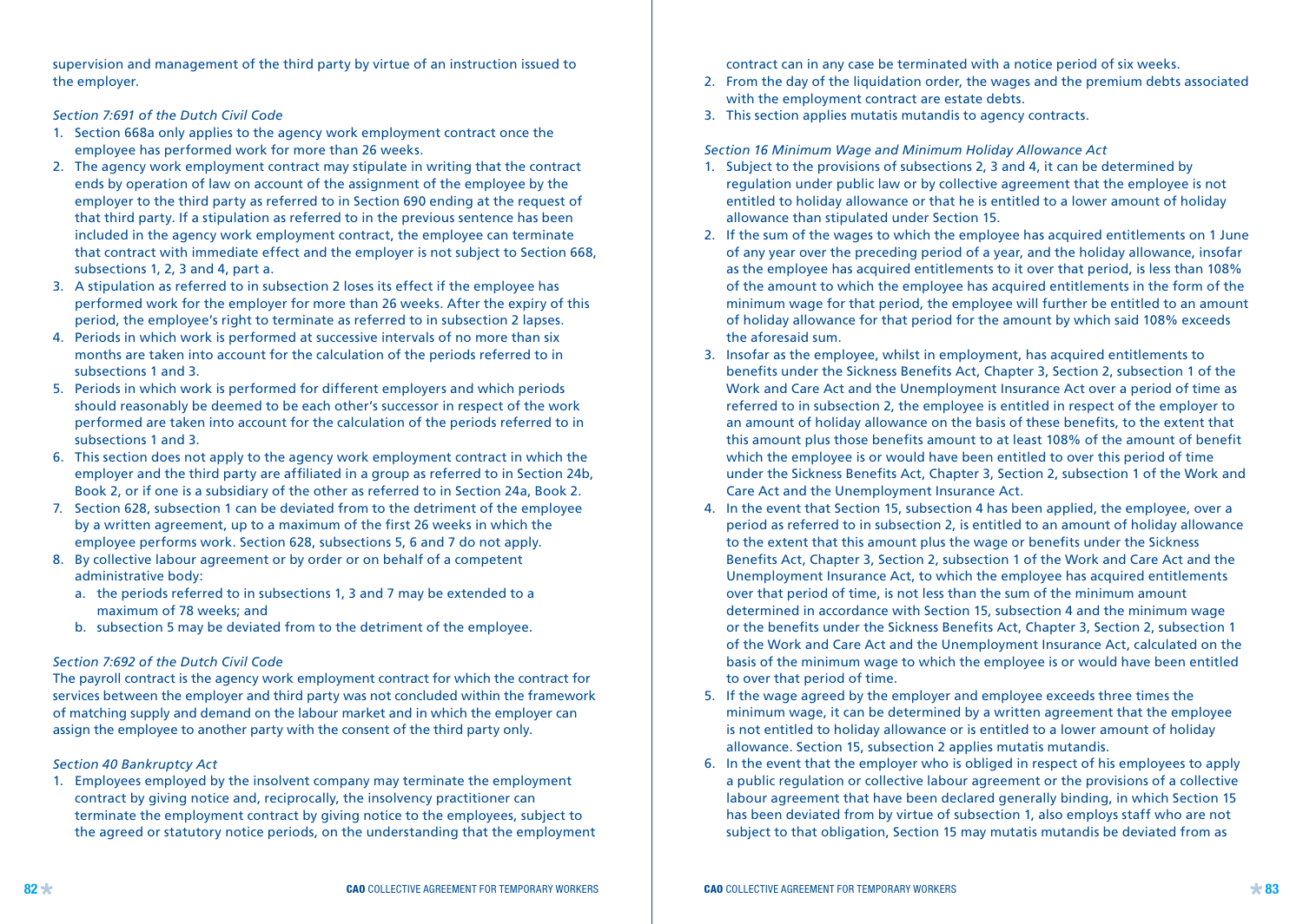supervision and management of the third party by virtue of an instruction issued to the employer.

*Section 7:691 of the Dutch Civil Code*

1. Section 668a only applies to the agency work employment contract once the employee has performed work for more than 26 weeks.
2. The agency work employment contract may stipulate in writing that the contract ends by operation of law on account of the assignment of the employee by the employer to the third party as referred to in Section 690 ending at the request of that third party. If a stipulation as referred to in the previous sentence has been included in the agency work employment contract, the employee can terminate that contract with immediate effect and the employer is not subject to Section 668, subsections 1, 2, 3 and 4, part a.
3. A stipulation as referred to in subsection 2 loses its effect if the employee has performed work for the employer for more than 26 weeks. After the expiry of this period, the employee's right to terminate as referred to in subsection 2 lapses.
4. Periods in which work is performed at successive intervals of no more than six months are taken into account for the calculation of the periods referred to in subsections 1 and 3.
5. Periods in which work is performed for different employers and which periods should reasonably be deemed to be each other's successor in respect of the work performed are taken into account for the calculation of the periods referred to in subsections 1 and 3.
6. This section does not apply to the agency work employment contract in which the employer and the third party are affiliated in a group as referred to in Section 24b, Book 2, or if one is a subsidiary of the other as referred to in Section 24a, Book 2.
7. Section 628, subsection 1 can be deviated from to the detriment of the employee by a written agreement, up to a maximum of the first 26 weeks in which the employee performs work. Section 628, subsections 5, 6 and 7 do not apply.
8. By collective labour agreement or by order or on behalf of a competent administrative body:
   a. the periods referred to in subsections 1, 3 and 7 may be extended to a maximum of 78 weeks; and
   b. subsection 5 may be deviated from to the detriment of the employee.

*Section 7:692 of the Dutch Civil Code*

The payroll contract is the agency work employment contract for which the contract for services between the employer and third party was not concluded within the framework of matching supply and demand on the labour market and in which the employer can assign the employee to another party with the consent of the third party only.

*Section 40 Bankruptcy Act*

1. Employees employed by the insolvent company may terminate the employment contract by giving notice and, reciprocally, the insolvency practitioner can terminate the employment contract by giving notice to the employees, subject to the agreed or statutory notice periods, on the understanding that the employment contract can in any case be terminated with a notice period of six weeks.
2. From the day of the liquidation order, the wages and the premium debts associated with the employment contract are estate debts.
3. This section applies mutatis mutandis to agency contracts.

*Section 16 Minimum Wage and Minimum Holiday Allowance Act*

1. Subject to the provisions of subsections 2, 3 and 4, it can be determined by regulation under public law or by collective agreement that the employee is not entitled to holiday allowance or that he is entitled to a lower amount of holiday allowance than stipulated under Section 15.
2. If the sum of the wages to which the employee has acquired entitlements on 1 June of any year over the preceding period of a year, and the holiday allowance, insofar as the employee has acquired entitlements to it over that period, is less than 108% of the amount to which the employee has acquired entitlements in the form of the minimum wage for that period, the employee will further be entitled to an amount of holiday allowance for that period for the amount by which said 108% exceeds the aforesaid sum.
3. Insofar as the employee, whilst in employment, has acquired entitlements to benefits under the Sickness Benefits Act, Chapter 3, Section 2, subsection 1 of the Work and Care Act and the Unemployment Insurance Act over a period of time as referred to in subsection 2, the employee is entitled in respect of the employer to an amount of holiday allowance on the basis of these benefits, to the extent that this amount plus those benefits amount to at least 108% of the amount of benefit which the employee is or would have been entitled to over this period of time under the Sickness Benefits Act, Chapter 3, Section 2, subsection 1 of the Work and Care Act and the Unemployment Insurance Act.
4. In the event that Section 15, subsection 4 has been applied, the employee, over a period as referred to in subsection 2, is entitled to an amount of holiday allowance to the extent that this amount plus the wage or benefits under the Sickness Benefits Act, Chapter 3, Section 2, subsection 1 of the Work and Care Act and the Unemployment Insurance Act, to which the employee has acquired entitlements over that period of time, is not less than the sum of the minimum amount determined in accordance with Section 15, subsection 4 and the minimum wage or the benefits under the Sickness Benefits Act, Chapter 3, Section 2, subsection 1 of the Work and Care Act and the Unemployment Insurance Act, calculated on the basis of the minimum wage to which the employee is or would have been entitled to over that period of time.
5. If the wage agreed by the employer and employee exceeds three times the minimum wage, it can be determined by a written agreement that the employee is not entitled to holiday allowance or is entitled to a lower amount of holiday allowance. Section 15, subsection 2 applies mutatis mutandis.
6. In the event that the employer who is obliged in respect of his employees to apply a public regulation or collective labour agreement or the provisions of a collective labour agreement that have been declared generally binding, in which Section 15 has been deviated from by virtue of subsection 1, also employs staff who are not subject to that obligation, Section 15 may mutatis mutandis be deviated from as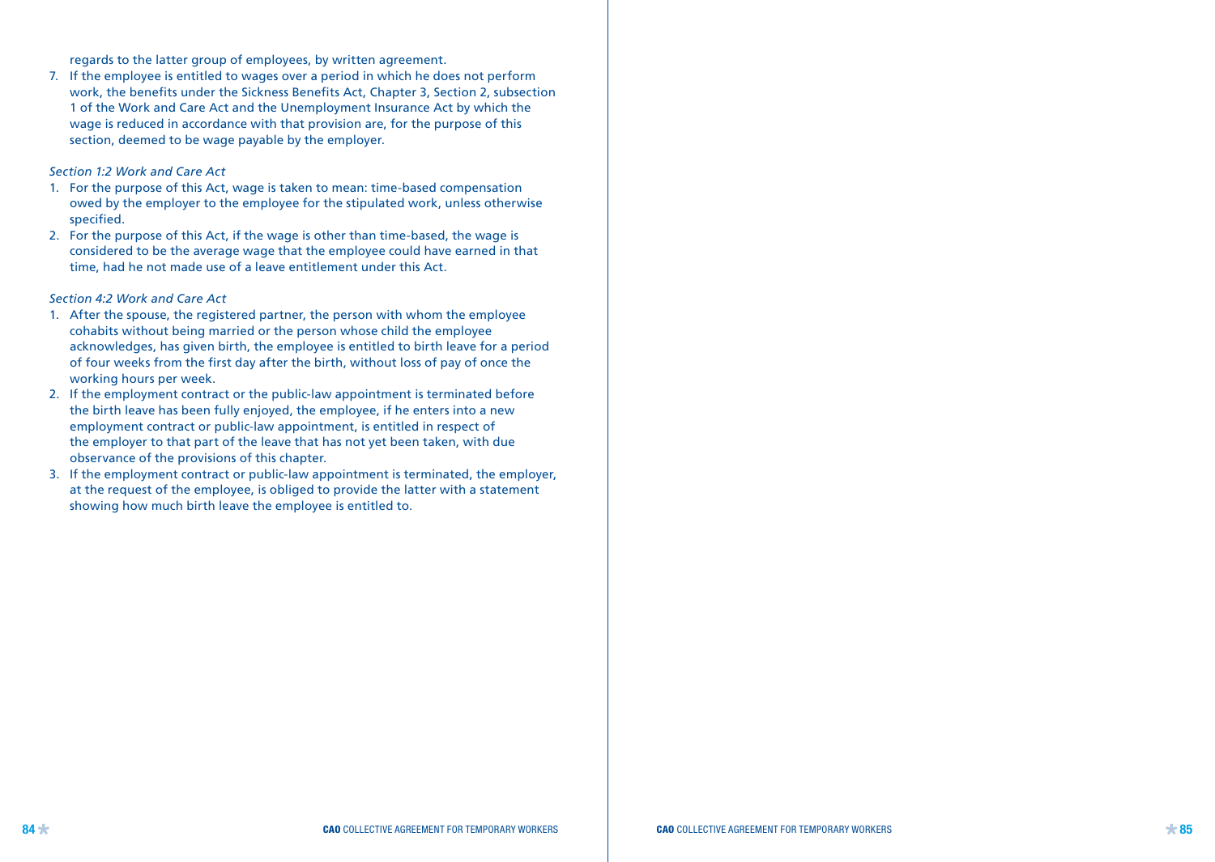regards to the latter group of employees, by written agreement.

7. If the employee is entitled to wages over a period in which he does not perform work, the benefits under the Sickness Benefits Act, Chapter 3, Section 2, subsection 1 of the Work and Care Act and the Unemployment Insurance Act by which the wage is reduced in accordance with that provision are, for the purpose of this section, deemed to be wage payable by the employer.

*Section 1:2 Work and Care Act*

1. For the purpose of this Act, wage is taken to mean: time-based compensation owed by the employer to the employee for the stipulated work, unless otherwise specified.
2. For the purpose of this Act, if the wage is other than time-based, the wage is considered to be the average wage that the employee could have earned in that time, had he not made use of a leave entitlement under this Act.

*Section 4:2 Work and Care Act*

1. After the spouse, the registered partner, the person with whom the employee cohabits without being married or the person whose child the employee acknowledges, has given birth, the employee is entitled to birth leave for a period of four weeks from the first day after the birth, without loss of pay of once the working hours per week.
2. If the employment contract or the public-law appointment is terminated before the birth leave has been fully enjoyed, the employee, if he enters into a new employment contract or public-law appointment, is entitled in respect of the employer to that part of the leave that has not yet been taken, with due observance of the provisions of this chapter.
3. If the employment contract or public-law appointment is terminated, the employer, at the request of the employee, is obliged to provide the latter with a statement showing how much birth leave the employee is entitled to.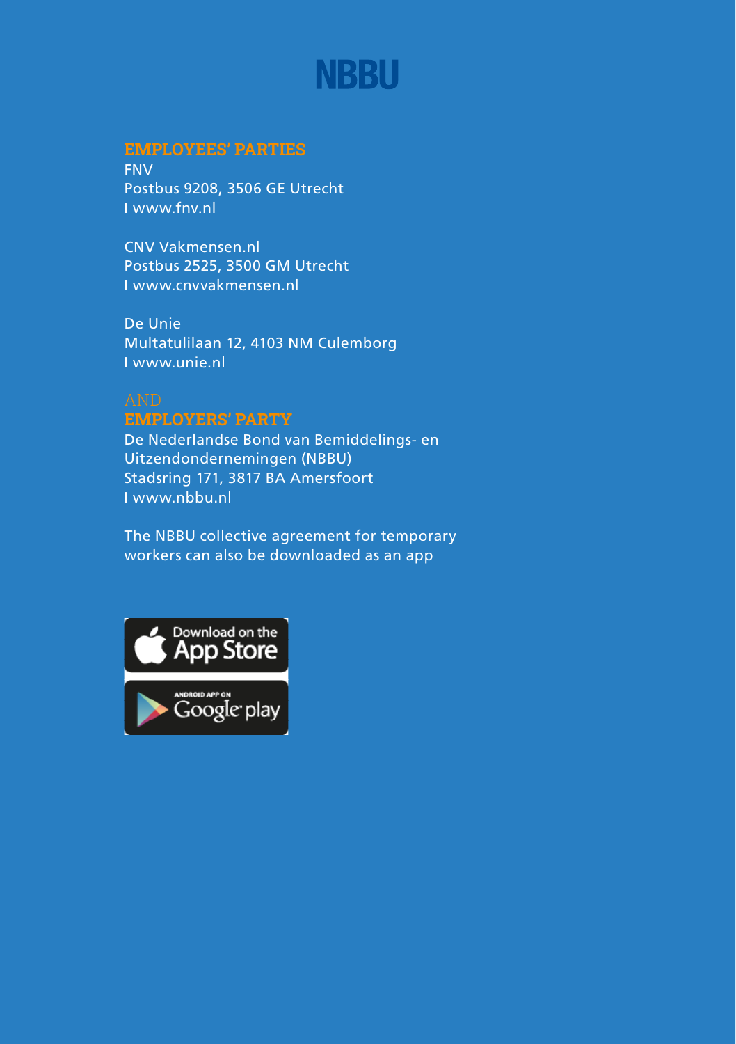# NBBU

## EMPLOYEES' PARTIES

FNV
Postbus 9208, 3506 GE Utrecht
I www.fnv.nl

CNV Vakmensen.nl
Postbus 2525, 3500 GM Utrecht
I www.cnvvakmensen.nl

De Unie
Multatulilaan 12, 4103 NM Culemborg
I www.unie.nl

AND

## EMPLOYERS' PARTY

De Nederlandse Bond van Bemiddelings- en Uitzendondernemingen (NBBU)
Stadsring 171, 3817 BA Amersfoort
I www.nbbu.nl

The NBBU collective agreement for temporary workers can also be downloaded as an app

Download on the App Store

ANDROID APP ON Google play